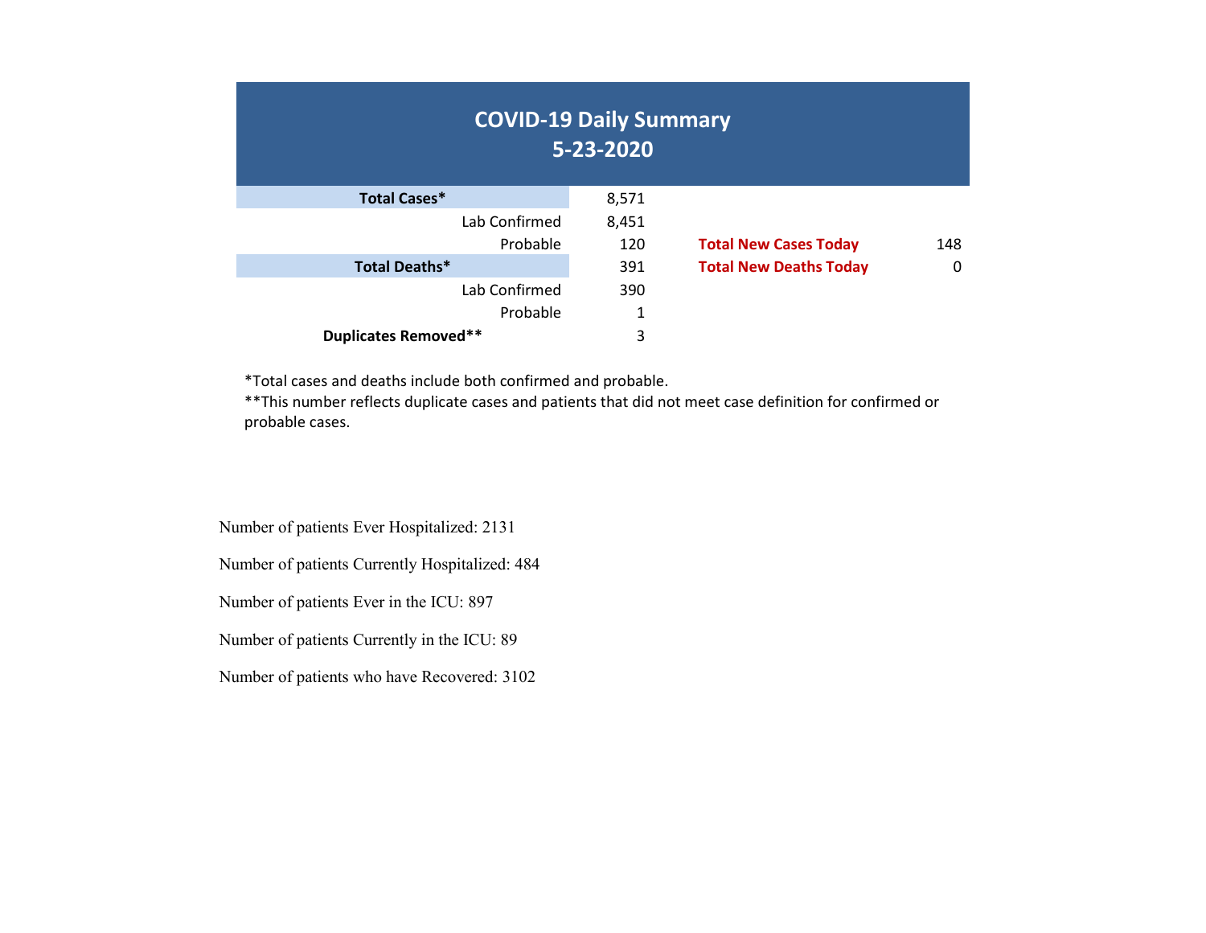# COVID-19 Daily Summary
## 5-23-2020

| | | | |
|---|---|---|---|
| **Total Cases*** | 8,571 | | |
| Lab Confirmed | 8,451 | | |
| Probable | 120 | **Total New Cases Today** | 148 |
| **Total Deaths*** | 391 | **Total New Deaths Today** | 0 |
| Lab Confirmed | 390 | | |
| Probable | 1 | | |
| **Duplicates Removed**** | 3 | | |

*Total cases and deaths include both confirmed and probable.

**This number reflects duplicate cases and patients that did not meet case definition for confirmed or probable cases.

Number of patients Ever Hospitalized: 2131

Number of patients Currently Hospitalized: 484

Number of patients Ever in the ICU: 897

Number of patients Currently in the ICU: 89

Number of patients who have Recovered: 3102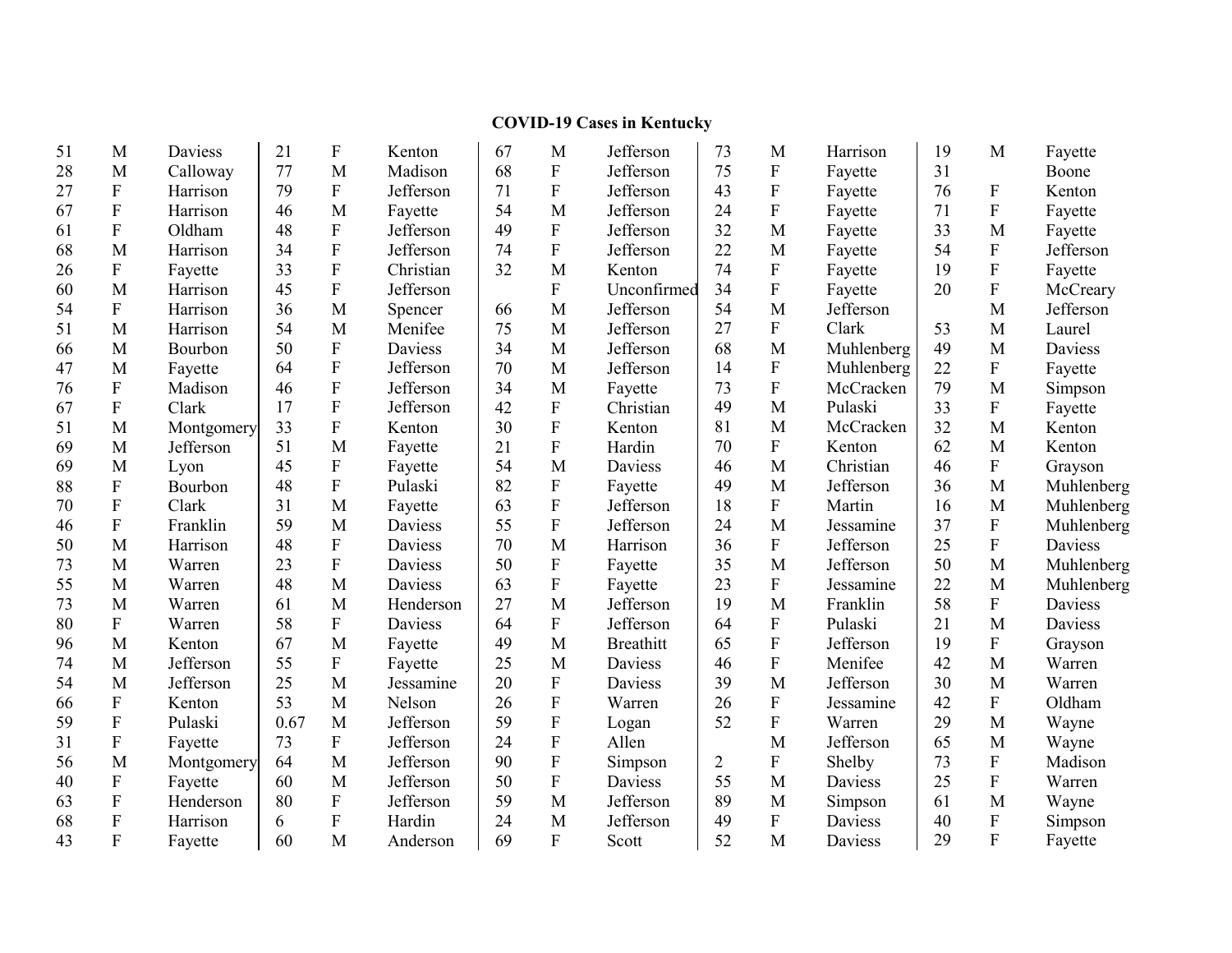**COVID-19 Cases in Kentucky**

| Age | Sex | County | Age | Sex | County | Age | Sex | County | Age | Sex | County | Age | Sex | County |
|---|---|---|---|---|---|---|---|---|---|---|---|---|---|---|
| 51 | M | Daviess | 21 | F | Kenton | 67 | M | Jefferson | 73 | M | Harrison | 19 | M | Fayette |
| 28 | M | Calloway | 77 | M | Madison | 68 | F | Jefferson | 75 | F | Fayette | 31 | | Boone |
| 27 | F | Harrison | 79 | F | Jefferson | 71 | F | Jefferson | 43 | F | Fayette | 76 | F | Kenton |
| 67 | F | Harrison | 46 | M | Fayette | 54 | M | Jefferson | 24 | F | Fayette | 71 | F | Fayette |
| 61 | F | Oldham | 48 | F | Jefferson | 49 | F | Jefferson | 32 | M | Fayette | 33 | M | Fayette |
| 68 | M | Harrison | 34 | F | Jefferson | 74 | F | Jefferson | 22 | M | Fayette | 54 | F | Jefferson |
| 26 | F | Fayette | 33 | F | Christian | 32 | M | Kenton | 74 | F | Fayette | 19 | F | Fayette |
| 60 | M | Harrison | 45 | F | Jefferson | | F | Unconfirmed | 34 | F | Fayette | 20 | F | McCreary |
| 54 | F | Harrison | 36 | M | Spencer | 66 | M | Jefferson | 54 | M | Jefferson | | M | Jefferson |
| 51 | M | Harrison | 54 | M | Menifee | 75 | M | Jefferson | 27 | F | Clark | 53 | M | Laurel |
| 66 | M | Bourbon | 50 | F | Daviess | 34 | M | Jefferson | 68 | M | Muhlenberg | 49 | M | Daviess |
| 47 | M | Fayette | 64 | F | Jefferson | 70 | M | Jefferson | 14 | F | Muhlenberg | 22 | F | Fayette |
| 76 | F | Madison | 46 | F | Jefferson | 34 | M | Fayette | 73 | F | McCracken | 79 | M | Simpson |
| 67 | F | Clark | 17 | F | Jefferson | 42 | F | Christian | 49 | M | Pulaski | 33 | F | Fayette |
| 51 | M | Montgomery | 33 | F | Kenton | 30 | F | Kenton | 81 | M | McCracken | 32 | M | Kenton |
| 69 | M | Jefferson | 51 | M | Fayette | 21 | F | Hardin | 70 | F | Kenton | 62 | M | Kenton |
| 69 | M | Lyon | 45 | F | Fayette | 54 | M | Daviess | 46 | M | Christian | 46 | F | Grayson |
| 88 | F | Bourbon | 48 | F | Pulaski | 82 | F | Fayette | 49 | M | Jefferson | 36 | M | Muhlenberg |
| 70 | F | Clark | 31 | M | Fayette | 63 | F | Jefferson | 18 | F | Martin | 16 | M | Muhlenberg |
| 46 | F | Franklin | 59 | M | Daviess | 55 | F | Jefferson | 24 | M | Jessamine | 37 | F | Muhlenberg |
| 50 | M | Harrison | 48 | F | Daviess | 70 | M | Harrison | 36 | F | Jefferson | 25 | F | Daviess |
| 73 | M | Warren | 23 | F | Daviess | 50 | F | Fayette | 35 | M | Jefferson | 50 | M | Muhlenberg |
| 55 | M | Warren | 48 | M | Daviess | 63 | F | Fayette | 23 | F | Jessamine | 22 | M | Muhlenberg |
| 73 | M | Warren | 61 | M | Henderson | 27 | M | Jefferson | 19 | M | Franklin | 58 | F | Daviess |
| 80 | F | Warren | 58 | F | Daviess | 64 | F | Jefferson | 64 | F | Pulaski | 21 | M | Daviess |
| 96 | M | Kenton | 67 | M | Fayette | 49 | M | Breathitt | 65 | F | Jefferson | 19 | F | Grayson |
| 74 | M | Jefferson | 55 | F | Fayette | 25 | M | Daviess | 46 | F | Menifee | 42 | M | Warren |
| 54 | M | Jefferson | 25 | M | Jessamine | 20 | F | Daviess | 39 | M | Jefferson | 30 | M | Warren |
| 66 | F | Kenton | 53 | M | Nelson | 26 | F | Warren | 26 | F | Jessamine | 42 | F | Oldham |
| 59 | F | Pulaski | 0.67 | M | Jefferson | 59 | F | Logan | 52 | F | Warren | 29 | M | Wayne |
| 31 | F | Fayette | 73 | F | Jefferson | 24 | F | Allen | | M | Jefferson | 65 | M | Wayne |
| 56 | M | Montgomery | 64 | M | Jefferson | 90 | F | Simpson | 2 | F | Shelby | 73 | F | Madison |
| 40 | F | Fayette | 60 | M | Jefferson | 50 | F | Daviess | 55 | M | Daviess | 25 | F | Warren |
| 63 | F | Henderson | 80 | F | Jefferson | 59 | M | Jefferson | 89 | M | Simpson | 61 | M | Wayne |
| 68 | F | Harrison | 6 | F | Hardin | 24 | M | Jefferson | 49 | F | Daviess | 40 | F | Simpson |
| 43 | F | Fayette | 60 | M | Anderson | 69 | F | Scott | 52 | M | Daviess | 29 | F | Fayette |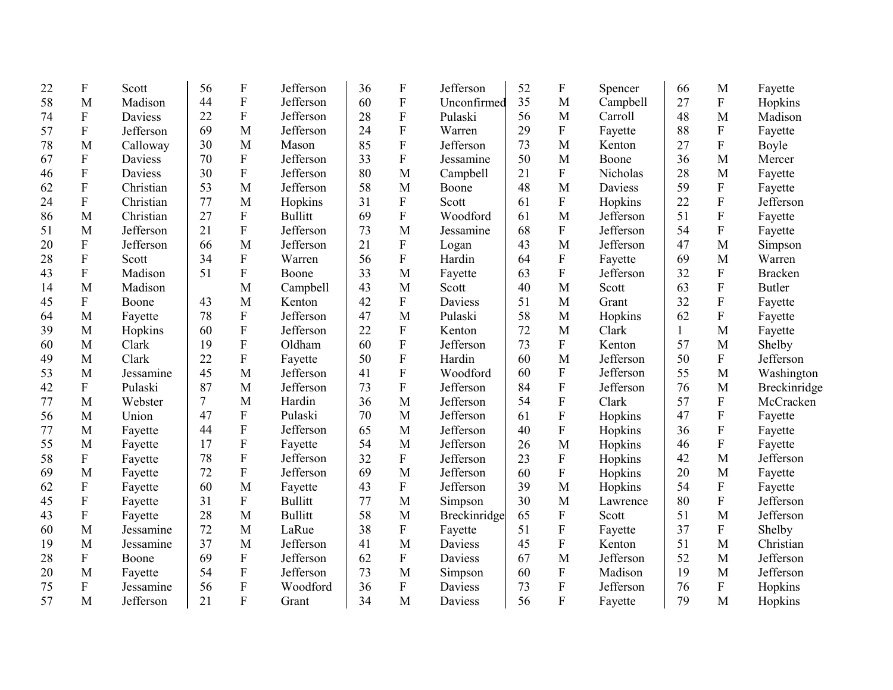| | | | | | | | | | | | | | | |
|---|---|---|---|---|---|---|---|---|---|---|---|---|---|---|
| 22 | F | Scott | 56 | F | Jefferson | 36 | F | Jefferson | 52 | F | Spencer | 66 | M | Fayette |
| 58 | M | Madison | 44 | F | Jefferson | 60 | F | Unconfirmed | 35 | M | Campbell | 27 | F | Hopkins |
| 74 | F | Daviess | 22 | F | Jefferson | 28 | F | Pulaski | 56 | M | Carroll | 48 | M | Madison |
| 57 | F | Jefferson | 69 | M | Jefferson | 24 | F | Warren | 29 | F | Fayette | 88 | F | Fayette |
| 78 | M | Calloway | 30 | M | Mason | 85 | F | Jefferson | 73 | M | Kenton | 27 | F | Boyle |
| 67 | F | Daviess | 70 | F | Jefferson | 33 | F | Jessamine | 50 | M | Boone | 36 | M | Mercer |
| 46 | F | Daviess | 30 | F | Jefferson | 80 | M | Campbell | 21 | F | Nicholas | 28 | M | Fayette |
| 62 | F | Christian | 53 | M | Jefferson | 58 | M | Boone | 48 | M | Daviess | 59 | F | Fayette |
| 24 | F | Christian | 77 | M | Hopkins | 31 | F | Scott | 61 | F | Hopkins | 22 | F | Jefferson |
| 86 | M | Christian | 27 | F | Bullitt | 69 | F | Woodford | 61 | M | Jefferson | 51 | F | Fayette |
| 51 | M | Jefferson | 21 | F | Jefferson | 73 | M | Jessamine | 68 | F | Jefferson | 54 | F | Fayette |
| 20 | F | Jefferson | 66 | M | Jefferson | 21 | F | Logan | 43 | M | Jefferson | 47 | M | Simpson |
| 28 | F | Scott | 34 | F | Warren | 56 | F | Hardin | 64 | F | Fayette | 69 | M | Warren |
| 43 | F | Madison | 51 | F | Boone | 33 | M | Fayette | 63 | F | Jefferson | 32 | F | Bracken |
| 14 | M | Madison | | M | Campbell | 43 | M | Scott | 40 | M | Scott | 63 | F | Butler |
| 45 | F | Boone | 43 | M | Kenton | 42 | F | Daviess | 51 | M | Grant | 32 | F | Fayette |
| 64 | M | Fayette | 78 | F | Jefferson | 47 | M | Pulaski | 58 | M | Hopkins | 62 | F | Fayette |
| 39 | M | Hopkins | 60 | F | Jefferson | 22 | F | Kenton | 72 | M | Clark | 1 | M | Fayette |
| 60 | M | Clark | 19 | F | Oldham | 60 | F | Jefferson | 73 | F | Kenton | 57 | M | Shelby |
| 49 | M | Clark | 22 | F | Fayette | 50 | F | Hardin | 60 | M | Jefferson | 50 | F | Jefferson |
| 53 | M | Jessamine | 45 | M | Jefferson | 41 | F | Woodford | 60 | F | Jefferson | 55 | M | Washington |
| 42 | F | Pulaski | 87 | M | Jefferson | 73 | F | Jefferson | 84 | F | Jefferson | 76 | M | Breckinridge |
| 77 | M | Webster | 7 | M | Hardin | 36 | M | Jefferson | 54 | F | Clark | 57 | F | McCracken |
| 56 | M | Union | 47 | F | Pulaski | 70 | M | Jefferson | 61 | F | Hopkins | 47 | F | Fayette |
| 77 | M | Fayette | 44 | F | Jefferson | 65 | M | Jefferson | 40 | F | Hopkins | 36 | F | Fayette |
| 55 | M | Fayette | 17 | F | Fayette | 54 | M | Jefferson | 26 | M | Hopkins | 46 | F | Fayette |
| 58 | F | Fayette | 78 | F | Jefferson | 32 | F | Jefferson | 23 | F | Hopkins | 42 | M | Jefferson |
| 69 | M | Fayette | 72 | F | Jefferson | 69 | M | Jefferson | 60 | F | Hopkins | 20 | M | Fayette |
| 62 | F | Fayette | 60 | M | Fayette | 43 | F | Jefferson | 39 | M | Hopkins | 54 | F | Fayette |
| 45 | F | Fayette | 31 | F | Bullitt | 77 | M | Simpson | 30 | M | Lawrence | 80 | F | Jefferson |
| 43 | F | Fayette | 28 | M | Bullitt | 58 | M | Breckinridge | 65 | F | Scott | 51 | M | Jefferson |
| 60 | M | Jessamine | 72 | M | LaRue | 38 | F | Fayette | 51 | F | Fayette | 37 | F | Shelby |
| 19 | M | Jessamine | 37 | M | Jefferson | 41 | M | Daviess | 45 | F | Kenton | 51 | M | Christian |
| 28 | F | Boone | 69 | F | Jefferson | 62 | F | Daviess | 67 | M | Jefferson | 52 | M | Jefferson |
| 20 | M | Fayette | 54 | F | Jefferson | 73 | M | Simpson | 60 | F | Madison | 19 | M | Jefferson |
| 75 | F | Jessamine | 56 | F | Woodford | 36 | F | Daviess | 73 | F | Jefferson | 76 | F | Hopkins |
| 57 | M | Jefferson | 21 | F | Grant | 34 | M | Daviess | 56 | F | Fayette | 79 | M | Hopkins |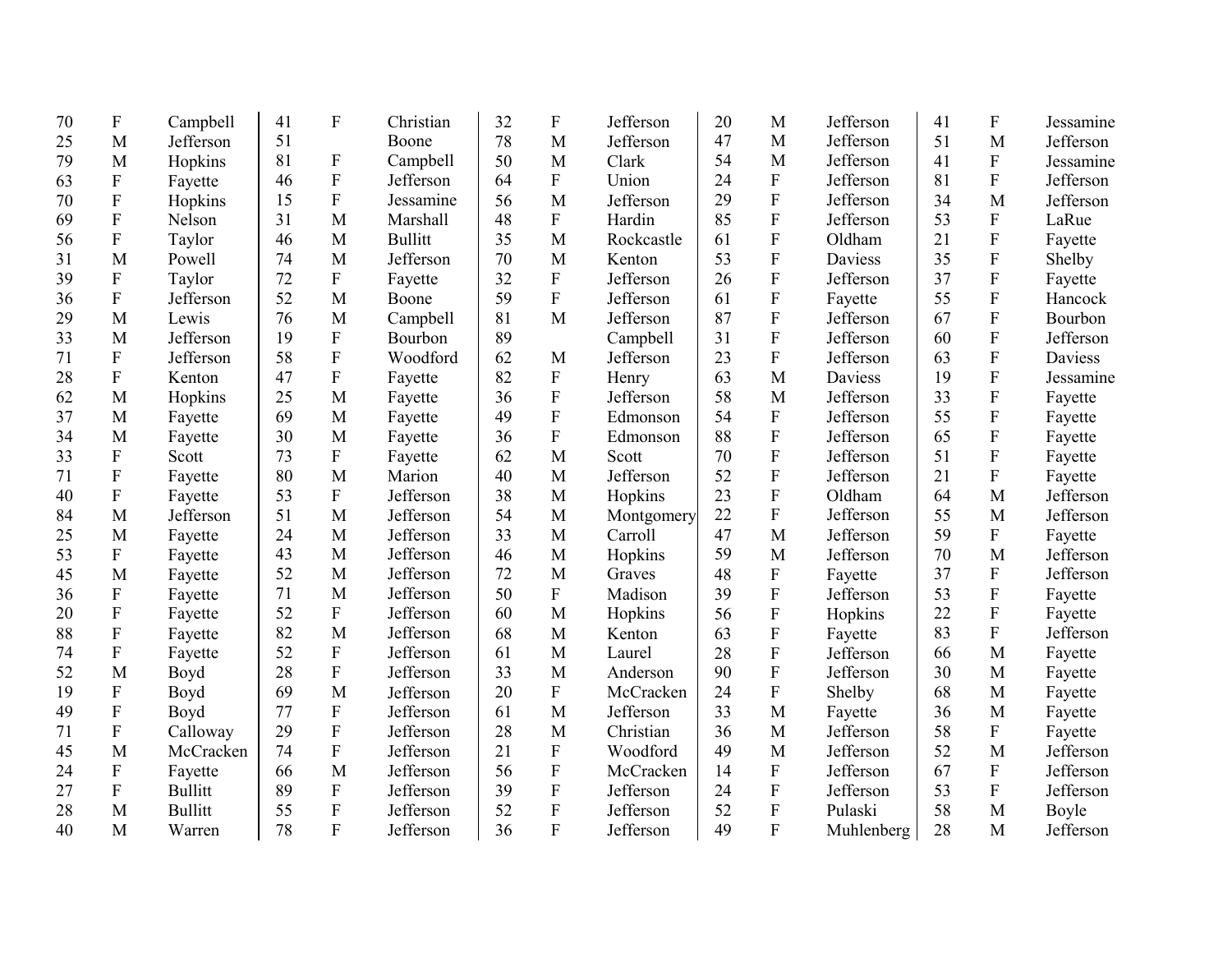| | | | | | | | | | | | | | | |
|---|---|---|---|---|---|---|---|---|---|---|---|---|---|---|
| 70 | F | Campbell | 41 | F | Christian | 32 | F | Jefferson | 20 | M | Jefferson | 41 | F | Jessamine |
| 25 | M | Jefferson | 51 | | Boone | 78 | M | Jefferson | 47 | M | Jefferson | 51 | M | Jefferson |
| 79 | M | Hopkins | 81 | F | Campbell | 50 | M | Clark | 54 | M | Jefferson | 41 | F | Jessamine |
| 63 | F | Fayette | 46 | F | Jefferson | 64 | F | Union | 24 | F | Jefferson | 81 | F | Jefferson |
| 70 | F | Hopkins | 15 | F | Jessamine | 56 | M | Jefferson | 29 | F | Jefferson | 34 | M | Jefferson |
| 69 | F | Nelson | 31 | M | Marshall | 48 | F | Hardin | 85 | F | Jefferson | 53 | F | LaRue |
| 56 | F | Taylor | 46 | M | Bullitt | 35 | M | Rockcastle | 61 | F | Oldham | 21 | F | Fayette |
| 31 | M | Powell | 74 | M | Jefferson | 70 | M | Kenton | 53 | F | Daviess | 35 | F | Shelby |
| 39 | F | Taylor | 72 | F | Fayette | 32 | F | Jefferson | 26 | F | Jefferson | 37 | F | Fayette |
| 36 | F | Jefferson | 52 | M | Boone | 59 | F | Jefferson | 61 | F | Fayette | 55 | F | Hancock |
| 29 | M | Lewis | 76 | M | Campbell | 81 | M | Jefferson | 87 | F | Jefferson | 67 | F | Bourbon |
| 33 | M | Jefferson | 19 | F | Bourbon | 89 | | Campbell | 31 | F | Jefferson | 60 | F | Jefferson |
| 71 | F | Jefferson | 58 | F | Woodford | 62 | M | Jefferson | 23 | F | Jefferson | 63 | F | Daviess |
| 28 | F | Kenton | 47 | F | Fayette | 82 | F | Henry | 63 | M | Daviess | 19 | F | Jessamine |
| 62 | M | Hopkins | 25 | M | Fayette | 36 | F | Jefferson | 58 | M | Jefferson | 33 | F | Fayette |
| 37 | M | Fayette | 69 | M | Fayette | 49 | F | Edmonson | 54 | F | Jefferson | 55 | F | Fayette |
| 34 | M | Fayette | 30 | M | Fayette | 36 | F | Edmonson | 88 | F | Jefferson | 65 | F | Fayette |
| 33 | F | Scott | 73 | F | Fayette | 62 | M | Scott | 70 | F | Jefferson | 51 | F | Fayette |
| 71 | F | Fayette | 80 | M | Marion | 40 | M | Jefferson | 52 | F | Jefferson | 21 | F | Fayette |
| 40 | F | Fayette | 53 | F | Jefferson | 38 | M | Hopkins | 23 | F | Oldham | 64 | M | Jefferson |
| 84 | M | Jefferson | 51 | M | Jefferson | 54 | M | Montgomery | 22 | F | Jefferson | 55 | M | Jefferson |
| 25 | M | Fayette | 24 | M | Jefferson | 33 | M | Carroll | 47 | M | Jefferson | 59 | F | Fayette |
| 53 | F | Fayette | 43 | M | Jefferson | 46 | M | Hopkins | 59 | M | Jefferson | 70 | M | Jefferson |
| 45 | M | Fayette | 52 | M | Jefferson | 72 | M | Graves | 48 | F | Fayette | 37 | F | Jefferson |
| 36 | F | Fayette | 71 | M | Jefferson | 50 | F | Madison | 39 | F | Jefferson | 53 | F | Fayette |
| 20 | F | Fayette | 52 | F | Jefferson | 60 | M | Hopkins | 56 | F | Hopkins | 22 | F | Fayette |
| 88 | F | Fayette | 82 | M | Jefferson | 68 | M | Kenton | 63 | F | Fayette | 83 | F | Jefferson |
| 74 | F | Fayette | 52 | F | Jefferson | 61 | M | Laurel | 28 | F | Jefferson | 66 | M | Fayette |
| 52 | M | Boyd | 28 | F | Jefferson | 33 | M | Anderson | 90 | F | Jefferson | 30 | M | Fayette |
| 19 | F | Boyd | 69 | M | Jefferson | 20 | F | McCracken | 24 | F | Shelby | 68 | M | Fayette |
| 49 | F | Boyd | 77 | F | Jefferson | 61 | M | Jefferson | 33 | M | Fayette | 36 | M | Fayette |
| 71 | F | Calloway | 29 | F | Jefferson | 28 | M | Christian | 36 | M | Jefferson | 58 | F | Fayette |
| 45 | M | McCracken | 74 | F | Jefferson | 21 | F | Woodford | 49 | M | Jefferson | 52 | M | Jefferson |
| 24 | F | Fayette | 66 | M | Jefferson | 56 | F | McCracken | 14 | F | Jefferson | 67 | F | Jefferson |
| 27 | F | Bullitt | 89 | F | Jefferson | 39 | F | Jefferson | 24 | F | Jefferson | 53 | F | Jefferson |
| 28 | M | Bullitt | 55 | F | Jefferson | 52 | F | Jefferson | 52 | F | Pulaski | 58 | M | Boyle |
| 40 | M | Warren | 78 | F | Jefferson | 36 | F | Jefferson | 49 | F | Muhlenberg | 28 | M | Jefferson |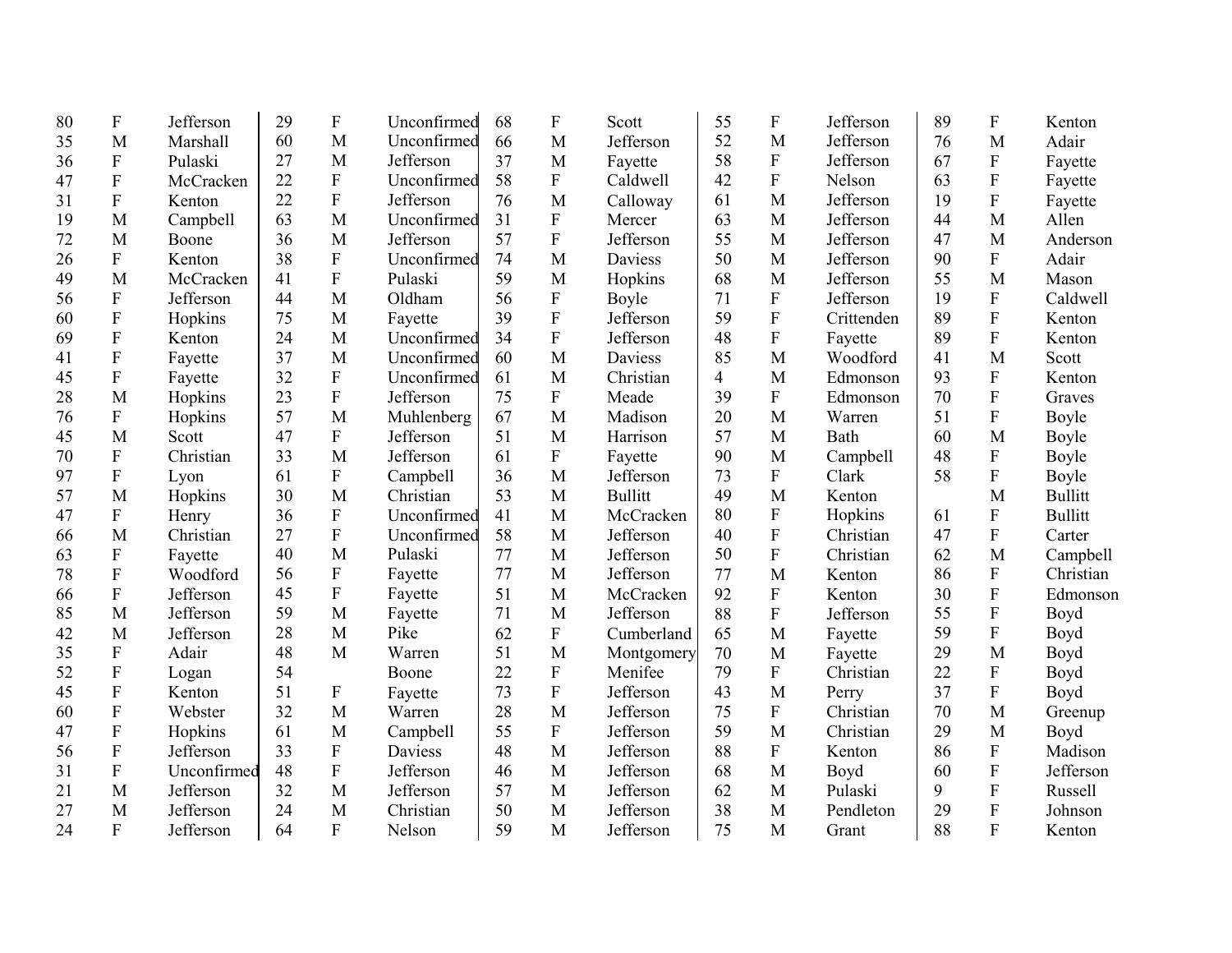| | | | | | | | | | | | | | | |
|---|---|---|---|---|---|---|---|---|---|---|---|---|---|---|
| 80 | F | Jefferson | 29 | F | Unconfirmed | 68 | F | Scott | 55 | F | Jefferson | 89 | F | Kenton |
| 35 | M | Marshall | 60 | M | Unconfirmed | 66 | M | Jefferson | 52 | M | Jefferson | 76 | M | Adair |
| 36 | F | Pulaski | 27 | M | Jefferson | 37 | M | Fayette | 58 | F | Jefferson | 67 | F | Fayette |
| 47 | F | McCracken | 22 | F | Unconfirmed | 58 | F | Caldwell | 42 | F | Nelson | 63 | F | Fayette |
| 31 | F | Kenton | 22 | F | Jefferson | 76 | M | Calloway | 61 | M | Jefferson | 19 | F | Fayette |
| 19 | M | Campbell | 63 | M | Unconfirmed | 31 | F | Mercer | 63 | M | Jefferson | 44 | M | Allen |
| 72 | M | Boone | 36 | M | Jefferson | 57 | F | Jefferson | 55 | M | Jefferson | 47 | M | Anderson |
| 26 | F | Kenton | 38 | F | Unconfirmed | 74 | M | Daviess | 50 | M | Jefferson | 90 | F | Adair |
| 49 | M | McCracken | 41 | F | Pulaski | 59 | M | Hopkins | 68 | M | Jefferson | 55 | M | Mason |
| 56 | F | Jefferson | 44 | M | Oldham | 56 | F | Boyle | 71 | F | Jefferson | 19 | F | Caldwell |
| 60 | F | Hopkins | 75 | M | Fayette | 39 | F | Jefferson | 59 | F | Crittenden | 89 | F | Kenton |
| 69 | F | Kenton | 24 | M | Unconfirmed | 34 | F | Jefferson | 48 | F | Fayette | 89 | F | Kenton |
| 41 | F | Fayette | 37 | M | Unconfirmed | 60 | M | Daviess | 85 | M | Woodford | 41 | M | Scott |
| 45 | F | Fayette | 32 | F | Unconfirmed | 61 | M | Christian | 4 | M | Edmonson | 93 | F | Kenton |
| 28 | M | Hopkins | 23 | F | Jefferson | 75 | F | Meade | 39 | F | Edmonson | 70 | F | Graves |
| 76 | F | Hopkins | 57 | M | Muhlenberg | 67 | M | Madison | 20 | M | Warren | 51 | F | Boyle |
| 45 | M | Scott | 47 | F | Jefferson | 51 | M | Harrison | 57 | M | Bath | 60 | M | Boyle |
| 70 | F | Christian | 33 | M | Jefferson | 61 | F | Fayette | 90 | M | Campbell | 48 | F | Boyle |
| 97 | F | Lyon | 61 | F | Campbell | 36 | M | Jefferson | 73 | F | Clark | 58 | F | Boyle |
| 57 | M | Hopkins | 30 | M | Christian | 53 | M | Bullitt | 49 | M | Kenton | | M | Bullitt |
| 47 | F | Henry | 36 | F | Unconfirmed | 41 | M | McCracken | 80 | F | Hopkins | 61 | F | Bullitt |
| 66 | M | Christian | 27 | F | Unconfirmed | 58 | M | Jefferson | 40 | F | Christian | 47 | F | Carter |
| 63 | F | Fayette | 40 | M | Pulaski | 77 | M | Jefferson | 50 | F | Christian | 62 | M | Campbell |
| 78 | F | Woodford | 56 | F | Fayette | 77 | M | Jefferson | 77 | M | Kenton | 86 | F | Christian |
| 66 | F | Jefferson | 45 | F | Fayette | 51 | M | McCracken | 92 | F | Kenton | 30 | F | Edmonson |
| 85 | M | Jefferson | 59 | M | Fayette | 71 | M | Jefferson | 88 | F | Jefferson | 55 | F | Boyd |
| 42 | M | Jefferson | 28 | M | Pike | 62 | F | Cumberland | 65 | M | Fayette | 59 | F | Boyd |
| 35 | F | Adair | 48 | M | Warren | 51 | M | Montgomery | 70 | M | Fayette | 29 | M | Boyd |
| 52 | F | Logan | 54 | | Boone | 22 | F | Menifee | 79 | F | Christian | 22 | F | Boyd |
| 45 | F | Kenton | 51 | F | Fayette | 73 | F | Jefferson | 43 | M | Perry | 37 | F | Boyd |
| 60 | F | Webster | 32 | M | Warren | 28 | M | Jefferson | 75 | F | Christian | 70 | M | Greenup |
| 47 | F | Hopkins | 61 | M | Campbell | 55 | F | Jefferson | 59 | M | Christian | 29 | M | Boyd |
| 56 | F | Jefferson | 33 | F | Daviess | 48 | M | Jefferson | 88 | F | Kenton | 86 | F | Madison |
| 31 | F | Unconfirmed | 48 | F | Jefferson | 46 | M | Jefferson | 68 | M | Boyd | 60 | F | Jefferson |
| 21 | M | Jefferson | 32 | M | Jefferson | 57 | M | Jefferson | 62 | M | Pulaski | 9 | F | Russell |
| 27 | M | Jefferson | 24 | M | Christian | 50 | M | Jefferson | 38 | M | Pendleton | 29 | F | Johnson |
| 24 | F | Jefferson | 64 | F | Nelson | 59 | M | Jefferson | 75 | M | Grant | 88 | F | Kenton |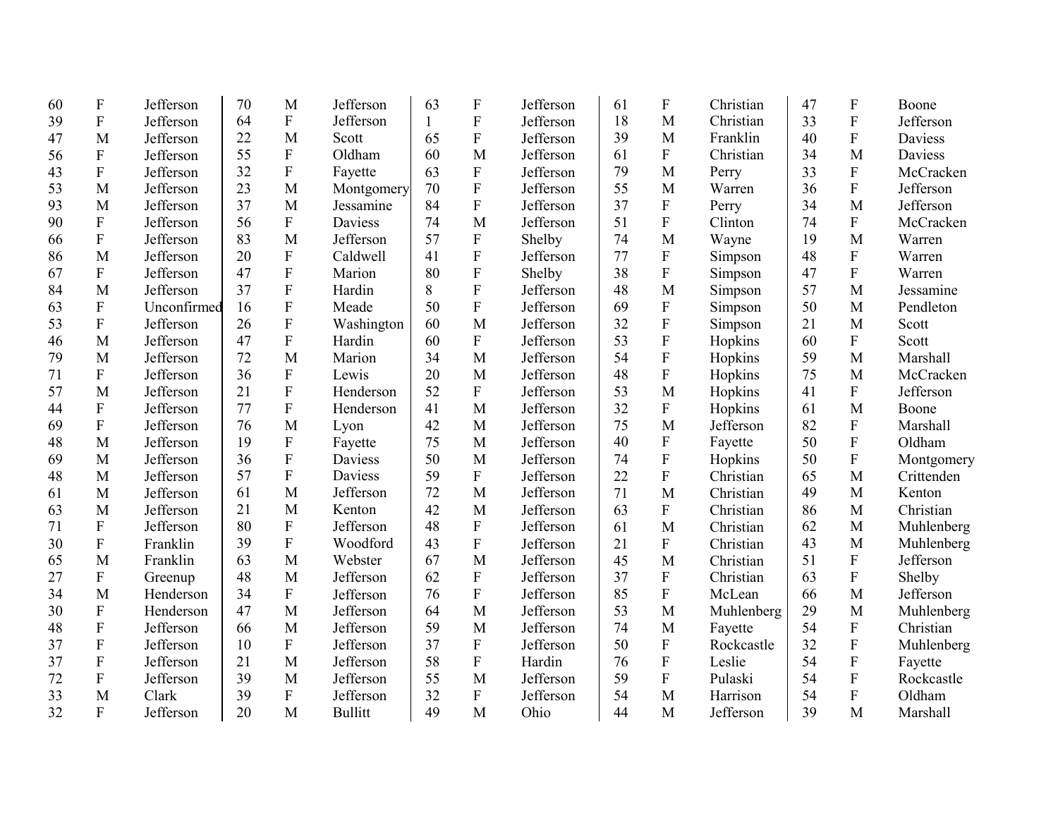| | | | | | | | | | | | | | | |
|---|---|---|---|---|---|---|---|---|---|---|---|---|---|---|
| 60 | F | Jefferson | 70 | M | Jefferson | 63 | F | Jefferson | 61 | F | Christian | 47 | F | Boone |
| 39 | F | Jefferson | 64 | F | Jefferson | 1 | F | Jefferson | 18 | M | Christian | 33 | F | Jefferson |
| 47 | M | Jefferson | 22 | M | Scott | 65 | F | Jefferson | 39 | M | Franklin | 40 | F | Daviess |
| 56 | F | Jefferson | 55 | F | Oldham | 60 | M | Jefferson | 61 | F | Christian | 34 | M | Daviess |
| 43 | F | Jefferson | 32 | F | Fayette | 63 | F | Jefferson | 79 | M | Perry | 33 | F | McCracken |
| 53 | M | Jefferson | 23 | M | Montgomery | 70 | F | Jefferson | 55 | M | Warren | 36 | F | Jefferson |
| 93 | M | Jefferson | 37 | M | Jessamine | 84 | F | Jefferson | 37 | F | Perry | 34 | M | Jefferson |
| 90 | F | Jefferson | 56 | F | Daviess | 74 | M | Jefferson | 51 | F | Clinton | 74 | F | McCracken |
| 66 | F | Jefferson | 83 | M | Jefferson | 57 | F | Shelby | 74 | M | Wayne | 19 | M | Warren |
| 86 | M | Jefferson | 20 | F | Caldwell | 41 | F | Jefferson | 77 | F | Simpson | 48 | F | Warren |
| 67 | F | Jefferson | 47 | F | Marion | 80 | F | Shelby | 38 | F | Simpson | 47 | F | Warren |
| 84 | M | Jefferson | 37 | F | Hardin | 8 | F | Jefferson | 48 | M | Simpson | 57 | M | Jessamine |
| 63 | F | Unconfirmed | 16 | F | Meade | 50 | F | Jefferson | 69 | F | Simpson | 50 | M | Pendleton |
| 53 | F | Jefferson | 26 | F | Washington | 60 | M | Jefferson | 32 | F | Simpson | 21 | M | Scott |
| 46 | M | Jefferson | 47 | F | Hardin | 60 | F | Jefferson | 53 | F | Hopkins | 60 | F | Scott |
| 79 | M | Jefferson | 72 | M | Marion | 34 | M | Jefferson | 54 | F | Hopkins | 59 | M | Marshall |
| 71 | F | Jefferson | 36 | F | Lewis | 20 | M | Jefferson | 48 | F | Hopkins | 75 | M | McCracken |
| 57 | M | Jefferson | 21 | F | Henderson | 52 | F | Jefferson | 53 | M | Hopkins | 41 | F | Jefferson |
| 44 | F | Jefferson | 77 | F | Henderson | 41 | M | Jefferson | 32 | F | Hopkins | 61 | M | Boone |
| 69 | F | Jefferson | 76 | M | Lyon | 42 | M | Jefferson | 75 | M | Jefferson | 82 | F | Marshall |
| 48 | M | Jefferson | 19 | F | Fayette | 75 | M | Jefferson | 40 | F | Fayette | 50 | F | Oldham |
| 69 | M | Jefferson | 36 | F | Daviess | 50 | M | Jefferson | 74 | F | Hopkins | 50 | F | Montgomery |
| 48 | M | Jefferson | 57 | F | Daviess | 59 | F | Jefferson | 22 | F | Christian | 65 | M | Crittenden |
| 61 | M | Jefferson | 61 | M | Jefferson | 72 | M | Jefferson | 71 | M | Christian | 49 | M | Kenton |
| 63 | M | Jefferson | 21 | M | Kenton | 42 | M | Jefferson | 63 | F | Christian | 86 | M | Christian |
| 71 | F | Jefferson | 80 | F | Jefferson | 48 | F | Jefferson | 61 | M | Christian | 62 | M | Muhlenberg |
| 30 | F | Franklin | 39 | F | Woodford | 43 | F | Jefferson | 21 | F | Christian | 43 | M | Muhlenberg |
| 65 | M | Franklin | 63 | M | Webster | 67 | M | Jefferson | 45 | M | Christian | 51 | F | Jefferson |
| 27 | F | Greenup | 48 | M | Jefferson | 62 | F | Jefferson | 37 | F | Christian | 63 | F | Shelby |
| 34 | M | Henderson | 34 | F | Jefferson | 76 | F | Jefferson | 85 | F | McLean | 66 | M | Jefferson |
| 30 | F | Henderson | 47 | M | Jefferson | 64 | M | Jefferson | 53 | M | Muhlenberg | 29 | M | Muhlenberg |
| 48 | F | Jefferson | 66 | M | Jefferson | 59 | M | Jefferson | 74 | M | Fayette | 54 | F | Christian |
| 37 | F | Jefferson | 10 | F | Jefferson | 37 | F | Jefferson | 50 | F | Rockcastle | 32 | F | Muhlenberg |
| 37 | F | Jefferson | 21 | M | Jefferson | 58 | F | Hardin | 76 | F | Leslie | 54 | F | Fayette |
| 72 | F | Jefferson | 39 | M | Jefferson | 55 | M | Jefferson | 59 | F | Pulaski | 54 | F | Rockcastle |
| 33 | M | Clark | 39 | F | Jefferson | 32 | F | Jefferson | 54 | M | Harrison | 54 | F | Oldham |
| 32 | F | Jefferson | 20 | M | Bullitt | 49 | M | Ohio | 44 | M | Jefferson | 39 | M | Marshall |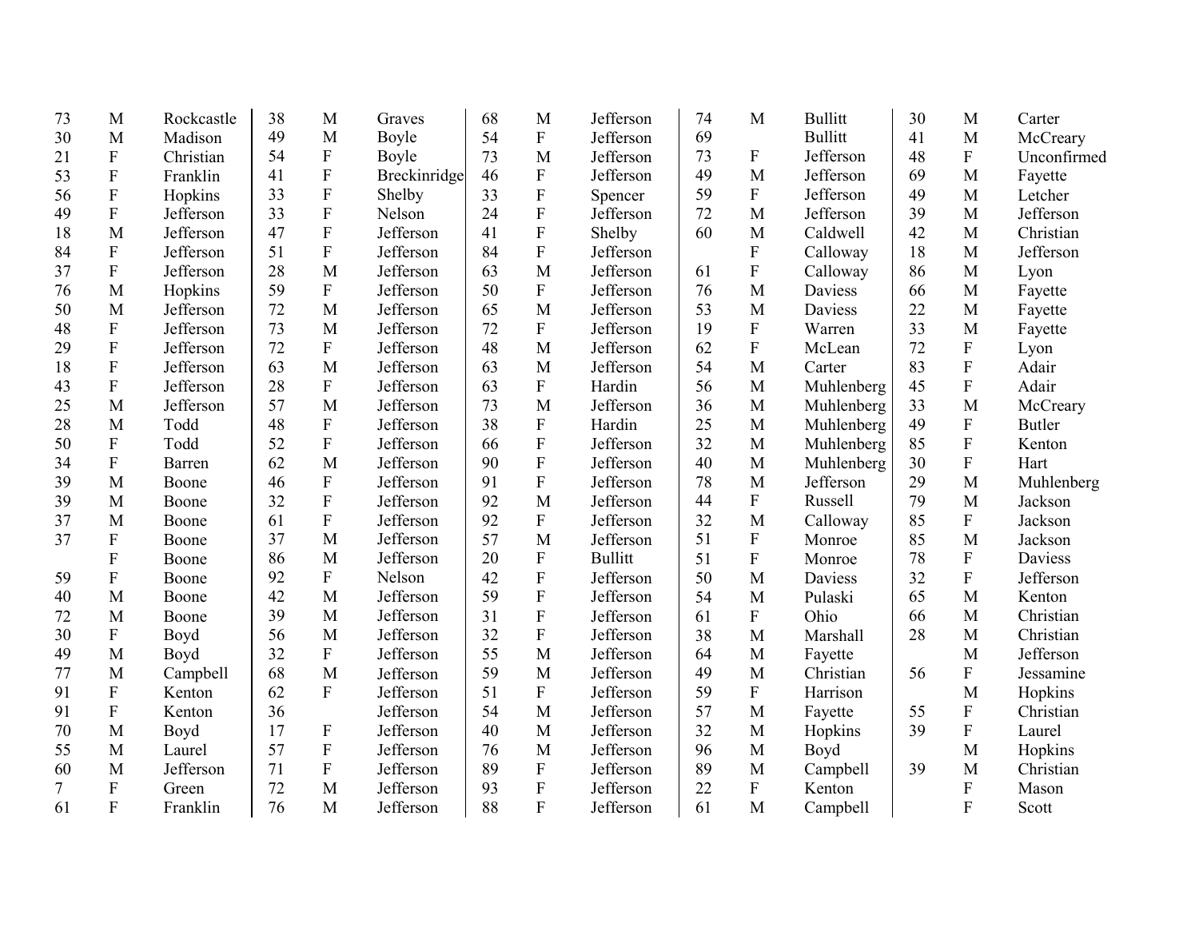| | | |
|---|---|---|
| 73 | M | Rockcastle |
| 30 | M | Madison |
| 21 | F | Christian |
| 53 | F | Franklin |
| 56 | F | Hopkins |
| 49 | F | Jefferson |
| 18 | M | Jefferson |
| 84 | F | Jefferson |
| 37 | F | Jefferson |
| 76 | M | Hopkins |
| 50 | M | Jefferson |
| 48 | F | Jefferson |
| 29 | F | Jefferson |
| 18 | F | Jefferson |
| 43 | F | Jefferson |
| 25 | M | Jefferson |
| 28 | M | Todd |
| 50 | F | Todd |
| 34 | F | Barren |
| 39 | M | Boone |
| 39 | M | Boone |
| 37 | M | Boone |
| 37 | F | Boone |
| | F | Boone |
| 59 | F | Boone |
| 40 | M | Boone |
| 72 | M | Boone |
| 30 | F | Boyd |
| 49 | M | Boyd |
| 77 | M | Campbell |
| 91 | F | Kenton |
| 91 | F | Kenton |
| 70 | M | Boyd |
| 55 | M | Laurel |
| 60 | M | Jefferson |
| 7 | F | Green |
| 61 | F | Franklin |
| 38 | M | Graves |
| 49 | M | Boyle |
| 54 | F | Boyle |
| 41 | F | Breckinridge |
| 33 | F | Shelby |
| 33 | F | Nelson |
| 47 | F | Jefferson |
| 51 | F | Jefferson |
| 28 | M | Jefferson |
| 59 | F | Jefferson |
| 72 | M | Jefferson |
| 73 | M | Jefferson |
| 72 | F | Jefferson |
| 63 | M | Jefferson |
| 28 | F | Jefferson |
| 57 | M | Jefferson |
| 48 | F | Jefferson |
| 52 | F | Jefferson |
| 62 | M | Jefferson |
| 46 | F | Jefferson |
| 32 | F | Jefferson |
| 61 | F | Jefferson |
| 37 | M | Jefferson |
| 86 | M | Jefferson |
| 92 | F | Nelson |
| 42 | M | Jefferson |
| 39 | M | Jefferson |
| 56 | M | Jefferson |
| 32 | F | Jefferson |
| 68 | M | Jefferson |
| 62 | F | Jefferson |
| 36 | | Jefferson |
| 17 | F | Jefferson |
| 57 | F | Jefferson |
| 71 | F | Jefferson |
| 72 | M | Jefferson |
| 76 | M | Jefferson |
| 68 | M | Jefferson |
| 54 | F | Jefferson |
| 73 | M | Jefferson |
| 46 | F | Jefferson |
| 33 | F | Spencer |
| 24 | F | Jefferson |
| 41 | F | Shelby |
| 84 | F | Jefferson |
| 63 | M | Jefferson |
| 50 | F | Jefferson |
| 65 | M | Jefferson |
| 72 | F | Jefferson |
| 48 | M | Jefferson |
| 63 | M | Jefferson |
| 63 | F | Hardin |
| 73 | M | Jefferson |
| 38 | F | Hardin |
| 66 | F | Jefferson |
| 90 | F | Jefferson |
| 91 | F | Jefferson |
| 92 | M | Jefferson |
| 92 | F | Jefferson |
| 57 | M | Jefferson |
| 20 | F | Bullitt |
| 42 | F | Jefferson |
| 59 | F | Jefferson |
| 31 | F | Jefferson |
| 32 | F | Jefferson |
| 55 | M | Jefferson |
| 59 | M | Jefferson |
| 51 | F | Jefferson |
| 54 | M | Jefferson |
| 40 | M | Jefferson |
| 76 | M | Jefferson |
| 89 | F | Jefferson |
| 93 | F | Jefferson |
| 88 | F | Jefferson |
| 74 | M | Bullitt |
| 69 | | Bullitt |
| 73 | F | Jefferson |
| 49 | M | Jefferson |
| 59 | F | Jefferson |
| 72 | M | Jefferson |
| 60 | M | Caldwell |
| | F | Calloway |
| 61 | F | Calloway |
| 76 | M | Daviess |
| 53 | M | Daviess |
| 19 | F | Warren |
| 62 | F | McLean |
| 54 | M | Carter |
| 56 | M | Muhlenberg |
| 36 | M | Muhlenberg |
| 25 | M | Muhlenberg |
| 32 | M | Muhlenberg |
| 40 | M | Muhlenberg |
| 78 | M | Jefferson |
| 44 | F | Russell |
| 32 | M | Calloway |
| 51 | F | Monroe |
| 51 | F | Monroe |
| 50 | M | Daviess |
| 54 | M | Pulaski |
| 61 | F | Ohio |
| 38 | M | Marshall |
| 64 | M | Fayette |
| 49 | M | Christian |
| 59 | F | Harrison |
| 57 | M | Fayette |
| 32 | M | Hopkins |
| 96 | M | Boyd |
| 89 | M | Campbell |
| 22 | F | Kenton |
| 61 | M | Campbell |
| 30 | M | Carter |
| 41 | M | McCreary |
| 48 | F | Unconfirmed |
| 69 | M | Fayette |
| 49 | M | Letcher |
| 39 | M | Jefferson |
| 42 | M | Christian |
| 18 | M | Jefferson |
| 86 | M | Lyon |
| 66 | M | Fayette |
| 22 | M | Fayette |
| 33 | M | Fayette |
| 72 | F | Lyon |
| 83 | F | Adair |
| 45 | F | Adair |
| 33 | M | McCreary |
| 49 | F | Butler |
| 85 | F | Kenton |
| 30 | F | Hart |
| 29 | M | Muhlenberg |
| 79 | M | Jackson |
| 85 | F | Jackson |
| 85 | M | Jackson |
| 78 | F | Daviess |
| 32 | F | Jefferson |
| 65 | M | Kenton |
| 66 | M | Christian |
| 28 | M | Christian |
| | M | Jefferson |
| 56 | F | Jessamine |
| | M | Hopkins |
| 55 | F | Christian |
| 39 | F | Laurel |
| | M | Hopkins |
| 39 | M | Christian |
| | F | Mason |
| | F | Scott |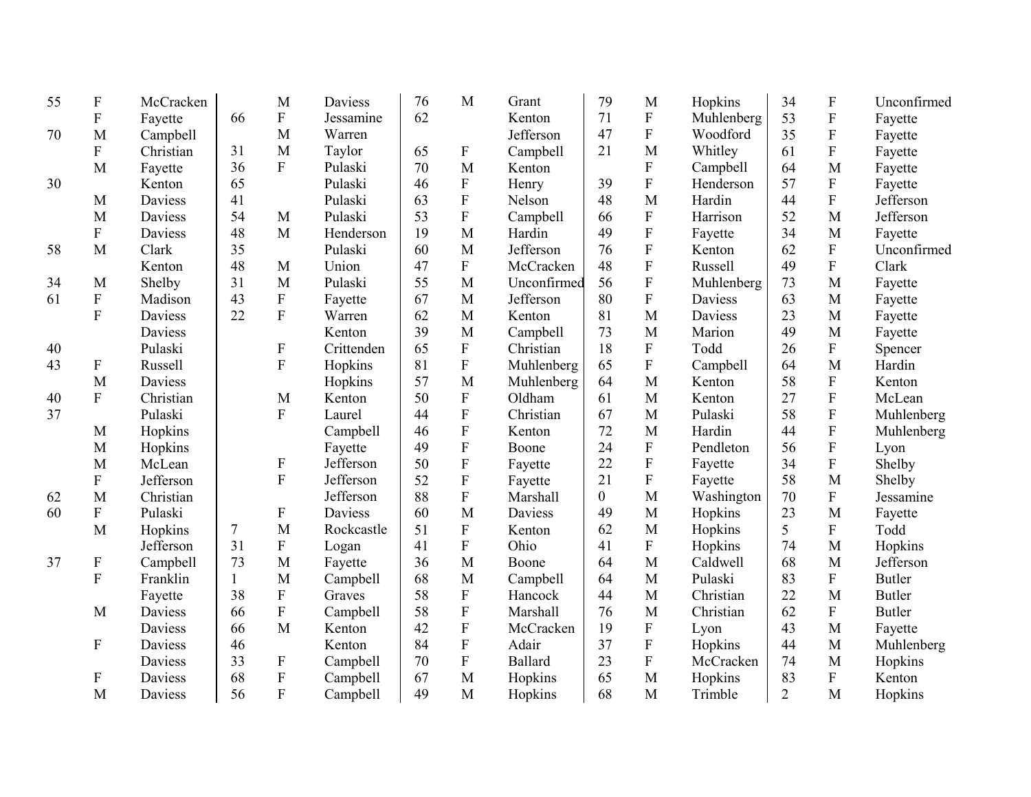| Age | Sex | County | Age | Sex | County | Age | Sex | County | Age | Sex | County | Age | Sex | County |
|---|---|---|---|---|---|---|---|---|---|---|---|---|---|---|
| 55 | F | McCracken | | M | Daviess | 76 | M | Grant | 79 | M | Hopkins | 34 | F | Unconfirmed |
| | F | Fayette | 66 | F | Jessamine | 62 | | Kenton | 71 | F | Muhlenberg | 53 | F | Fayette |
| 70 | M | Campbell | | M | Warren | | | Jefferson | 47 | F | Woodford | 35 | F | Fayette |
| | F | Christian | 31 | M | Taylor | 65 | F | Campbell | 21 | M | Whitley | 61 | F | Fayette |
| | M | Fayette | 36 | F | Pulaski | 70 | M | Kenton | | F | Campbell | 64 | M | Fayette |
| 30 | | Kenton | 65 | | Pulaski | 46 | F | Henry | 39 | F | Henderson | 57 | F | Fayette |
| | M | Daviess | 41 | | Pulaski | 63 | F | Nelson | 48 | M | Hardin | 44 | F | Jefferson |
| | M | Daviess | 54 | M | Pulaski | 53 | F | Campbell | 66 | F | Harrison | 52 | M | Jefferson |
| | F | Daviess | 48 | M | Henderson | 19 | M | Hardin | 49 | F | Fayette | 34 | M | Fayette |
| 58 | M | Clark | 35 | | Pulaski | 60 | M | Jefferson | 76 | F | Kenton | 62 | F | Unconfirmed |
| | | Kenton | 48 | M | Union | 47 | F | McCracken | 48 | F | Russell | 49 | F | Clark |
| 34 | M | Shelby | 31 | M | Pulaski | 55 | M | Unconfirmed | 56 | F | Muhlenberg | 73 | M | Fayette |
| 61 | F | Madison | 43 | F | Fayette | 67 | M | Jefferson | 80 | F | Daviess | 63 | M | Fayette |
| | F | Daviess | 22 | F | Warren | 62 | M | Kenton | 81 | M | Daviess | 23 | M | Fayette |
| | | Daviess | | | Kenton | 39 | M | Campbell | 73 | M | Marion | 49 | M | Fayette |
| 40 | | Pulaski | | F | Crittenden | 65 | F | Christian | 18 | F | Todd | 26 | F | Spencer |
| 43 | F | Russell | | F | Hopkins | 81 | F | Muhlenberg | 65 | F | Campbell | 64 | M | Hardin |
| | M | Daviess | | | Hopkins | 57 | M | Muhlenberg | 64 | M | Kenton | 58 | F | Kenton |
| 40 | F | Christian | | M | Kenton | 50 | F | Oldham | 61 | M | Kenton | 27 | F | McLean |
| 37 | | Pulaski | | F | Laurel | 44 | F | Christian | 67 | M | Pulaski | 58 | F | Muhlenberg |
| | M | Hopkins | | | Campbell | 46 | F | Kenton | 72 | M | Hardin | 44 | F | Muhlenberg |
| | M | Hopkins | | | Fayette | 49 | F | Boone | 24 | F | Pendleton | 56 | F | Lyon |
| | M | McLean | | F | Jefferson | 50 | F | Fayette | 22 | F | Fayette | 34 | F | Shelby |
| | F | Jefferson | | F | Jefferson | 52 | F | Fayette | 21 | F | Fayette | 58 | M | Shelby |
| 62 | M | Christian | | | Jefferson | 88 | F | Marshall | 0 | M | Washington | 70 | F | Jessamine |
| 60 | F | Pulaski | | F | Daviess | 60 | M | Daviess | 49 | M | Hopkins | 23 | M | Fayette |
| | M | Hopkins | 7 | M | Rockcastle | 51 | F | Kenton | 62 | M | Hopkins | 5 | F | Todd |
| | | Jefferson | 31 | F | Logan | 41 | F | Ohio | 41 | F | Hopkins | 74 | M | Hopkins |
| 37 | F | Campbell | 73 | M | Fayette | 36 | M | Boone | 64 | M | Caldwell | 68 | M | Jefferson |
| | F | Franklin | 1 | M | Campbell | 68 | M | Campbell | 64 | M | Pulaski | 83 | F | Butler |
| | | Fayette | 38 | F | Graves | 58 | F | Hancock | 44 | M | Christian | 22 | M | Butler |
| | M | Daviess | 66 | F | Campbell | 58 | F | Marshall | 76 | M | Christian | 62 | F | Butler |
| | | Daviess | 66 | M | Kenton | 42 | F | McCracken | 19 | F | Lyon | 43 | M | Fayette |
| | F | Daviess | 46 | | Kenton | 84 | F | Adair | 37 | F | Hopkins | 44 | M | Muhlenberg |
| | | Daviess | 33 | F | Campbell | 70 | F | Ballard | 23 | F | McCracken | 74 | M | Hopkins |
| | F | Daviess | 68 | F | Campbell | 67 | M | Hopkins | 65 | M | Hopkins | 83 | F | Kenton |
| | M | Daviess | 56 | F | Campbell | 49 | M | Hopkins | 68 | M | Trimble | 2 | M | Hopkins |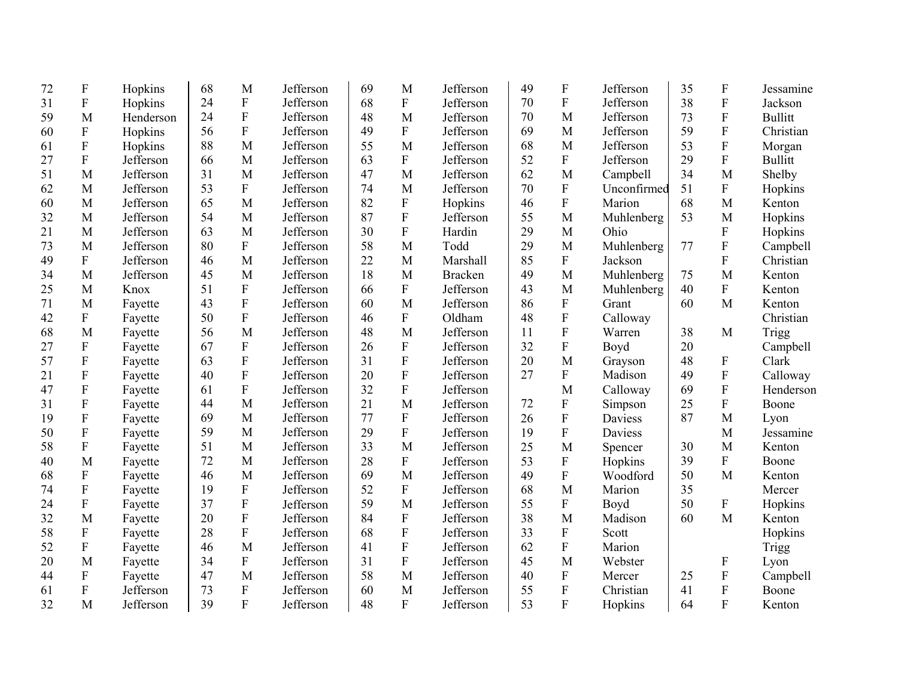| Age | Sex | County |
|---|---|---|
| 72 | F | Hopkins |
| 31 | F | Hopkins |
| 59 | M | Henderson |
| 60 | F | Hopkins |
| 61 | F | Hopkins |
| 27 | F | Jefferson |
| 51 | M | Jefferson |
| 62 | M | Jefferson |
| 60 | M | Jefferson |
| 32 | M | Jefferson |
| 21 | M | Jefferson |
| 73 | M | Jefferson |
| 49 | F | Jefferson |
| 34 | M | Jefferson |
| 25 | M | Knox |
| 71 | M | Fayette |
| 42 | F | Fayette |
| 68 | M | Fayette |
| 27 | F | Fayette |
| 57 | F | Fayette |
| 21 | F | Fayette |
| 47 | F | Fayette |
| 31 | F | Fayette |
| 19 | F | Fayette |
| 50 | F | Fayette |
| 58 | F | Fayette |
| 40 | M | Fayette |
| 68 | F | Fayette |
| 74 | F | Fayette |
| 24 | F | Fayette |
| 32 | M | Fayette |
| 58 | F | Fayette |
| 52 | F | Fayette |
| 20 | M | Fayette |
| 44 | F | Fayette |
| 61 | F | Jefferson |
| 32 | M | Jefferson |
| 68 | M | Jefferson |
| 24 | F | Jefferson |
| 24 | F | Jefferson |
| 56 | F | Jefferson |
| 88 | M | Jefferson |
| 66 | M | Jefferson |
| 31 | M | Jefferson |
| 53 | F | Jefferson |
| 65 | M | Jefferson |
| 54 | M | Jefferson |
| 63 | M | Jefferson |
| 80 | F | Jefferson |
| 46 | M | Jefferson |
| 45 | M | Jefferson |
| 51 | F | Jefferson |
| 43 | F | Jefferson |
| 50 | F | Jefferson |
| 56 | M | Jefferson |
| 67 | F | Jefferson |
| 63 | F | Jefferson |
| 40 | F | Jefferson |
| 61 | F | Jefferson |
| 44 | M | Jefferson |
| 69 | M | Jefferson |
| 59 | M | Jefferson |
| 51 | M | Jefferson |
| 72 | M | Jefferson |
| 46 | M | Jefferson |
| 19 | F | Jefferson |
| 37 | F | Jefferson |
| 20 | F | Jefferson |
| 28 | F | Jefferson |
| 46 | M | Jefferson |
| 34 | F | Jefferson |
| 47 | M | Jefferson |
| 73 | F | Jefferson |
| 39 | F | Jefferson |
| 69 | M | Jefferson |
| 68 | F | Jefferson |
| 48 | M | Jefferson |
| 49 | F | Jefferson |
| 55 | M | Jefferson |
| 63 | F | Jefferson |
| 47 | M | Jefferson |
| 74 | M | Jefferson |
| 82 | F | Hopkins |
| 87 | F | Jefferson |
| 30 | F | Hardin |
| 58 | M | Todd |
| 22 | M | Marshall |
| 18 | M | Bracken |
| 66 | F | Jefferson |
| 60 | M | Jefferson |
| 46 | F | Oldham |
| 48 | M | Jefferson |
| 26 | F | Jefferson |
| 31 | F | Jefferson |
| 20 | F | Jefferson |
| 32 | F | Jefferson |
| 21 | M | Jefferson |
| 77 | F | Jefferson |
| 29 | F | Jefferson |
| 33 | M | Jefferson |
| 28 | F | Jefferson |
| 69 | M | Jefferson |
| 52 | F | Jefferson |
| 59 | M | Jefferson |
| 84 | F | Jefferson |
| 68 | F | Jefferson |
| 41 | F | Jefferson |
| 31 | F | Jefferson |
| 58 | M | Jefferson |
| 60 | M | Jefferson |
| 48 | F | Jefferson |
| 49 | F | Jefferson |
| 70 | F | Jefferson |
| 70 | M | Jefferson |
| 69 | M | Jefferson |
| 68 | M | Jefferson |
| 52 | F | Jefferson |
| 62 | M | Campbell |
| 70 | F | Unconfirmed |
| 46 | F | Marion |
| 55 | M | Muhlenberg |
| 29 | M | Ohio |
| 29 | M | Muhlenberg |
| 85 | F | Jackson |
| 49 | M | Muhlenberg |
| 43 | M | Muhlenberg |
| 86 | F | Grant |
| 48 | F | Calloway |
| 11 | F | Warren |
| 32 | F | Boyd |
| 20 | M | Grayson |
| 27 | F | Madison |
|  | M | Calloway |
| 72 | F | Simpson |
| 26 | F | Daviess |
| 19 | F | Daviess |
| 25 | M | Spencer |
| 53 | F | Hopkins |
| 49 | F | Woodford |
| 68 | M | Marion |
| 55 | F | Boyd |
| 38 | M | Madison |
| 33 | F | Scott |
| 62 | F | Marion |
| 45 | M | Webster |
| 40 | F | Mercer |
| 55 | F | Christian |
| 53 | F | Hopkins |
| 35 | F | Jessamine |
| 38 | F | Jackson |
| 73 | F | Bullitt |
| 59 | F | Christian |
| 53 | F | Morgan |
| 29 | F | Bullitt |
| 34 | M | Shelby |
| 51 | F | Hopkins |
| 68 | M | Kenton |
| 53 | M | Hopkins |
|  | F | Hopkins |
| 77 | F | Campbell |
|  | F | Christian |
| 75 | M | Kenton |
| 40 | F | Kenton |
| 60 | M | Kenton |
|  |  | Christian |
| 38 | M | Trigg |
| 20 |  | Campbell |
| 48 | F | Clark |
| 49 | F | Calloway |
| 69 | F | Henderson |
| 25 | F | Boone |
| 87 | M | Lyon |
|  | M | Jessamine |
| 30 | M | Kenton |
| 39 | F | Boone |
| 50 | M | Kenton |
| 35 |  | Mercer |
| 50 | F | Hopkins |
| 60 | M | Kenton |
|  |  | Hopkins |
|  |  | Trigg |
|  | F | Lyon |
| 25 | F | Campbell |
| 41 | F | Boone |
| 64 | F | Kenton |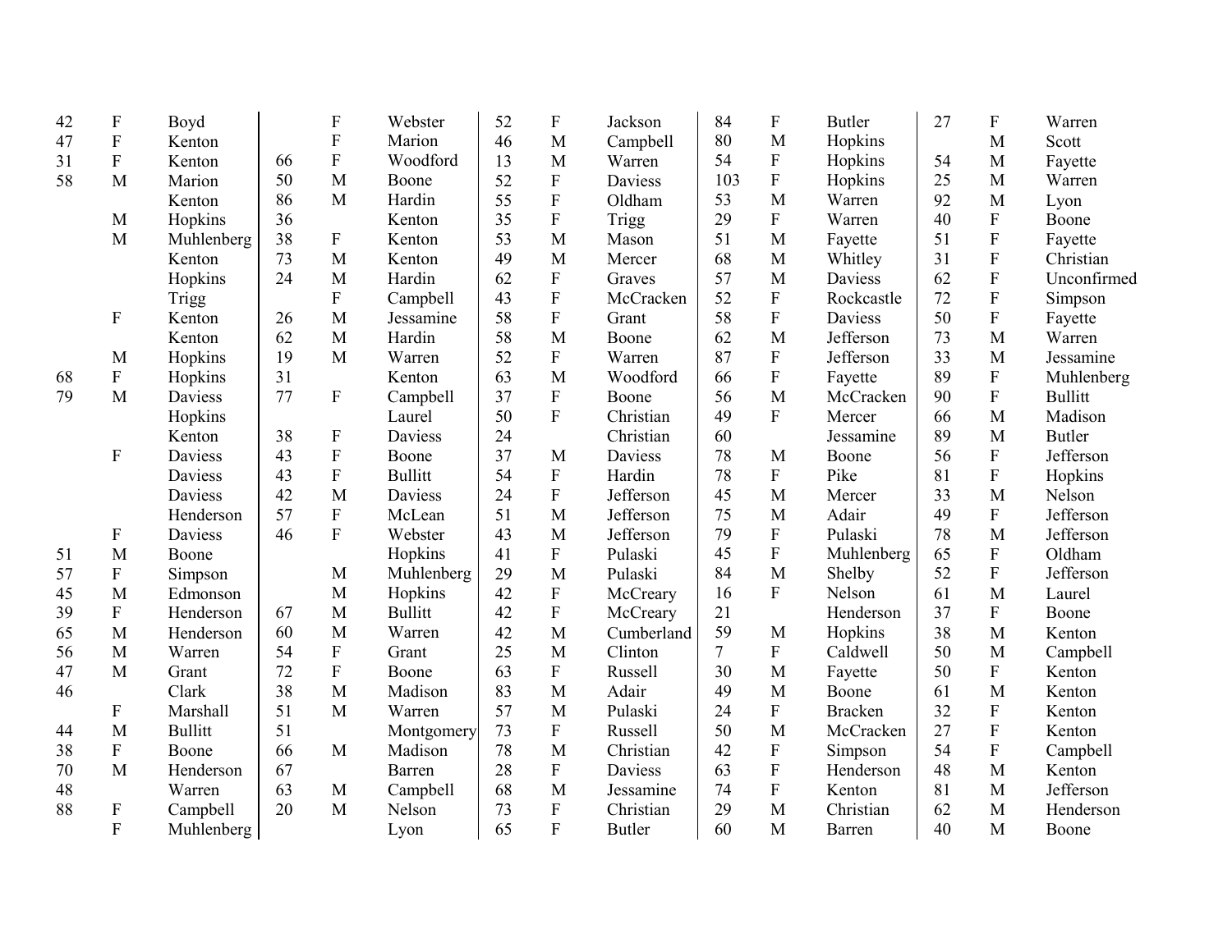| Age | Sex | County | Age | Sex | County | Age | Sex | County | Age | Sex | County | Age | Sex | County |
|---|---|---|---|---|---|---|---|---|---|---|---|---|---|---|
| 42 | F | Boyd | | F | Webster | 52 | F | Jackson | 84 | F | Butler | 27 | F | Warren |
| 47 | F | Kenton | | F | Marion | 46 | M | Campbell | 80 | M | Hopkins | | M | Scott |
| 31 | F | Kenton | 66 | F | Woodford | 13 | M | Warren | 54 | F | Hopkins | 54 | M | Fayette |
| 58 | M | Marion | 50 | M | Boone | 52 | F | Daviess | 103 | F | Hopkins | 25 | M | Warren |
| | | Kenton | 86 | M | Hardin | 55 | F | Oldham | 53 | M | Warren | 92 | M | Lyon |
| | M | Hopkins | 36 | | Kenton | 35 | F | Trigg | 29 | F | Warren | 40 | F | Boone |
| | M | Muhlenberg | 38 | F | Kenton | 53 | M | Mason | 51 | M | Fayette | 51 | F | Fayette |
| | | Kenton | 73 | M | Kenton | 49 | M | Mercer | 68 | M | Whitley | 31 | F | Christian |
| | | Hopkins | 24 | M | Hardin | 62 | F | Graves | 57 | M | Daviess | 62 | F | Unconfirmed |
| | | Trigg | | F | Campbell | 43 | F | McCracken | 52 | F | Rockcastle | 72 | F | Simpson |
| | F | Kenton | 26 | M | Jessamine | 58 | F | Grant | 58 | F | Daviess | 50 | F | Fayette |
| | | Kenton | 62 | M | Hardin | 58 | M | Boone | 62 | M | Jefferson | 73 | M | Warren |
| | M | Hopkins | 19 | M | Warren | 52 | F | Warren | 87 | F | Jefferson | 33 | M | Jessamine |
| 68 | F | Hopkins | 31 | | Kenton | 63 | M | Woodford | 66 | F | Fayette | 89 | F | Muhlenberg |
| 79 | M | Daviess | 77 | F | Campbell | 37 | F | Boone | 56 | M | McCracken | 90 | F | Bullitt |
| | | Hopkins | | | Laurel | 50 | F | Christian | 49 | F | Mercer | 66 | M | Madison |
| | | Kenton | 38 | F | Daviess | 24 | | Christian | 60 | | Jessamine | 89 | M | Butler |
| | F | Daviess | 43 | F | Boone | 37 | M | Daviess | 78 | M | Boone | 56 | F | Jefferson |
| | | Daviess | 43 | F | Bullitt | 54 | F | Hardin | 78 | F | Pike | 81 | F | Hopkins |
| | | Daviess | 42 | M | Daviess | 24 | F | Jefferson | 45 | M | Mercer | 33 | M | Nelson |
| | | Henderson | 57 | F | McLean | 51 | M | Jefferson | 75 | M | Adair | 49 | F | Jefferson |
| | F | Daviess | 46 | F | Webster | 43 | M | Jefferson | 79 | F | Pulaski | 78 | M | Jefferson |
| 51 | M | Boone | | | Hopkins | 41 | F | Pulaski | 45 | F | Muhlenberg | 65 | F | Oldham |
| 57 | F | Simpson | | M | Muhlenberg | 29 | M | Pulaski | 84 | M | Shelby | 52 | F | Jefferson |
| 45 | M | Edmonson | | M | Hopkins | 42 | F | McCreary | 16 | F | Nelson | 61 | M | Laurel |
| 39 | F | Henderson | 67 | M | Bullitt | 42 | F | McCreary | 21 | | Henderson | 37 | F | Boone |
| 65 | M | Henderson | 60 | M | Warren | 42 | M | Cumberland | 59 | M | Hopkins | 38 | M | Kenton |
| 56 | M | Warren | 54 | F | Grant | 25 | M | Clinton | 7 | F | Caldwell | 50 | M | Campbell |
| 47 | M | Grant | 72 | F | Boone | 63 | F | Russell | 30 | M | Fayette | 50 | F | Kenton |
| 46 | | Clark | 38 | M | Madison | 83 | M | Adair | 49 | M | Boone | 61 | M | Kenton |
| | F | Marshall | 51 | M | Warren | 57 | M | Pulaski | 24 | F | Bracken | 32 | F | Kenton |
| 44 | M | Bullitt | 51 | | Montgomery | 73 | F | Russell | 50 | M | McCracken | 27 | F | Kenton |
| 38 | F | Boone | 66 | M | Madison | 78 | M | Christian | 42 | F | Simpson | 54 | F | Campbell |
| 70 | M | Henderson | 67 | | Barren | 28 | F | Daviess | 63 | F | Henderson | 48 | M | Kenton |
| 48 | | Warren | 63 | M | Campbell | 68 | M | Jessamine | 74 | F | Kenton | 81 | M | Jefferson |
| 88 | F | Campbell | 20 | M | Nelson | 73 | F | Christian | 29 | M | Christian | 62 | M | Henderson |
| | F | Muhlenberg | | | Lyon | 65 | F | Butler | 60 | M | Barren | 40 | M | Boone |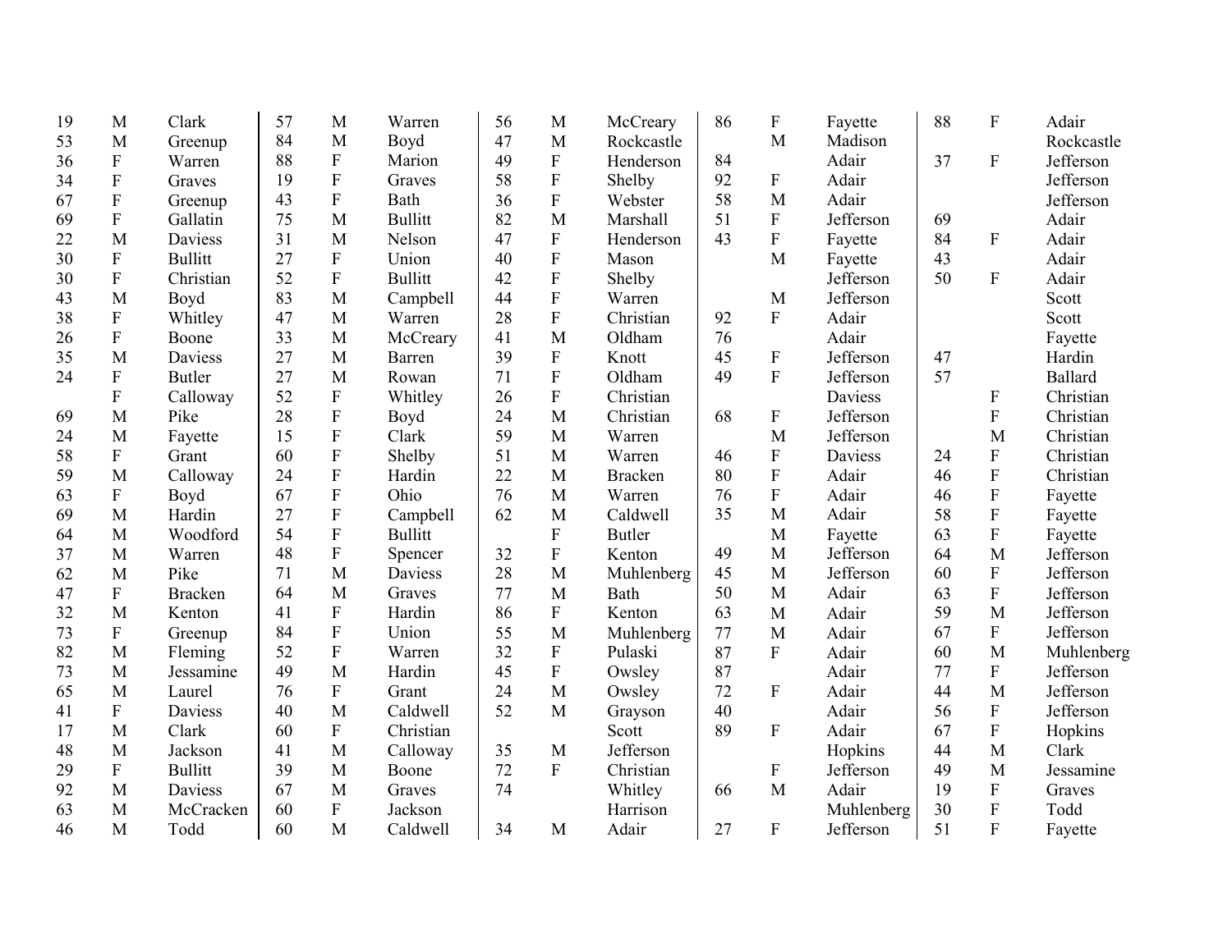| | | |
|---|---|---|
| 19 | M | Clark |
| 53 | M | Greenup |
| 36 | F | Warren |
| 34 | F | Graves |
| 67 | F | Greenup |
| 69 | F | Gallatin |
| 22 | M | Daviess |
| 30 | F | Bullitt |
| 30 | F | Christian |
| 43 | M | Boyd |
| 38 | F | Whitley |
| 26 | F | Boone |
| 35 | M | Daviess |
| 24 | F | Butler |
| | F | Calloway |
| 69 | M | Pike |
| 24 | M | Fayette |
| 58 | F | Grant |
| 59 | M | Calloway |
| 63 | F | Boyd |
| 69 | M | Hardin |
| 64 | M | Woodford |
| 37 | M | Warren |
| 62 | M | Pike |
| 47 | F | Bracken |
| 32 | M | Kenton |
| 73 | F | Greenup |
| 82 | M | Fleming |
| 73 | M | Jessamine |
| 65 | M | Laurel |
| 41 | F | Daviess |
| 17 | M | Clark |
| 48 | M | Jackson |
| 29 | F | Bullitt |
| 92 | M | Daviess |
| 63 | M | McCracken |
| 46 | M | Todd |
| 57 | M | Warren |
| 84 | M | Boyd |
| 88 | F | Marion |
| 19 | F | Graves |
| 43 | F | Bath |
| 75 | M | Bullitt |
| 31 | M | Nelson |
| 27 | F | Union |
| 52 | F | Bullitt |
| 83 | M | Campbell |
| 47 | M | Warren |
| 33 | M | McCreary |
| 27 | M | Barren |
| 27 | M | Rowan |
| 52 | F | Whitley |
| 28 | F | Boyd |
| 15 | F | Clark |
| 60 | F | Shelby |
| 24 | F | Hardin |
| 67 | F | Ohio |
| 27 | F | Campbell |
| 54 | F | Bullitt |
| 48 | F | Spencer |
| 71 | M | Daviess |
| 64 | M | Graves |
| 41 | F | Hardin |
| 84 | F | Union |
| 52 | F | Warren |
| 49 | M | Hardin |
| 76 | F | Grant |
| 40 | M | Caldwell |
| 60 | F | Christian |
| 41 | M | Calloway |
| 39 | M | Boone |
| 67 | M | Graves |
| 60 | F | Jackson |
| 60 | M | Caldwell |
| 56 | M | McCreary |
| 47 | M | Rockcastle |
| 49 | F | Henderson |
| 58 | F | Shelby |
| 36 | F | Webster |
| 82 | M | Marshall |
| 47 | F | Henderson |
| 40 | F | Mason |
| 42 | F | Shelby |
| 44 | F | Warren |
| 28 | F | Christian |
| 41 | M | Oldham |
| 39 | F | Knott |
| 71 | F | Oldham |
| 26 | F | Christian |
| 24 | M | Christian |
| 59 | M | Warren |
| 51 | M | Warren |
| 22 | M | Bracken |
| 76 | M | Warren |
| 62 | M | Caldwell |
| | F | Butler |
| 32 | F | Kenton |
| 28 | M | Muhlenberg |
| 77 | M | Bath |
| 86 | F | Kenton |
| 55 | M | Muhlenberg |
| 32 | F | Pulaski |
| 45 | F | Owsley |
| 24 | M | Owsley |
| 52 | M | Grayson |
| | | Scott |
| 35 | M | Jefferson |
| 72 | F | Christian |
| 74 | | Whitley |
| | | Harrison |
| 34 | M | Adair |
| 86 | F | Fayette |
| | M | Madison |
| 84 | | Adair |
| 92 | F | Adair |
| 58 | M | Adair |
| 51 | F | Jefferson |
| 43 | F | Fayette |
| | M | Fayette |
| | | Jefferson |
| | M | Jefferson |
| 92 | F | Adair |
| 76 | | Adair |
| 45 | F | Jefferson |
| 49 | F | Jefferson |
| | | Daviess |
| 68 | F | Jefferson |
| | M | Jefferson |
| 46 | F | Daviess |
| 80 | F | Adair |
| 76 | F | Adair |
| 35 | M | Adair |
| | M | Fayette |
| 49 | M | Jefferson |
| 45 | M | Jefferson |
| 50 | M | Adair |
| 63 | M | Adair |
| 77 | M | Adair |
| 87 | F | Adair |
| 87 | | Adair |
| 72 | F | Adair |
| 40 | | Adair |
| 89 | F | Adair |
| | | Hopkins |
| | F | Jefferson |
| 66 | M | Adair |
| | | Muhlenberg |
| 27 | F | Jefferson |
| 88 | F | Adair |
| | | Rockcastle |
| 37 | F | Jefferson |
| | | Jefferson |
| | | Jefferson |
| 69 | | Adair |
| 84 | F | Adair |
| 43 | | Adair |
| 50 | F | Adair |
| | | Scott |
| | | Scott |
| | | Fayette |
| 47 | | Hardin |
| 57 | | Ballard |
| | F | Christian |
| | F | Christian |
| | M | Christian |
| 24 | F | Christian |
| 46 | F | Christian |
| 46 | F | Fayette |
| 58 | F | Fayette |
| 63 | F | Fayette |
| 64 | M | Jefferson |
| 60 | F | Jefferson |
| 63 | F | Jefferson |
| 59 | M | Jefferson |
| 67 | F | Jefferson |
| 60 | M | Muhlenberg |
| 77 | F | Jefferson |
| 44 | M | Jefferson |
| 56 | F | Jefferson |
| 67 | F | Hopkins |
| 44 | M | Clark |
| 49 | M | Jessamine |
| 19 | F | Graves |
| 30 | F | Todd |
| 51 | F | Fayette |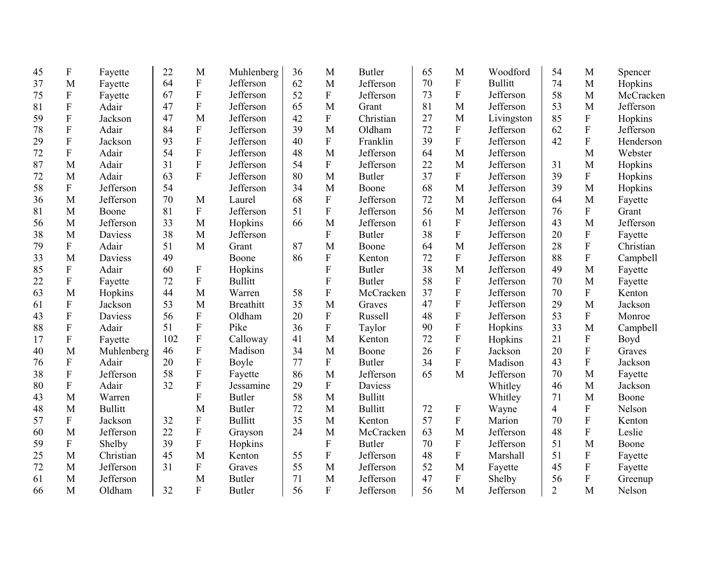| Age | Sex | County | Age | Sex | County | Age | Sex | County | Age | Sex | County | Age | Sex | County |
|---|---|---|---|---|---|---|---|---|---|---|---|---|---|---|
| 45 | F | Fayette | 22 | M | Muhlenberg | 36 | M | Butler | 65 | M | Woodford | 54 | M | Spencer |
| 37 | M | Fayette | 64 | F | Jefferson | 62 | M | Jefferson | 70 | F | Bullitt | 74 | M | Hopkins |
| 75 | F | Fayette | 67 | F | Jefferson | 52 | F | Jefferson | 73 | F | Jefferson | 58 | M | McCracken |
| 81 | F | Adair | 47 | F | Jefferson | 65 | M | Grant | 81 | M | Jefferson | 53 | M | Jefferson |
| 59 | F | Jackson | 47 | M | Jefferson | 42 | F | Christian | 27 | M | Livingston | 85 | F | Hopkins |
| 78 | F | Adair | 84 | F | Jefferson | 39 | M | Oldham | 72 | F | Jefferson | 62 | F | Jefferson |
| 29 | F | Jackson | 93 | F | Jefferson | 40 | F | Franklin | 39 | F | Jefferson | 42 | F | Henderson |
| 72 | F | Adair | 54 | F | Jefferson | 48 | M | Jefferson | 64 | M | Jefferson | | M | Webster |
| 87 | M | Adair | 31 | F | Jefferson | 54 | F | Jefferson | 22 | M | Jefferson | 31 | M | Hopkins |
| 72 | M | Adair | 63 | F | Jefferson | 80 | M | Butler | 37 | F | Jefferson | 39 | F | Hopkins |
| 58 | F | Jefferson | 54 | | Jefferson | 34 | M | Boone | 68 | M | Jefferson | 39 | M | Hopkins |
| 36 | M | Jefferson | 70 | M | Laurel | 68 | F | Jefferson | 72 | M | Jefferson | 64 | M | Fayette |
| 81 | M | Boone | 81 | F | Jefferson | 51 | F | Jefferson | 56 | M | Jefferson | 76 | F | Grant |
| 56 | M | Jefferson | 33 | M | Hopkins | 66 | M | Jefferson | 61 | F | Jefferson | 43 | M | Jefferson |
| 38 | M | Daviess | 38 | M | Jefferson | | F | Butler | 38 | F | Jefferson | 20 | F | Fayette |
| 79 | F | Adair | 51 | M | Grant | 87 | M | Boone | 64 | M | Jefferson | 28 | F | Christian |
| 33 | M | Daviess | 49 | | Boone | 86 | F | Kenton | 72 | F | Jefferson | 88 | F | Campbell |
| 85 | F | Adair | 60 | F | Hopkins | | F | Butler | 38 | M | Jefferson | 49 | M | Fayette |
| 22 | F | Fayette | 72 | F | Bullitt | | F | Butler | 58 | F | Jefferson | 70 | M | Fayette |
| 63 | M | Hopkins | 44 | M | Warren | 58 | F | McCracken | 37 | F | Jefferson | 70 | F | Kenton |
| 61 | F | Jackson | 53 | M | Breathitt | 35 | M | Graves | 47 | F | Jefferson | 29 | M | Jackson |
| 43 | F | Daviess | 56 | F | Oldham | 20 | F | Russell | 48 | F | Jefferson | 53 | F | Monroe |
| 88 | F | Adair | 51 | F | Pike | 36 | F | Taylor | 90 | F | Hopkins | 33 | M | Campbell |
| 17 | F | Fayette | 102 | F | Calloway | 41 | M | Kenton | 72 | F | Hopkins | 21 | F | Boyd |
| 40 | M | Muhlenberg | 46 | F | Madison | 34 | M | Boone | 26 | F | Jackson | 20 | F | Graves |
| 76 | F | Adair | 20 | F | Boyle | 77 | F | Butler | 34 | F | Madison | 43 | F | Jackson |
| 38 | F | Jefferson | 58 | F | Fayette | 86 | M | Jefferson | 65 | M | Jefferson | 70 | M | Fayette |
| 80 | F | Adair | 32 | F | Jessamine | 29 | F | Daviess | | | Whitley | 46 | M | Jackson |
| 43 | M | Warren | | F | Butler | 58 | M | Bullitt | | | Whitley | 71 | M | Boone |
| 48 | M | Bullitt | | M | Butler | 72 | M | Bullitt | 72 | F | Wayne | 4 | F | Nelson |
| 57 | F | Jackson | 32 | F | Bullitt | 35 | M | Kenton | 57 | F | Marion | 70 | F | Kenton |
| 60 | M | Jefferson | 22 | F | Grayson | 24 | M | McCracken | 63 | M | Jefferson | 48 | F | Leslie |
| 59 | F | Shelby | 39 | F | Hopkins | | F | Butler | 70 | F | Jefferson | 51 | M | Boone |
| 25 | M | Christian | 45 | M | Kenton | 55 | F | Jefferson | 48 | F | Marshall | 51 | F | Fayette |
| 72 | M | Jefferson | 31 | F | Graves | 55 | M | Jefferson | 52 | M | Fayette | 45 | F | Fayette |
| 61 | M | Jefferson | | M | Butler | 71 | M | Jefferson | 47 | F | Shelby | 56 | F | Greenup |
| 66 | M | Oldham | 32 | F | Butler | 56 | F | Jefferson | 56 | M | Jefferson | 2 | M | Nelson |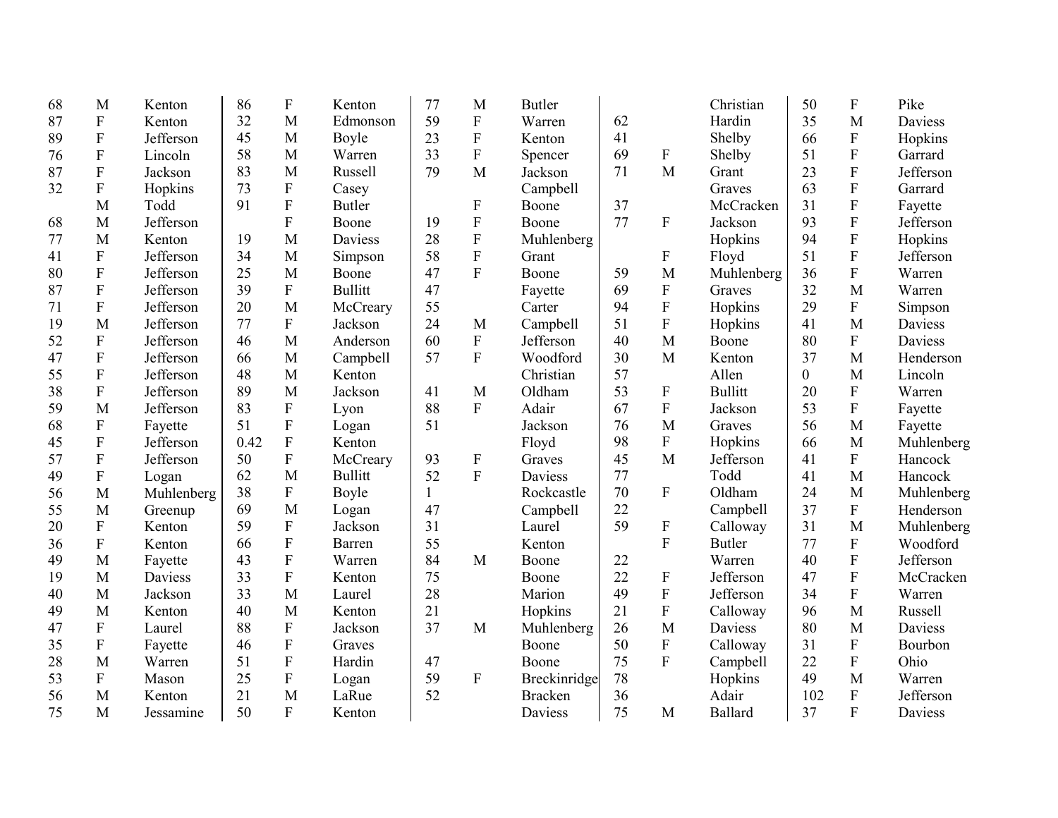| | | | | | | | | | | | | | | |
|---|---|---|---|---|---|---|---|---|---|---|---|---|---|---|
| 68 | M | Kenton | 86 | F | Kenton | 77 | M | Butler | | | Christian | 50 | F | Pike |
| 87 | F | Kenton | 32 | M | Edmonson | 59 | F | Warren | 62 | | Hardin | 35 | M | Daviess |
| 89 | F | Jefferson | 45 | M | Boyle | 23 | F | Kenton | 41 | | Shelby | 66 | F | Hopkins |
| 76 | F | Lincoln | 58 | M | Warren | 33 | F | Spencer | 69 | F | Shelby | 51 | F | Garrard |
| 87 | F | Jackson | 83 | M | Russell | 79 | M | Jackson | 71 | M | Grant | 23 | F | Jefferson |
| 32 | F | Hopkins | 73 | F | Casey | | | Campbell | | | Graves | 63 | F | Garrard |
| | M | Todd | 91 | F | Butler | | F | Boone | 37 | | McCracken | 31 | F | Fayette |
| 68 | M | Jefferson | | F | Boone | 19 | F | Boone | 77 | F | Jackson | 93 | F | Jefferson |
| 77 | M | Kenton | 19 | M | Daviess | 28 | F | Muhlenberg | | | Hopkins | 94 | F | Hopkins |
| 41 | F | Jefferson | 34 | M | Simpson | 58 | F | Grant | | F | Floyd | 51 | F | Jefferson |
| 80 | F | Jefferson | 25 | M | Boone | 47 | F | Boone | 59 | M | Muhlenberg | 36 | F | Warren |
| 87 | F | Jefferson | 39 | F | Bullitt | 47 | | Fayette | 69 | F | Graves | 32 | M | Warren |
| 71 | F | Jefferson | 20 | M | McCreary | 55 | | Carter | 94 | F | Hopkins | 29 | F | Simpson |
| 19 | M | Jefferson | 77 | F | Jackson | 24 | M | Campbell | 51 | F | Hopkins | 41 | M | Daviess |
| 52 | F | Jefferson | 46 | M | Anderson | 60 | F | Jefferson | 40 | M | Boone | 80 | F | Daviess |
| 47 | F | Jefferson | 66 | M | Campbell | 57 | F | Woodford | 30 | M | Kenton | 37 | M | Henderson |
| 55 | F | Jefferson | 48 | M | Kenton | | | Christian | 57 | | Allen | 0 | M | Lincoln |
| 38 | F | Jefferson | 89 | M | Jackson | 41 | M | Oldham | 53 | F | Bullitt | 20 | F | Warren |
| 59 | M | Jefferson | 83 | F | Lyon | 88 | F | Adair | 67 | F | Jackson | 53 | F | Fayette |
| 68 | F | Fayette | 51 | F | Logan | 51 | | Jackson | 76 | M | Graves | 56 | M | Fayette |
| 45 | F | Jefferson | 0.42 | F | Kenton | | | Floyd | 98 | F | Hopkins | 66 | M | Muhlenberg |
| 57 | F | Jefferson | 50 | F | McCreary | 93 | F | Graves | 45 | M | Jefferson | 41 | F | Hancock |
| 49 | F | Logan | 62 | M | Bullitt | 52 | F | Daviess | 77 | | Todd | 41 | M | Hancock |
| 56 | M | Muhlenberg | 38 | F | Boyle | 1 | | Rockcastle | 70 | F | Oldham | 24 | M | Muhlenberg |
| 55 | M | Greenup | 69 | M | Logan | 47 | | Campbell | 22 | | Campbell | 37 | F | Henderson |
| 20 | F | Kenton | 59 | F | Jackson | 31 | | Laurel | 59 | F | Calloway | 31 | M | Muhlenberg |
| 36 | F | Kenton | 66 | F | Barren | 55 | | Kenton | | F | Butler | 77 | F | Woodford |
| 49 | M | Fayette | 43 | F | Warren | 84 | M | Boone | 22 | | Warren | 40 | F | Jefferson |
| 19 | M | Daviess | 33 | F | Kenton | 75 | | Boone | 22 | F | Jefferson | 47 | F | McCracken |
| 40 | M | Jackson | 33 | M | Laurel | 28 | | Marion | 49 | F | Jefferson | 34 | F | Warren |
| 49 | M | Kenton | 40 | M | Kenton | 21 | | Hopkins | 21 | F | Calloway | 96 | M | Russell |
| 47 | F | Laurel | 88 | F | Jackson | 37 | M | Muhlenberg | 26 | M | Daviess | 80 | M | Daviess |
| 35 | F | Fayette | 46 | F | Graves | | | Boone | 50 | F | Calloway | 31 | F | Bourbon |
| 28 | M | Warren | 51 | F | Hardin | 47 | | Boone | 75 | F | Campbell | 22 | F | Ohio |
| 53 | F | Mason | 25 | F | Logan | 59 | F | Breckinridge | 78 | | Hopkins | 49 | M | Warren |
| 56 | M | Kenton | 21 | M | LaRue | 52 | | Bracken | 36 | | Adair | 102 | F | Jefferson |
| 75 | M | Jessamine | 50 | F | Kenton | | | Daviess | 75 | M | Ballard | 37 | F | Daviess |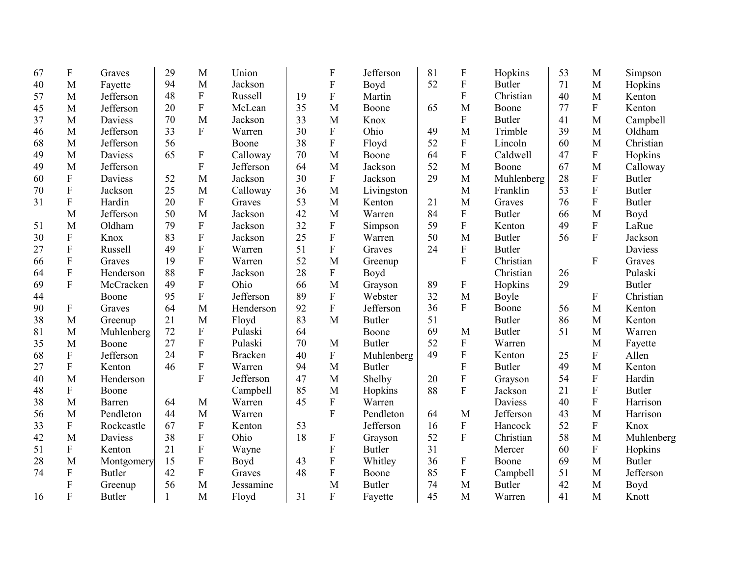| | | | | | | | | | | | | | | |
|---|---|---|---|---|---|---|---|---|---|---|---|---|---|---|
| 67 | F | Graves | 29 | M | Union | | F | Jefferson | 81 | F | Hopkins | 53 | M | Simpson |
| 40 | M | Fayette | 94 | M | Jackson | | F | Boyd | 52 | F | Butler | 71 | M | Hopkins |
| 57 | M | Jefferson | 48 | F | Russell | 19 | F | Martin | | F | Christian | 40 | M | Kenton |
| 45 | M | Jefferson | 20 | F | McLean | 35 | M | Boone | 65 | M | Boone | 77 | F | Kenton |
| 37 | M | Daviess | 70 | M | Jackson | 33 | M | Knox | | F | Butler | 41 | M | Campbell |
| 46 | M | Jefferson | 33 | F | Warren | 30 | F | Ohio | 49 | M | Trimble | 39 | M | Oldham |
| 68 | M | Jefferson | 56 | | Boone | 38 | F | Floyd | 52 | F | Lincoln | 60 | M | Christian |
| 49 | M | Daviess | 65 | F | Calloway | 70 | M | Boone | 64 | F | Caldwell | 47 | F | Hopkins |
| 49 | M | Jefferson | | F | Jefferson | 64 | M | Jackson | 52 | M | Boone | 67 | M | Calloway |
| 60 | F | Daviess | 52 | M | Jackson | 30 | F | Jackson | 29 | M | Muhlenberg | 28 | F | Butler |
| 70 | F | Jackson | 25 | M | Calloway | 36 | M | Livingston | | M | Franklin | 53 | F | Butler |
| 31 | F | Hardin | 20 | F | Graves | 53 | M | Kenton | 21 | M | Graves | 76 | F | Butler |
| | M | Jefferson | 50 | M | Jackson | 42 | M | Warren | 84 | F | Butler | 66 | M | Boyd |
| 51 | M | Oldham | 79 | F | Jackson | 32 | F | Simpson | 59 | F | Kenton | 49 | F | LaRue |
| 30 | F | Knox | 83 | F | Jackson | 25 | F | Warren | 50 | M | Butler | 56 | F | Jackson |
| 27 | F | Russell | 49 | F | Warren | 51 | F | Graves | 24 | F | Butler | | | Daviess |
| 66 | F | Graves | 19 | F | Warren | 52 | M | Greenup | | F | Christian | | F | Graves |
| 64 | F | Henderson | 88 | F | Jackson | 28 | F | Boyd | | | Christian | 26 | | Pulaski |
| 69 | F | McCracken | 49 | F | Ohio | 66 | M | Grayson | 89 | F | Hopkins | 29 | | Butler |
| 44 | | Boone | 95 | F | Jefferson | 89 | F | Webster | 32 | M | Boyle | | F | Christian |
| 90 | F | Graves | 64 | M | Henderson | 92 | F | Jefferson | 36 | F | Boone | 56 | M | Kenton |
| 38 | M | Greenup | 21 | M | Floyd | 83 | M | Butler | 51 | | Butler | 86 | M | Kenton |
| 81 | M | Muhlenberg | 72 | F | Pulaski | 64 | | Boone | 69 | M | Butler | 51 | M | Warren |
| 35 | M | Boone | 27 | F | Pulaski | 70 | M | Butler | 52 | F | Warren | | M | Fayette |
| 68 | F | Jefferson | 24 | F | Bracken | 40 | F | Muhlenberg | 49 | F | Kenton | 25 | F | Allen |
| 27 | F | Kenton | 46 | F | Warren | 94 | M | Butler | | F | Butler | 49 | M | Kenton |
| 40 | M | Henderson | | F | Jefferson | 47 | M | Shelby | 20 | F | Grayson | 54 | F | Hardin |
| 48 | F | Boone | | | Campbell | 85 | M | Hopkins | 88 | F | Jackson | 21 | F | Butler |
| 38 | M | Barren | 64 | M | Warren | 45 | F | Warren | | | Daviess | 40 | F | Harrison |
| 56 | M | Pendleton | 44 | M | Warren | | F | Pendleton | 64 | M | Jefferson | 43 | M | Harrison |
| 33 | F | Rockcastle | 67 | F | Kenton | 53 | | Jefferson | 16 | F | Hancock | 52 | F | Knox |
| 42 | M | Daviess | 38 | F | Ohio | 18 | F | Grayson | 52 | F | Christian | 58 | M | Muhlenberg |
| 51 | F | Kenton | 21 | F | Wayne | | F | Butler | 31 | | Mercer | 60 | F | Hopkins |
| 28 | M | Montgomery | 15 | F | Boyd | 43 | F | Whitley | 36 | F | Boone | 69 | M | Butler |
| 74 | F | Butler | 42 | F | Graves | 48 | F | Boone | 85 | F | Campbell | 51 | M | Jefferson |
| | F | Greenup | 56 | M | Jessamine | | M | Butler | 74 | M | Butler | 42 | M | Boyd |
| 16 | F | Butler | 1 | M | Floyd | 31 | F | Fayette | 45 | M | Warren | 41 | M | Knott |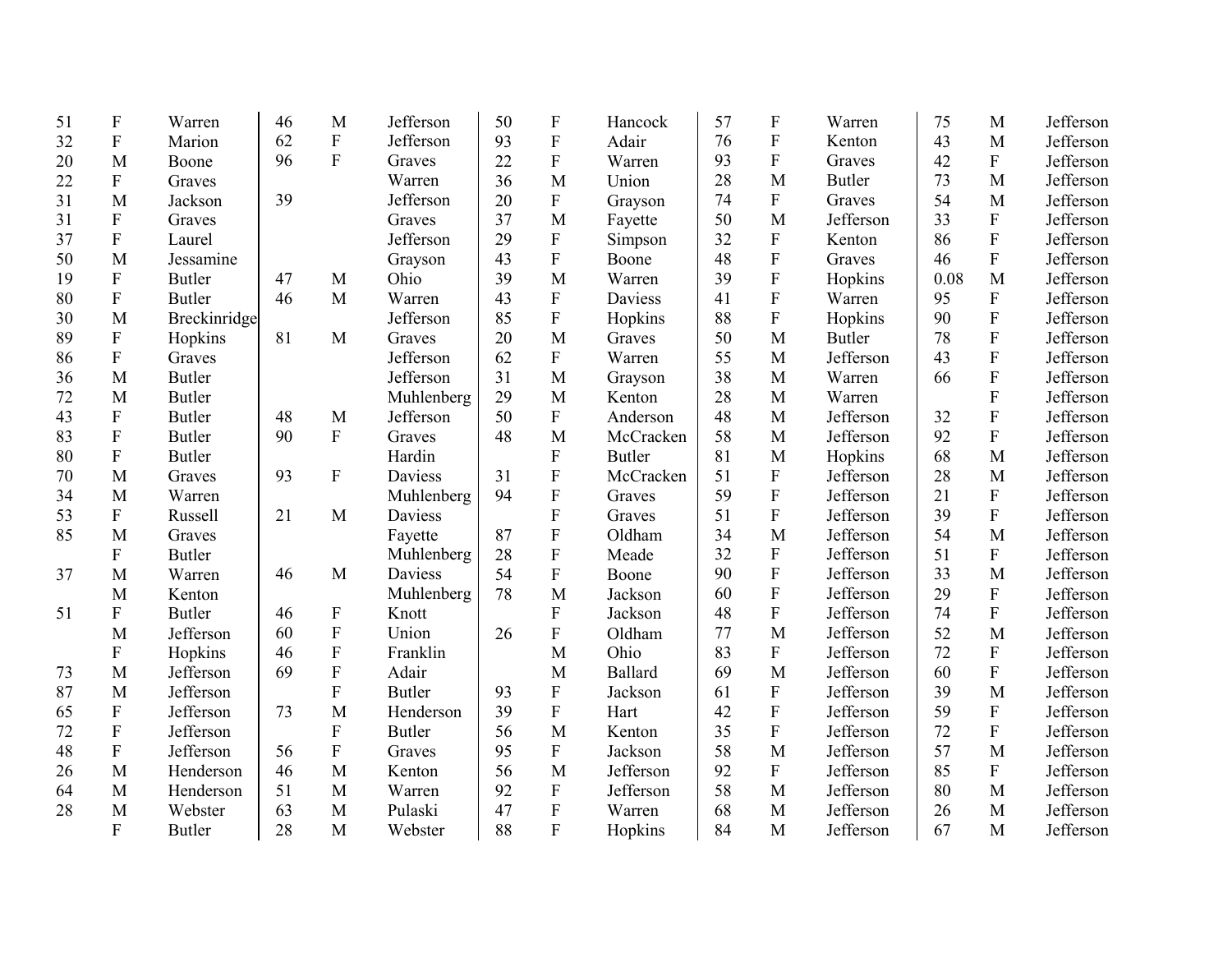| | | |
|---|---|---|
| 51 | F | Warren |
| 32 | F | Marion |
| 20 | M | Boone |
| 22 | F | Graves |
| 31 | M | Jackson |
| 31 | F | Graves |
| 37 | F | Laurel |
| 50 | M | Jessamine |
| 19 | F | Butler |
| 80 | F | Butler |
| 30 | M | Breckinridge |
| 89 | F | Hopkins |
| 86 | F | Graves |
| 36 | M | Butler |
| 72 | M | Butler |
| 43 | F | Butler |
| 83 | F | Butler |
| 80 | F | Butler |
| 70 | M | Graves |
| 34 | M | Warren |
| 53 | F | Russell |
| 85 | M | Graves |
| | F | Butler |
| 37 | M | Warren |
| | M | Kenton |
| 51 | F | Butler |
| | M | Jefferson |
| | F | Hopkins |
| 73 | M | Jefferson |
| 87 | M | Jefferson |
| 65 | F | Jefferson |
| 72 | F | Jefferson |
| 48 | F | Jefferson |
| 26 | M | Henderson |
| 64 | M | Henderson |
| 28 | M | Webster |
| | F | Butler |
| 46 | M | Jefferson |
| 62 | F | Jefferson |
| 96 | F | Graves |
| | | Warren |
| 39 | | Jefferson |
| | | Graves |
| | | Jefferson |
| | | Grayson |
| 47 | M | Ohio |
| 46 | M | Warren |
| | | Jefferson |
| 81 | M | Graves |
| | | Jefferson |
| | | Jefferson |
| | | Muhlenberg |
| 48 | M | Jefferson |
| 90 | F | Graves |
| | | Hardin |
| 93 | F | Daviess |
| | | Muhlenberg |
| 21 | M | Daviess |
| | | Fayette |
| | | Muhlenberg |
| 46 | M | Daviess |
| | | Muhlenberg |
| 46 | F | Knott |
| 60 | F | Union |
| 46 | F | Franklin |
| 69 | F | Adair |
| | F | Butler |
| 73 | M | Henderson |
| | F | Butler |
| 56 | F | Graves |
| 46 | M | Kenton |
| 51 | M | Warren |
| 63 | M | Pulaski |
| 28 | M | Webster |
| 50 | F | Hancock |
| 93 | F | Adair |
| 22 | F | Warren |
| 36 | M | Union |
| 20 | F | Grayson |
| 37 | M | Fayette |
| 29 | F | Simpson |
| 43 | F | Boone |
| 39 | M | Warren |
| 43 | F | Daviess |
| 85 | F | Hopkins |
| 20 | M | Graves |
| 62 | F | Warren |
| 31 | M | Grayson |
| 29 | M | Kenton |
| 50 | F | Anderson |
| 48 | M | McCracken |
| | F | Butler |
| 31 | F | McCracken |
| 94 | F | Graves |
| | F | Graves |
| 87 | F | Oldham |
| 28 | F | Meade |
| 54 | F | Boone |
| 78 | M | Jackson |
| | F | Jackson |
| 26 | F | Oldham |
| | M | Ohio |
| | M | Ballard |
| 93 | F | Jackson |
| 39 | F | Hart |
| 56 | M | Kenton |
| 95 | F | Jackson |
| 56 | M | Jefferson |
| 92 | F | Jefferson |
| 47 | F | Warren |
| 88 | F | Hopkins |
| 57 | F | Warren |
| 76 | F | Kenton |
| 93 | F | Graves |
| 28 | M | Butler |
| 74 | F | Graves |
| 50 | M | Jefferson |
| 32 | F | Kenton |
| 48 | F | Graves |
| 39 | F | Hopkins |
| 41 | F | Warren |
| 88 | F | Hopkins |
| 50 | M | Butler |
| 55 | M | Jefferson |
| 38 | M | Warren |
| 28 | M | Warren |
| 48 | M | Jefferson |
| 58 | M | Jefferson |
| 81 | M | Hopkins |
| 51 | F | Jefferson |
| 59 | F | Jefferson |
| 51 | F | Jefferson |
| 34 | M | Jefferson |
| 32 | F | Jefferson |
| 90 | F | Jefferson |
| 60 | F | Jefferson |
| 48 | F | Jefferson |
| 77 | M | Jefferson |
| 83 | F | Jefferson |
| 69 | M | Jefferson |
| 61 | F | Jefferson |
| 42 | F | Jefferson |
| 35 | F | Jefferson |
| 58 | M | Jefferson |
| 92 | F | Jefferson |
| 58 | M | Jefferson |
| 68 | M | Jefferson |
| 84 | M | Jefferson |
| 75 | M | Jefferson |
| 43 | M | Jefferson |
| 42 | F | Jefferson |
| 73 | M | Jefferson |
| 54 | M | Jefferson |
| 33 | F | Jefferson |
| 86 | F | Jefferson |
| 46 | F | Jefferson |
| 0.08 | M | Jefferson |
| 95 | F | Jefferson |
| 90 | F | Jefferson |
| 78 | F | Jefferson |
| 43 | F | Jefferson |
| 66 | F | Jefferson |
| | F | Jefferson |
| 32 | F | Jefferson |
| 92 | F | Jefferson |
| 68 | M | Jefferson |
| 28 | M | Jefferson |
| 21 | F | Jefferson |
| 39 | F | Jefferson |
| 54 | M | Jefferson |
| 51 | F | Jefferson |
| 33 | M | Jefferson |
| 29 | F | Jefferson |
| 74 | F | Jefferson |
| 52 | M | Jefferson |
| 72 | F | Jefferson |
| 60 | F | Jefferson |
| 39 | M | Jefferson |
| 59 | F | Jefferson |
| 72 | F | Jefferson |
| 57 | M | Jefferson |
| 85 | F | Jefferson |
| 80 | M | Jefferson |
| 26 | M | Jefferson |
| 67 | M | Jefferson |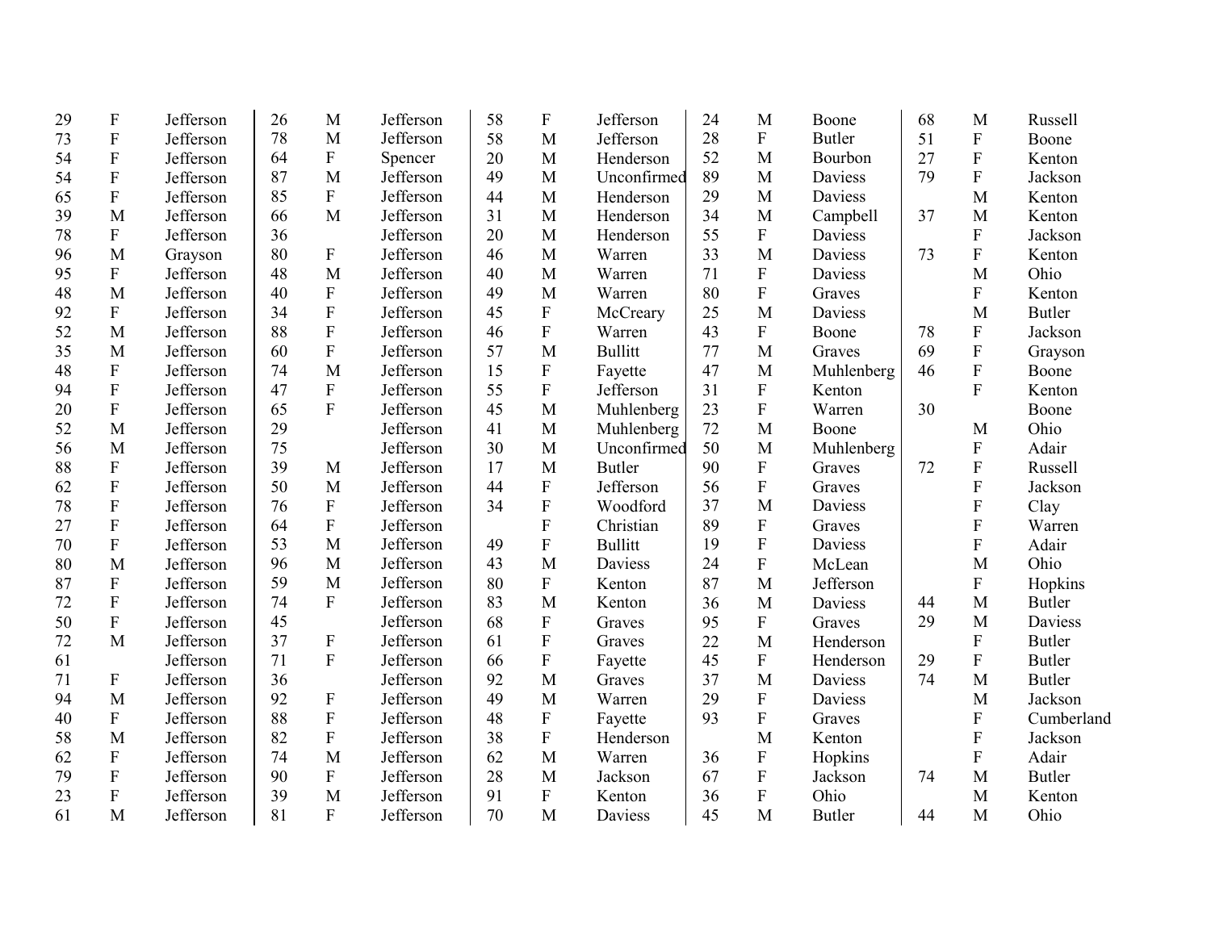| | | | | | | | | | | | | | | |
|---|---|---|---|---|---|---|---|---|---|---|---|---|---|---|
| 29 | F | Jefferson | 26 | M | Jefferson | 58 | F | Jefferson | 24 | M | Boone | 68 | M | Russell |
| 73 | F | Jefferson | 78 | M | Jefferson | 58 | M | Jefferson | 28 | F | Butler | 51 | F | Boone |
| 54 | F | Jefferson | 64 | F | Spencer | 20 | M | Henderson | 52 | M | Bourbon | 27 | F | Kenton |
| 54 | F | Jefferson | 87 | M | Jefferson | 49 | M | Unconfirmed | 89 | M | Daviess | 79 | F | Jackson |
| 65 | F | Jefferson | 85 | F | Jefferson | 44 | M | Henderson | 29 | M | Daviess | | M | Kenton |
| 39 | M | Jefferson | 66 | M | Jefferson | 31 | M | Henderson | 34 | M | Campbell | 37 | M | Kenton |
| 78 | F | Jefferson | 36 | | Jefferson | 20 | M | Henderson | 55 | F | Daviess | | F | Jackson |
| 96 | M | Grayson | 80 | F | Jefferson | 46 | M | Warren | 33 | M | Daviess | 73 | F | Kenton |
| 95 | F | Jefferson | 48 | M | Jefferson | 40 | M | Warren | 71 | F | Daviess | | M | Ohio |
| 48 | M | Jefferson | 40 | F | Jefferson | 49 | M | Warren | 80 | F | Graves | | F | Kenton |
| 92 | F | Jefferson | 34 | F | Jefferson | 45 | F | McCreary | 25 | M | Daviess | | M | Butler |
| 52 | M | Jefferson | 88 | F | Jefferson | 46 | F | Warren | 43 | F | Boone | 78 | F | Jackson |
| 35 | M | Jefferson | 60 | F | Jefferson | 57 | M | Bullitt | 77 | M | Graves | 69 | F | Grayson |
| 48 | F | Jefferson | 74 | M | Jefferson | 15 | F | Fayette | 47 | M | Muhlenberg | 46 | F | Boone |
| 94 | F | Jefferson | 47 | F | Jefferson | 55 | F | Jefferson | 31 | F | Kenton | | F | Kenton |
| 20 | F | Jefferson | 65 | F | Jefferson | 45 | M | Muhlenberg | 23 | F | Warren | 30 | | Boone |
| 52 | M | Jefferson | 29 | | Jefferson | 41 | M | Muhlenberg | 72 | M | Boone | | M | Ohio |
| 56 | M | Jefferson | 75 | | Jefferson | 30 | M | Unconfirmed | 50 | M | Muhlenberg | | F | Adair |
| 88 | F | Jefferson | 39 | M | Jefferson | 17 | M | Butler | 90 | F | Graves | 72 | F | Russell |
| 62 | F | Jefferson | 50 | M | Jefferson | 44 | F | Jefferson | 56 | F | Graves | | F | Jackson |
| 78 | F | Jefferson | 76 | F | Jefferson | 34 | F | Woodford | 37 | M | Daviess | | F | Clay |
| 27 | F | Jefferson | 64 | F | Jefferson | | F | Christian | 89 | F | Graves | | F | Warren |
| 70 | F | Jefferson | 53 | M | Jefferson | 49 | F | Bullitt | 19 | F | Daviess | | F | Adair |
| 80 | M | Jefferson | 96 | M | Jefferson | 43 | M | Daviess | 24 | F | McLean | | M | Ohio |
| 87 | F | Jefferson | 59 | M | Jefferson | 80 | F | Kenton | 87 | M | Jefferson | | F | Hopkins |
| 72 | F | Jefferson | 74 | F | Jefferson | 83 | M | Kenton | 36 | M | Daviess | 44 | M | Butler |
| 50 | F | Jefferson | 45 | | Jefferson | 68 | F | Graves | 95 | F | Graves | 29 | M | Daviess |
| 72 | M | Jefferson | 37 | F | Jefferson | 61 | F | Graves | 22 | M | Henderson | | F | Butler |
| 61 | | Jefferson | 71 | F | Jefferson | 66 | F | Fayette | 45 | F | Henderson | 29 | F | Butler |
| 71 | F | Jefferson | 36 | | Jefferson | 92 | M | Graves | 37 | M | Daviess | 74 | M | Butler |
| 94 | M | Jefferson | 92 | F | Jefferson | 49 | M | Warren | 29 | F | Daviess | | M | Jackson |
| 40 | F | Jefferson | 88 | F | Jefferson | 48 | F | Fayette | 93 | F | Graves | | F | Cumberland |
| 58 | M | Jefferson | 82 | F | Jefferson | 38 | F | Henderson | | M | Kenton | | F | Jackson |
| 62 | F | Jefferson | 74 | M | Jefferson | 62 | M | Warren | 36 | F | Hopkins | | F | Adair |
| 79 | F | Jefferson | 90 | F | Jefferson | 28 | M | Jackson | 67 | F | Jackson | 74 | M | Butler |
| 23 | F | Jefferson | 39 | M | Jefferson | 91 | F | Kenton | 36 | F | Ohio | | M | Kenton |
| 61 | M | Jefferson | 81 | F | Jefferson | 70 | M | Daviess | 45 | M | Butler | 44 | M | Ohio |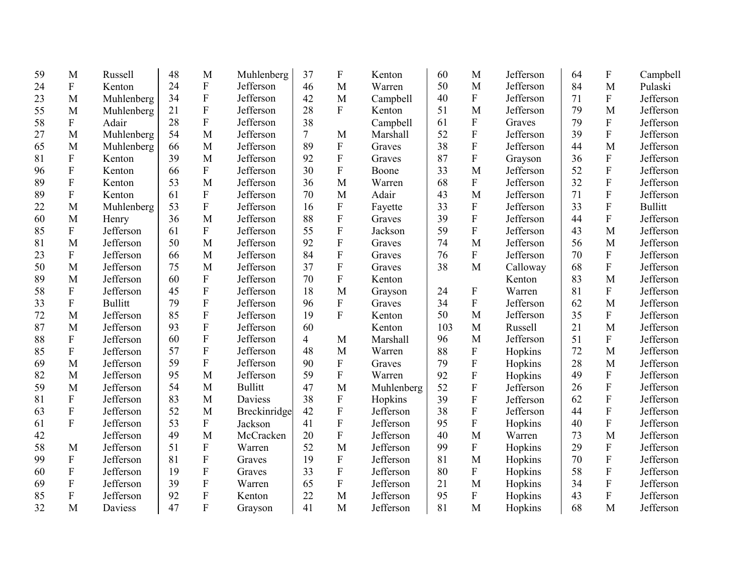| | | | | | | | | | | | | | | |
|---|---|---|---|---|---|---|---|---|---|---|---|---|---|---|
| 59 | M | Russell | 48 | M | Muhlenberg | 37 | F | Kenton | 60 | M | Jefferson | 64 | F | Campbell |
| 24 | F | Kenton | 24 | F | Jefferson | 46 | M | Warren | 50 | M | Jefferson | 84 | M | Pulaski |
| 23 | M | Muhlenberg | 34 | F | Jefferson | 42 | M | Campbell | 40 | F | Jefferson | 71 | F | Jefferson |
| 55 | M | Muhlenberg | 21 | F | Jefferson | 28 | F | Kenton | 51 | M | Jefferson | 79 | M | Jefferson |
| 58 | F | Adair | 28 | F | Jefferson | 38 | | Campbell | 61 | F | Graves | 79 | F | Jefferson |
| 27 | M | Muhlenberg | 54 | M | Jefferson | 7 | M | Marshall | 52 | F | Jefferson | 39 | F | Jefferson |
| 65 | M | Muhlenberg | 66 | M | Jefferson | 89 | F | Graves | 38 | F | Jefferson | 44 | M | Jefferson |
| 81 | F | Kenton | 39 | M | Jefferson | 92 | F | Graves | 87 | F | Grayson | 36 | F | Jefferson |
| 96 | F | Kenton | 66 | F | Jefferson | 30 | F | Boone | 33 | M | Jefferson | 52 | F | Jefferson |
| 89 | F | Kenton | 53 | M | Jefferson | 36 | M | Warren | 68 | F | Jefferson | 32 | F | Jefferson |
| 89 | F | Kenton | 61 | F | Jefferson | 70 | M | Adair | 43 | M | Jefferson | 71 | F | Jefferson |
| 22 | M | Muhlenberg | 53 | F | Jefferson | 16 | F | Fayette | 33 | F | Jefferson | 33 | F | Bullitt |
| 60 | M | Henry | 36 | M | Jefferson | 88 | F | Graves | 39 | F | Jefferson | 44 | F | Jefferson |
| 85 | F | Jefferson | 61 | F | Jefferson | 55 | F | Jackson | 59 | F | Jefferson | 43 | M | Jefferson |
| 81 | M | Jefferson | 50 | M | Jefferson | 92 | F | Graves | 74 | M | Jefferson | 56 | M | Jefferson |
| 23 | F | Jefferson | 66 | M | Jefferson | 84 | F | Graves | 76 | F | Jefferson | 70 | F | Jefferson |
| 50 | M | Jefferson | 75 | M | Jefferson | 37 | F | Graves | 38 | M | Calloway | 68 | F | Jefferson |
| 89 | M | Jefferson | 60 | F | Jefferson | 70 | F | Kenton | | | Kenton | 83 | M | Jefferson |
| 58 | F | Jefferson | 45 | F | Jefferson | 18 | M | Grayson | 24 | F | Warren | 81 | F | Jefferson |
| 33 | F | Bullitt | 79 | F | Jefferson | 96 | F | Graves | 34 | F | Jefferson | 62 | M | Jefferson |
| 72 | M | Jefferson | 85 | F | Jefferson | 19 | F | Kenton | 50 | M | Jefferson | 35 | F | Jefferson |
| 87 | M | Jefferson | 93 | F | Jefferson | 60 | | Kenton | 103 | M | Russell | 21 | M | Jefferson |
| 88 | F | Jefferson | 60 | F | Jefferson | 4 | M | Marshall | 96 | M | Jefferson | 51 | F | Jefferson |
| 85 | F | Jefferson | 57 | F | Jefferson | 48 | M | Warren | 88 | F | Hopkins | 72 | M | Jefferson |
| 69 | M | Jefferson | 59 | F | Jefferson | 90 | F | Graves | 79 | F | Hopkins | 28 | M | Jefferson |
| 82 | M | Jefferson | 95 | M | Jefferson | 59 | F | Warren | 92 | F | Hopkins | 49 | F | Jefferson |
| 59 | M | Jefferson | 54 | M | Bullitt | 47 | M | Muhlenberg | 52 | F | Jefferson | 26 | F | Jefferson |
| 81 | F | Jefferson | 83 | M | Daviess | 38 | F | Hopkins | 39 | F | Jefferson | 62 | F | Jefferson |
| 63 | F | Jefferson | 52 | M | Breckinridge | 42 | F | Jefferson | 38 | F | Jefferson | 44 | F | Jefferson |
| 61 | F | Jefferson | 53 | F | Jackson | 41 | F | Jefferson | 95 | F | Hopkins | 40 | F | Jefferson |
| 42 | | Jefferson | 49 | M | McCracken | 20 | F | Jefferson | 40 | M | Warren | 73 | M | Jefferson |
| 58 | M | Jefferson | 51 | F | Warren | 52 | M | Jefferson | 99 | F | Hopkins | 29 | F | Jefferson |
| 99 | F | Jefferson | 81 | F | Graves | 19 | F | Jefferson | 81 | M | Hopkins | 70 | F | Jefferson |
| 60 | F | Jefferson | 19 | F | Graves | 33 | F | Jefferson | 80 | F | Hopkins | 58 | F | Jefferson |
| 69 | F | Jefferson | 39 | F | Warren | 65 | F | Jefferson | 21 | M | Hopkins | 34 | F | Jefferson |
| 85 | F | Jefferson | 92 | F | Kenton | 22 | M | Jefferson | 95 | F | Hopkins | 43 | F | Jefferson |
| 32 | M | Daviess | 47 | F | Grayson | 41 | M | Jefferson | 81 | M | Hopkins | 68 | M | Jefferson |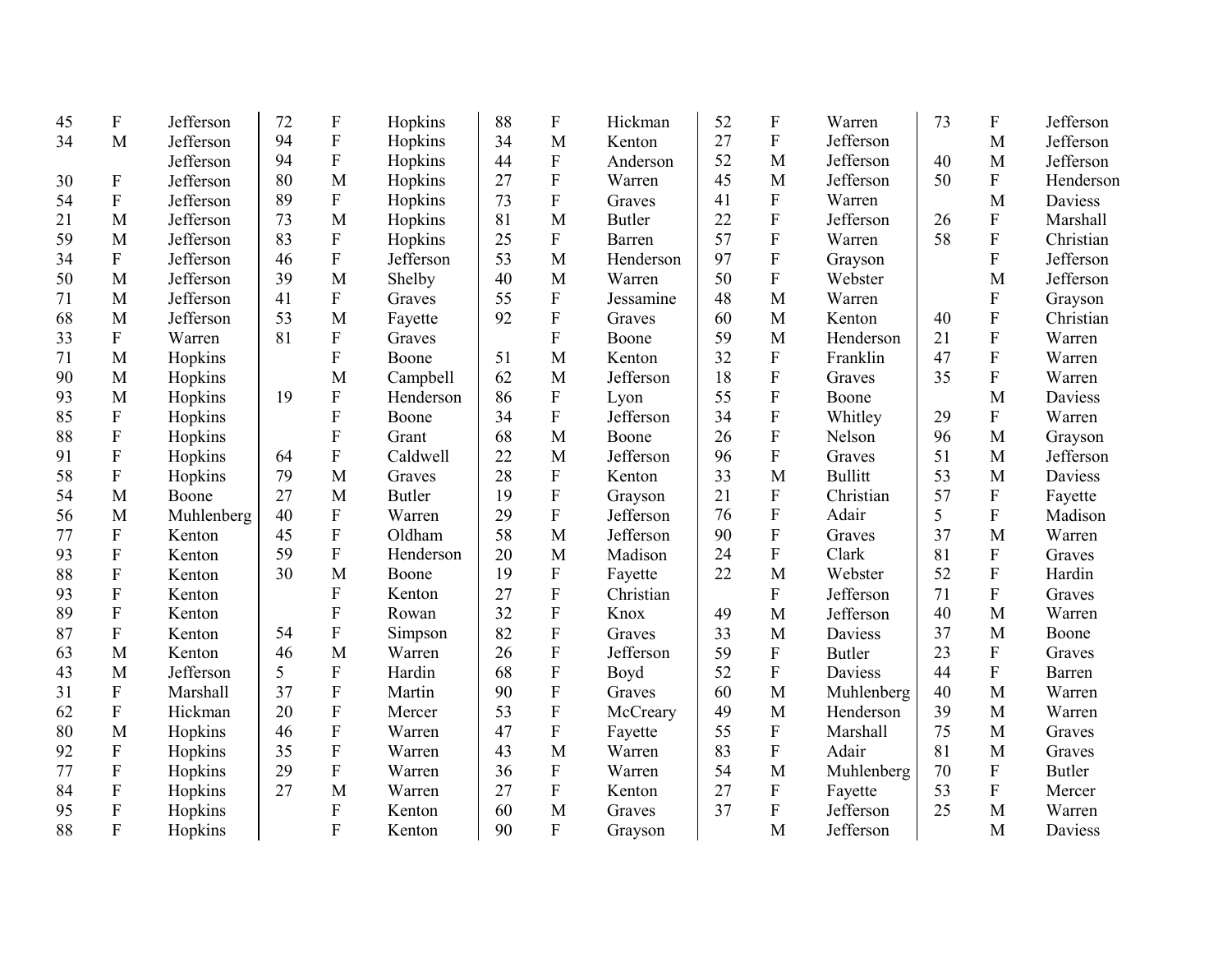| | | |
|---|---|---|
| 45 | F | Jefferson |
| 34 | M | Jefferson |
| | | Jefferson |
| 30 | F | Jefferson |
| 54 | F | Jefferson |
| 21 | M | Jefferson |
| 59 | M | Jefferson |
| 34 | F | Jefferson |
| 50 | M | Jefferson |
| 71 | M | Jefferson |
| 68 | M | Jefferson |
| 33 | F | Warren |
| 71 | M | Hopkins |
| 90 | M | Hopkins |
| 93 | M | Hopkins |
| 85 | F | Hopkins |
| 88 | F | Hopkins |
| 91 | F | Hopkins |
| 58 | F | Hopkins |
| 54 | M | Boone |
| 56 | M | Muhlenberg |
| 77 | F | Kenton |
| 93 | F | Kenton |
| 88 | F | Kenton |
| 93 | F | Kenton |
| 89 | F | Kenton |
| 87 | F | Kenton |
| 63 | M | Kenton |
| 43 | M | Jefferson |
| 31 | F | Marshall |
| 62 | F | Hickman |
| 80 | M | Hopkins |
| 92 | F | Hopkins |
| 77 | F | Hopkins |
| 84 | F | Hopkins |
| 95 | F | Hopkins |
| 88 | F | Hopkins |
| 72 | F | Hopkins |
| 94 | F | Hopkins |
| 94 | F | Hopkins |
| 80 | M | Hopkins |
| 89 | F | Hopkins |
| 73 | M | Hopkins |
| 83 | F | Hopkins |
| 46 | F | Jefferson |
| 39 | M | Shelby |
| 41 | F | Graves |
| 53 | M | Fayette |
| 81 | F | Graves |
| | F | Boone |
| | M | Campbell |
| 19 | F | Henderson |
| | F | Boone |
| | F | Grant |
| 64 | F | Caldwell |
| 79 | M | Graves |
| 27 | M | Butler |
| 40 | F | Warren |
| 45 | F | Oldham |
| 59 | F | Henderson |
| 30 | M | Boone |
| | F | Kenton |
| | F | Rowan |
| 54 | F | Simpson |
| 46 | M | Warren |
| 5 | F | Hardin |
| 37 | F | Martin |
| 20 | F | Mercer |
| 46 | F | Warren |
| 35 | F | Warren |
| 29 | F | Warren |
| 27 | M | Warren |
| | F | Kenton |
| | F | Kenton |
| 88 | F | Hickman |
| 34 | M | Kenton |
| 44 | F | Anderson |
| 27 | F | Warren |
| 73 | F | Graves |
| 81 | M | Butler |
| 25 | F | Barren |
| 53 | M | Henderson |
| 40 | M | Warren |
| 55 | F | Jessamine |
| 92 | F | Graves |
| | F | Boone |
| 51 | M | Kenton |
| 62 | M | Jefferson |
| 86 | F | Lyon |
| 34 | F | Jefferson |
| 68 | M | Boone |
| 22 | M | Jefferson |
| 28 | F | Kenton |
| 19 | F | Grayson |
| 29 | F | Jefferson |
| 58 | M | Jefferson |
| 20 | M | Madison |
| 19 | F | Fayette |
| 27 | F | Christian |
| 32 | F | Knox |
| 82 | F | Graves |
| 26 | F | Jefferson |
| 68 | F | Boyd |
| 90 | F | Graves |
| 53 | F | McCreary |
| 47 | F | Fayette |
| 43 | M | Warren |
| 36 | F | Warren |
| 27 | F | Kenton |
| 60 | M | Graves |
| 90 | F | Grayson |
| 52 | F | Warren |
| 27 | F | Jefferson |
| 52 | M | Jefferson |
| 45 | M | Jefferson |
| 41 | F | Warren |
| 22 | F | Jefferson |
| 57 | F | Warren |
| 97 | F | Grayson |
| 50 | F | Webster |
| 48 | M | Warren |
| 60 | M | Kenton |
| 59 | M | Henderson |
| 32 | F | Franklin |
| 18 | F | Graves |
| 55 | F | Boone |
| 34 | F | Whitley |
| 26 | F | Nelson |
| 96 | F | Graves |
| 33 | M | Bullitt |
| 21 | F | Christian |
| 76 | F | Adair |
| 90 | F | Graves |
| 24 | F | Clark |
| 22 | M | Webster |
| | F | Jefferson |
| 49 | M | Jefferson |
| 33 | M | Daviess |
| 59 | F | Butler |
| 52 | F | Daviess |
| 60 | M | Muhlenberg |
| 49 | M | Henderson |
| 55 | F | Marshall |
| 83 | F | Adair |
| 54 | M | Muhlenberg |
| 27 | F | Fayette |
| 37 | F | Jefferson |
| | M | Jefferson |
| 73 | F | Jefferson |
| | M | Jefferson |
| 40 | M | Jefferson |
| 50 | F | Henderson |
| | M | Daviess |
| 26 | F | Marshall |
| 58 | F | Christian |
| | F | Jefferson |
| | M | Jefferson |
| | F | Grayson |
| 40 | F | Christian |
| 21 | F | Warren |
| 47 | F | Warren |
| 35 | F | Warren |
| | M | Daviess |
| 29 | F | Warren |
| 96 | M | Grayson |
| 51 | M | Jefferson |
| 53 | M | Daviess |
| 57 | F | Fayette |
| 5 | F | Madison |
| 37 | M | Warren |
| 81 | F | Graves |
| 52 | F | Hardin |
| 71 | F | Graves |
| 40 | M | Warren |
| 37 | M | Boone |
| 23 | F | Graves |
| 44 | F | Barren |
| 40 | M | Warren |
| 39 | M | Warren |
| 75 | M | Graves |
| 81 | M | Graves |
| 70 | F | Butler |
| 53 | F | Mercer |
| 25 | M | Warren |
| | M | Daviess |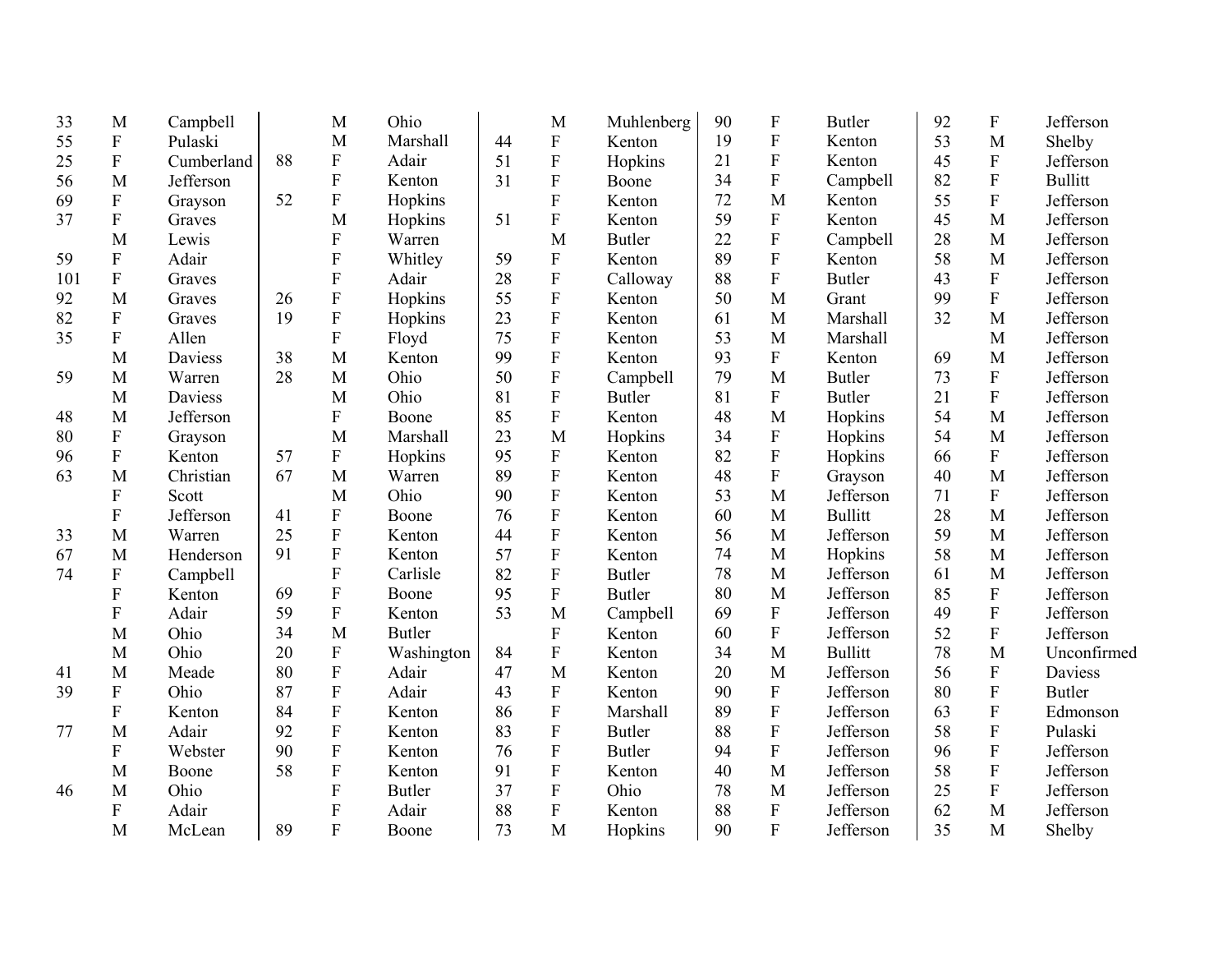| | | |
|---|---|---|
| 33 | M | Campbell |
| 55 | F | Pulaski |
| 25 | F | Cumberland |
| 56 | M | Jefferson |
| 69 | F | Grayson |
| 37 | F | Graves |
| | M | Lewis |
| 59 | F | Adair |
| 101 | F | Graves |
| 92 | M | Graves |
| 82 | F | Graves |
| 35 | F | Allen |
| | M | Daviess |
| 59 | M | Warren |
| | M | Daviess |
| 48 | M | Jefferson |
| 80 | F | Grayson |
| 96 | F | Kenton |
| 63 | M | Christian |
| | F | Scott |
| | F | Jefferson |
| 33 | M | Warren |
| 67 | M | Henderson |
| 74 | F | Campbell |
| | F | Kenton |
| | F | Adair |
| | M | Ohio |
| | M | Ohio |
| 41 | M | Meade |
| 39 | F | Ohio |
| | F | Kenton |
| 77 | M | Adair |
| | F | Webster |
| | M | Boone |
| 46 | M | Ohio |
| | F | Adair |
| | M | McLean |
| | M | Ohio |
| | M | Marshall |
| 88 | F | Adair |
| | F | Kenton |
| 52 | F | Hopkins |
| | M | Hopkins |
| | F | Warren |
| | F | Whitley |
| | F | Adair |
| 26 | F | Hopkins |
| 19 | F | Hopkins |
| | F | Floyd |
| 38 | M | Kenton |
| 28 | M | Ohio |
| | M | Ohio |
| | F | Boone |
| | M | Marshall |
| 57 | F | Hopkins |
| 67 | M | Warren |
| | M | Ohio |
| 41 | F | Boone |
| 25 | F | Kenton |
| 91 | F | Kenton |
| | F | Carlisle |
| 69 | F | Boone |
| 59 | F | Kenton |
| 34 | M | Butler |
| 20 | F | Washington |
| 80 | F | Adair |
| 87 | F | Adair |
| 84 | F | Kenton |
| 92 | F | Kenton |
| 90 | F | Kenton |
| 58 | F | Kenton |
| | F | Butler |
| | F | Adair |
| 89 | F | Boone |
| | M | Muhlenberg |
| 44 | F | Kenton |
| 51 | F | Hopkins |
| 31 | F | Boone |
| | F | Kenton |
| 51 | F | Kenton |
| | M | Butler |
| 59 | F | Kenton |
| 28 | F | Calloway |
| 55 | F | Kenton |
| 23 | F | Kenton |
| 75 | F | Kenton |
| 99 | F | Kenton |
| 50 | F | Campbell |
| 81 | F | Butler |
| 85 | F | Kenton |
| 23 | M | Hopkins |
| 95 | F | Kenton |
| 89 | F | Kenton |
| 90 | F | Kenton |
| 76 | F | Kenton |
| 44 | F | Kenton |
| 57 | F | Kenton |
| 82 | F | Butler |
| 95 | F | Butler |
| 53 | M | Campbell |
| | F | Kenton |
| 84 | F | Kenton |
| 47 | M | Kenton |
| 43 | F | Kenton |
| 86 | F | Marshall |
| 83 | F | Butler |
| 76 | F | Butler |
| 91 | F | Kenton |
| 37 | F | Ohio |
| 88 | F | Kenton |
| 73 | M | Hopkins |
| 90 | F | Butler |
| 19 | F | Kenton |
| 21 | F | Kenton |
| 34 | F | Campbell |
| 72 | M | Kenton |
| 59 | F | Kenton |
| 22 | F | Campbell |
| 89 | F | Kenton |
| 88 | F | Butler |
| 50 | M | Grant |
| 61 | M | Marshall |
| 53 | M | Marshall |
| 93 | F | Kenton |
| 79 | M | Butler |
| 81 | F | Butler |
| 48 | M | Hopkins |
| 34 | F | Hopkins |
| 82 | F | Hopkins |
| 48 | F | Grayson |
| 53 | M | Jefferson |
| 60 | M | Bullitt |
| 56 | M | Jefferson |
| 74 | M | Hopkins |
| 78 | M | Jefferson |
| 80 | M | Jefferson |
| 69 | F | Jefferson |
| 60 | F | Jefferson |
| 34 | M | Bullitt |
| 20 | M | Jefferson |
| 90 | F | Jefferson |
| 89 | F | Jefferson |
| 88 | F | Jefferson |
| 94 | F | Jefferson |
| 40 | M | Jefferson |
| 78 | M | Jefferson |
| 88 | F | Jefferson |
| 90 | F | Jefferson |
| 92 | F | Jefferson |
| 53 | M | Shelby |
| 45 | F | Jefferson |
| 82 | F | Bullitt |
| 55 | F | Jefferson |
| 45 | M | Jefferson |
| 28 | M | Jefferson |
| 58 | M | Jefferson |
| 43 | F | Jefferson |
| 99 | F | Jefferson |
| 32 | M | Jefferson |
| | M | Jefferson |
| 69 | M | Jefferson |
| 73 | F | Jefferson |
| 21 | F | Jefferson |
| 54 | M | Jefferson |
| 54 | M | Jefferson |
| 66 | F | Jefferson |
| 40 | M | Jefferson |
| 71 | F | Jefferson |
| 28 | M | Jefferson |
| 59 | M | Jefferson |
| 58 | M | Jefferson |
| 61 | M | Jefferson |
| 85 | F | Jefferson |
| 49 | F | Jefferson |
| 52 | F | Jefferson |
| 78 | M | Unconfirmed |
| 56 | F | Daviess |
| 80 | F | Butler |
| 63 | F | Edmonson |
| 58 | F | Pulaski |
| 96 | F | Jefferson |
| 58 | F | Jefferson |
| 25 | F | Jefferson |
| 62 | M | Jefferson |
| 35 | M | Shelby |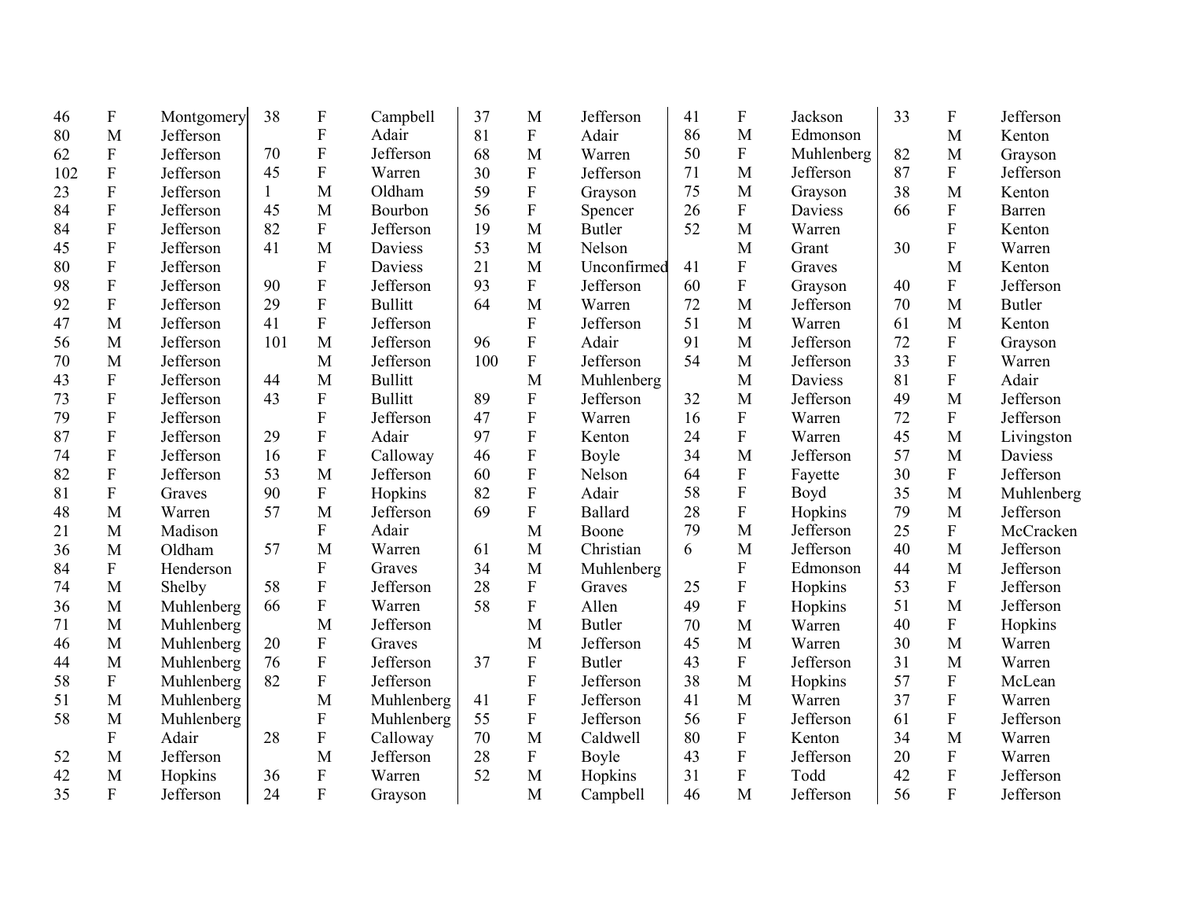| | | | | | | | | | | | | | | |
|---|---|---|---|---|---|---|---|---|---|---|---|---|---|---|
| 46 | F | Montgomery | 38 | F | Campbell | 37 | M | Jefferson | 41 | F | Jackson | 33 | F | Jefferson |
| 80 | M | Jefferson | | F | Adair | 81 | F | Adair | 86 | M | Edmonson | | M | Kenton |
| 62 | F | Jefferson | 70 | F | Jefferson | 68 | M | Warren | 50 | F | Muhlenberg | 82 | M | Grayson |
| 102 | F | Jefferson | 45 | F | Warren | 30 | F | Jefferson | 71 | M | Jefferson | 87 | F | Jefferson |
| 23 | F | Jefferson | 1 | M | Oldham | 59 | F | Grayson | 75 | M | Grayson | 38 | M | Kenton |
| 84 | F | Jefferson | 45 | M | Bourbon | 56 | F | Spencer | 26 | F | Daviess | 66 | F | Barren |
| 84 | F | Jefferson | 82 | F | Jefferson | 19 | M | Butler | 52 | M | Warren | | F | Kenton |
| 45 | F | Jefferson | 41 | M | Daviess | 53 | M | Nelson | | M | Grant | 30 | F | Warren |
| 80 | F | Jefferson | | F | Daviess | 21 | M | Unconfirmed | 41 | F | Graves | | M | Kenton |
| 98 | F | Jefferson | 90 | F | Jefferson | 93 | F | Jefferson | 60 | F | Grayson | 40 | F | Jefferson |
| 92 | F | Jefferson | 29 | F | Bullitt | 64 | M | Warren | 72 | M | Jefferson | 70 | M | Butler |
| 47 | M | Jefferson | 41 | F | Jefferson | | F | Jefferson | 51 | M | Warren | 61 | M | Kenton |
| 56 | M | Jefferson | 101 | M | Jefferson | 96 | F | Adair | 91 | M | Jefferson | 72 | F | Grayson |
| 70 | M | Jefferson | | M | Jefferson | 100 | F | Jefferson | 54 | M | Jefferson | 33 | F | Warren |
| 43 | F | Jefferson | 44 | M | Bullitt | | M | Muhlenberg | | M | Daviess | 81 | F | Adair |
| 73 | F | Jefferson | 43 | F | Bullitt | 89 | F | Jefferson | 32 | M | Jefferson | 49 | M | Jefferson |
| 79 | F | Jefferson | | F | Jefferson | 47 | F | Warren | 16 | F | Warren | 72 | F | Jefferson |
| 87 | F | Jefferson | 29 | F | Adair | 97 | F | Kenton | 24 | F | Warren | 45 | M | Livingston |
| 74 | F | Jefferson | 16 | F | Calloway | 46 | F | Boyle | 34 | M | Jefferson | 57 | M | Daviess |
| 82 | F | Jefferson | 53 | M | Jefferson | 60 | F | Nelson | 64 | F | Fayette | 30 | F | Jefferson |
| 81 | F | Graves | 90 | F | Hopkins | 82 | F | Adair | 58 | F | Boyd | 35 | M | Muhlenberg |
| 48 | M | Warren | 57 | M | Jefferson | 69 | F | Ballard | 28 | F | Hopkins | 79 | M | Jefferson |
| 21 | M | Madison | | F | Adair | | M | Boone | 79 | M | Jefferson | 25 | F | McCracken |
| 36 | M | Oldham | 57 | M | Warren | 61 | M | Christian | 6 | M | Jefferson | 40 | M | Jefferson |
| 84 | F | Henderson | | F | Graves | 34 | M | Muhlenberg | | F | Edmonson | 44 | M | Jefferson |
| 74 | M | Shelby | 58 | F | Jefferson | 28 | F | Graves | 25 | F | Hopkins | 53 | F | Jefferson |
| 36 | M | Muhlenberg | 66 | F | Warren | 58 | F | Allen | 49 | F | Hopkins | 51 | M | Jefferson |
| 71 | M | Muhlenberg | | M | Jefferson | | M | Butler | 70 | M | Warren | 40 | F | Hopkins |
| 46 | M | Muhlenberg | 20 | F | Graves | | M | Jefferson | 45 | M | Warren | 30 | M | Warren |
| 44 | M | Muhlenberg | 76 | F | Jefferson | 37 | F | Butler | 43 | F | Jefferson | 31 | M | Warren |
| 58 | F | Muhlenberg | 82 | F | Jefferson | | F | Jefferson | 38 | M | Hopkins | 57 | F | McLean |
| 51 | M | Muhlenberg | | M | Muhlenberg | 41 | F | Jefferson | 41 | M | Warren | 37 | F | Warren |
| 58 | M | Muhlenberg | | F | Muhlenberg | 55 | F | Jefferson | 56 | F | Jefferson | 61 | F | Jefferson |
| | F | Adair | 28 | F | Calloway | 70 | M | Caldwell | 80 | F | Kenton | 34 | M | Warren |
| 52 | M | Jefferson | | M | Jefferson | 28 | F | Boyle | 43 | F | Jefferson | 20 | F | Warren |
| 42 | M | Hopkins | 36 | F | Warren | 52 | M | Hopkins | 31 | F | Todd | 42 | F | Jefferson |
| 35 | F | Jefferson | 24 | F | Grayson | | M | Campbell | 46 | M | Jefferson | 56 | F | Jefferson |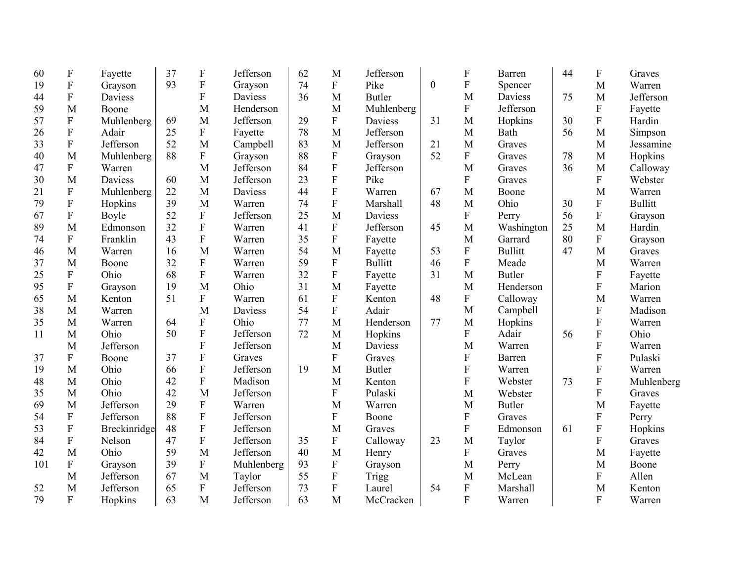| | | | | | | | | | | | | | | |
|---|---|---|---|---|---|---|---|---|---|---|---|---|---|---|
| 60 | F | Fayette | 37 | F | Jefferson | 62 | M | Jefferson | | F | Barren | 44 | F | Graves |
| 19 | F | Grayson | 93 | F | Grayson | 74 | F | Pike | 0 | F | Spencer | | M | Warren |
| 44 | F | Daviess | | F | Daviess | 36 | M | Butler | | M | Daviess | 75 | M | Jefferson |
| 59 | M | Boone | | M | Henderson | | M | Muhlenberg | | F | Jefferson | | F | Fayette |
| 57 | F | Muhlenberg | 69 | M | Jefferson | 29 | F | Daviess | 31 | M | Hopkins | 30 | F | Hardin |
| 26 | F | Adair | 25 | F | Fayette | 78 | M | Jefferson | | M | Bath | 56 | M | Simpson |
| 33 | F | Jefferson | 52 | M | Campbell | 83 | M | Jefferson | 21 | M | Graves | | M | Jessamine |
| 40 | M | Muhlenberg | 88 | F | Grayson | 88 | F | Grayson | 52 | F | Graves | 78 | M | Hopkins |
| 47 | F | Warren | | M | Jefferson | 84 | F | Jefferson | | M | Graves | 36 | M | Calloway |
| 30 | M | Daviess | 60 | M | Jefferson | 23 | F | Pike | | F | Graves | | F | Webster |
| 21 | F | Muhlenberg | 22 | M | Daviess | 44 | F | Warren | 67 | M | Boone | | M | Warren |
| 79 | F | Hopkins | 39 | M | Warren | 74 | F | Marshall | 48 | M | Ohio | 30 | F | Bullitt |
| 67 | F | Boyle | 52 | F | Jefferson | 25 | M | Daviess | | F | Perry | 56 | F | Grayson |
| 89 | M | Edmonson | 32 | F | Warren | 41 | F | Jefferson | 45 | M | Washington | 25 | M | Hardin |
| 74 | F | Franklin | 43 | F | Warren | 35 | F | Fayette | | M | Garrard | 80 | F | Grayson |
| 46 | M | Warren | 16 | M | Warren | 54 | M | Fayette | 53 | F | Bullitt | 47 | M | Graves |
| 37 | M | Boone | 32 | F | Warren | 59 | F | Bullitt | 46 | F | Meade | | M | Warren |
| 25 | F | Ohio | 68 | F | Warren | 32 | F | Fayette | 31 | M | Butler | | F | Fayette |
| 95 | F | Grayson | 19 | M | Ohio | 31 | M | Fayette | | M | Henderson | | F | Marion |
| 65 | M | Kenton | 51 | F | Warren | 61 | F | Kenton | 48 | F | Calloway | | M | Warren |
| 38 | M | Warren | | M | Daviess | 54 | F | Adair | | M | Campbell | | F | Madison |
| 35 | M | Warren | 64 | F | Ohio | 77 | M | Henderson | 77 | M | Hopkins | | F | Warren |
| 11 | M | Ohio | 50 | F | Jefferson | 72 | M | Hopkins | | F | Adair | 56 | F | Ohio |
| | M | Jefferson | | F | Jefferson | | M | Daviess | | M | Warren | | F | Warren |
| 37 | F | Boone | 37 | F | Graves | | F | Graves | | F | Barren | | F | Pulaski |
| 19 | M | Ohio | 66 | F | Jefferson | 19 | M | Butler | | F | Warren | | F | Warren |
| 48 | M | Ohio | 42 | F | Madison | | M | Kenton | | F | Webster | 73 | F | Muhlenberg |
| 35 | M | Ohio | 42 | M | Jefferson | | F | Pulaski | | M | Webster | | F | Graves |
| 69 | M | Jefferson | 29 | F | Warren | | M | Warren | | M | Butler | | M | Fayette |
| 54 | F | Jefferson | 88 | F | Jefferson | | F | Boone | | F | Graves | | F | Perry |
| 53 | F | Breckinridge | 48 | F | Jefferson | | M | Graves | | F | Edmonson | 61 | F | Hopkins |
| 84 | F | Nelson | 47 | F | Jefferson | 35 | F | Calloway | 23 | M | Taylor | | F | Graves |
| 42 | M | Ohio | 59 | M | Jefferson | 40 | M | Henry | | F | Graves | | M | Fayette |
| 101 | F | Grayson | 39 | F | Muhlenberg | 93 | F | Grayson | | M | Perry | | M | Boone |
| | M | Jefferson | 67 | M | Taylor | 55 | F | Trigg | | M | McLean | | F | Allen |
| 52 | M | Jefferson | 65 | F | Jefferson | 73 | F | Laurel | 54 | F | Marshall | | M | Kenton |
| 79 | F | Hopkins | 63 | M | Jefferson | 63 | M | McCracken | | F | Warren | | F | Warren |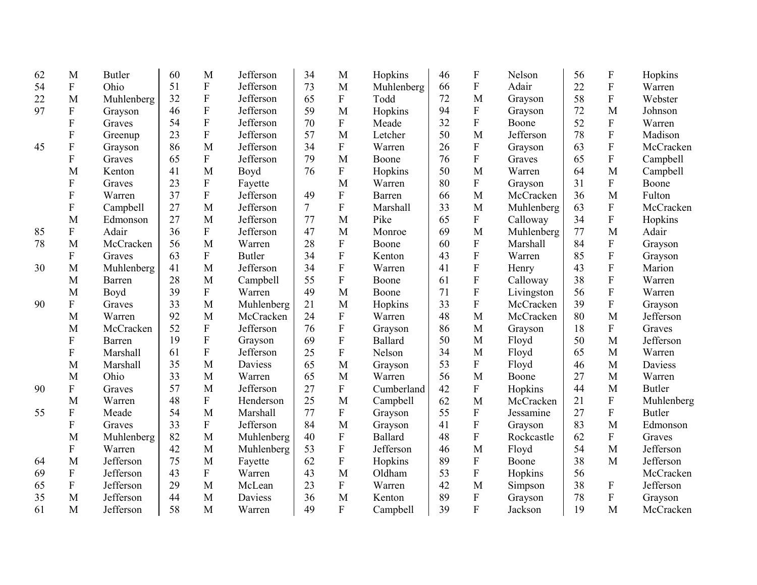| | | | | | | | | | | | | | | |
|---|---|---|---|---|---|---|---|---|---|---|---|---|---|---|
| 62 | M | Butler | 60 | M | Jefferson | 34 | M | Hopkins | 46 | F | Nelson | 56 | F | Hopkins |
| 54 | F | Ohio | 51 | F | Jefferson | 73 | M | Muhlenberg | 66 | F | Adair | 22 | F | Warren |
| 22 | M | Muhlenberg | 32 | F | Jefferson | 65 | F | Todd | 72 | M | Grayson | 58 | F | Webster |
| 97 | F | Grayson | 46 | F | Jefferson | 59 | M | Hopkins | 94 | F | Grayson | 72 | M | Johnson |
| | F | Graves | 54 | F | Jefferson | 70 | F | Meade | 32 | F | Boone | 52 | F | Warren |
| | F | Greenup | 23 | F | Jefferson | 57 | M | Letcher | 50 | M | Jefferson | 78 | F | Madison |
| 45 | F | Grayson | 86 | M | Jefferson | 34 | F | Warren | 26 | F | Grayson | 63 | F | McCracken |
| | F | Graves | 65 | F | Jefferson | 79 | M | Boone | 76 | F | Graves | 65 | F | Campbell |
| | M | Kenton | 41 | M | Boyd | 76 | F | Hopkins | 50 | M | Warren | 64 | M | Campbell |
| | F | Graves | 23 | F | Fayette | | M | Warren | 80 | F | Grayson | 31 | F | Boone |
| | F | Warren | 37 | F | Jefferson | 49 | F | Barren | 66 | M | McCracken | 36 | M | Fulton |
| | F | Campbell | 27 | M | Jefferson | 7 | F | Marshall | 33 | M | Muhlenberg | 63 | F | McCracken |
| | M | Edmonson | 27 | M | Jefferson | 77 | M | Pike | 65 | F | Calloway | 34 | F | Hopkins |
| 85 | F | Adair | 36 | F | Jefferson | 47 | M | Monroe | 69 | M | Muhlenberg | 77 | M | Adair |
| 78 | M | McCracken | 56 | M | Warren | 28 | F | Boone | 60 | F | Marshall | 84 | F | Grayson |
| | F | Graves | 63 | F | Butler | 34 | F | Kenton | 43 | F | Warren | 85 | F | Grayson |
| 30 | M | Muhlenberg | 41 | M | Jefferson | 34 | F | Warren | 41 | F | Henry | 43 | F | Marion |
| | M | Barren | 28 | M | Campbell | 55 | F | Boone | 61 | F | Calloway | 38 | F | Warren |
| | M | Boyd | 39 | F | Warren | 49 | M | Boone | 71 | F | Livingston | 56 | F | Warren |
| 90 | F | Graves | 33 | M | Muhlenberg | 21 | M | Hopkins | 33 | F | McCracken | 39 | F | Grayson |
| | M | Warren | 92 | M | McCracken | 24 | F | Warren | 48 | M | McCracken | 80 | M | Jefferson |
| | M | McCracken | 52 | F | Jefferson | 76 | F | Grayson | 86 | M | Grayson | 18 | F | Graves |
| | F | Barren | 19 | F | Grayson | 69 | F | Ballard | 50 | M | Floyd | 50 | M | Jefferson |
| | F | Marshall | 61 | F | Jefferson | 25 | F | Nelson | 34 | M | Floyd | 65 | M | Warren |
| | M | Marshall | 35 | M | Daviess | 65 | M | Grayson | 53 | F | Floyd | 46 | M | Daviess |
| | M | Ohio | 33 | M | Warren | 65 | M | Warren | 56 | M | Boone | 27 | M | Warren |
| 90 | F | Graves | 57 | M | Jefferson | 27 | F | Cumberland | 42 | F | Hopkins | 44 | M | Butler |
| | M | Warren | 48 | F | Henderson | 25 | M | Campbell | 62 | M | McCracken | 21 | F | Muhlenberg |
| 55 | F | Meade | 54 | M | Marshall | 77 | F | Grayson | 55 | F | Jessamine | 27 | F | Butler |
| | F | Graves | 33 | F | Jefferson | 84 | M | Grayson | 41 | F | Grayson | 83 | M | Edmonson |
| | M | Muhlenberg | 82 | M | Muhlenberg | 40 | F | Ballard | 48 | F | Rockcastle | 62 | F | Graves |
| | F | Warren | 42 | M | Muhlenberg | 53 | F | Jefferson | 46 | M | Floyd | 54 | M | Jefferson |
| 64 | M | Jefferson | 75 | M | Fayette | 62 | F | Hopkins | 89 | F | Boone | 38 | M | Jefferson |
| 69 | F | Jefferson | 43 | F | Warren | 43 | M | Oldham | 53 | F | Hopkins | 56 | | McCracken |
| 65 | F | Jefferson | 29 | M | McLean | 23 | F | Warren | 42 | M | Simpson | 38 | F | Jefferson |
| 35 | M | Jefferson | 44 | M | Daviess | 36 | M | Kenton | 89 | F | Grayson | 78 | F | Grayson |
| 61 | M | Jefferson | 58 | M | Warren | 49 | F | Campbell | 39 | F | Jackson | 19 | M | McCracken |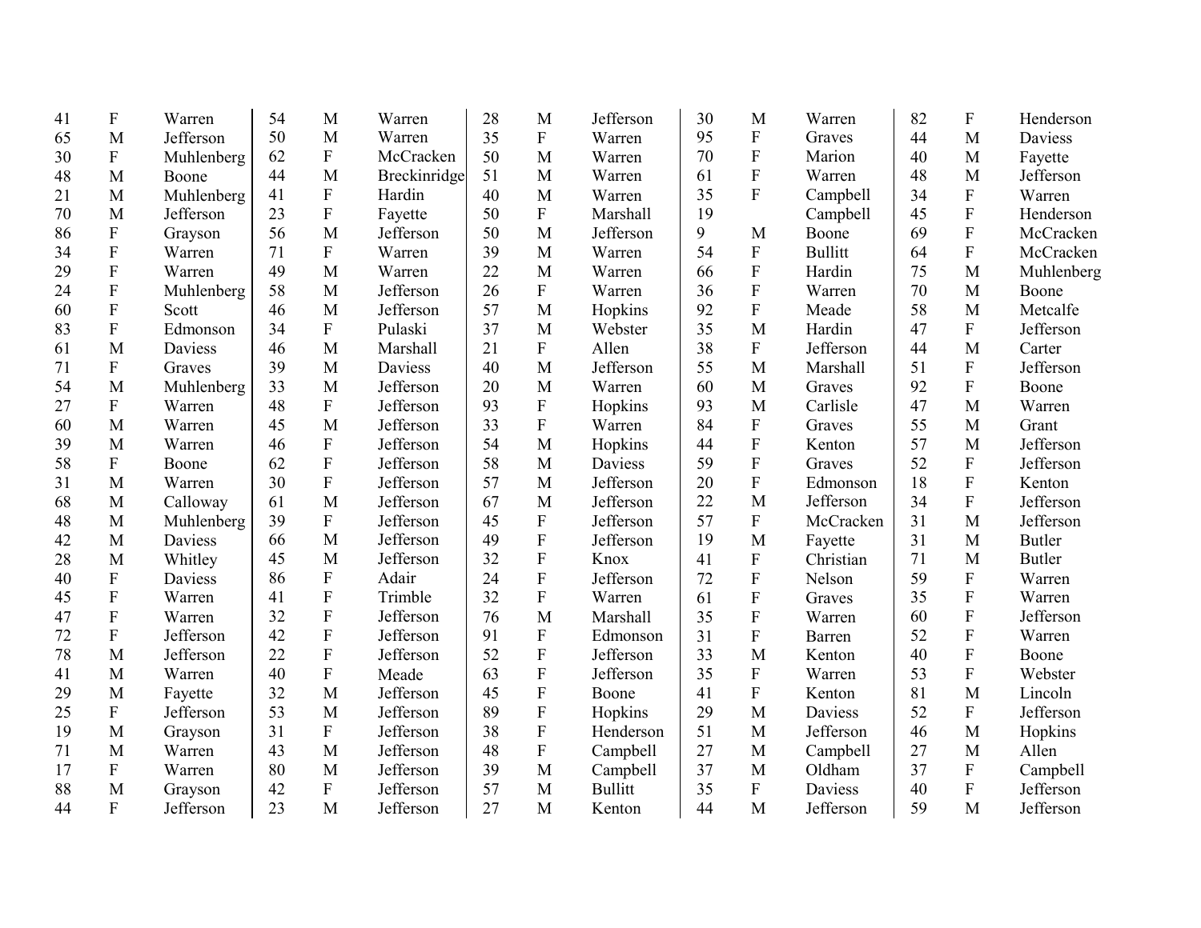| | | | | | | | | | | | | | | |
|---|---|---|---|---|---|---|---|---|---|---|---|---|---|---|
| 41 | F | Warren | 54 | M | Warren | 28 | M | Jefferson | 30 | M | Warren | 82 | F | Henderson |
| 65 | M | Jefferson | 50 | M | Warren | 35 | F | Warren | 95 | F | Graves | 44 | M | Daviess |
| 30 | F | Muhlenberg | 62 | F | McCracken | 50 | M | Warren | 70 | F | Marion | 40 | M | Fayette |
| 48 | M | Boone | 44 | M | Breckinridge | 51 | M | Warren | 61 | F | Warren | 48 | M | Jefferson |
| 21 | M | Muhlenberg | 41 | F | Hardin | 40 | M | Warren | 35 | F | Campbell | 34 | F | Warren |
| 70 | M | Jefferson | 23 | F | Fayette | 50 | F | Marshall | 19 | | Campbell | 45 | F | Henderson |
| 86 | F | Grayson | 56 | M | Jefferson | 50 | M | Jefferson | 9 | M | Boone | 69 | F | McCracken |
| 34 | F | Warren | 71 | F | Warren | 39 | M | Warren | 54 | F | Bullitt | 64 | F | McCracken |
| 29 | F | Warren | 49 | M | Warren | 22 | M | Warren | 66 | F | Hardin | 75 | M | Muhlenberg |
| 24 | F | Muhlenberg | 58 | M | Jefferson | 26 | F | Warren | 36 | F | Warren | 70 | M | Boone |
| 60 | F | Scott | 46 | M | Jefferson | 57 | M | Hopkins | 92 | F | Meade | 58 | M | Metcalfe |
| 83 | F | Edmonson | 34 | F | Pulaski | 37 | M | Webster | 35 | M | Hardin | 47 | F | Jefferson |
| 61 | M | Daviess | 46 | M | Marshall | 21 | F | Allen | 38 | F | Jefferson | 44 | M | Carter |
| 71 | F | Graves | 39 | M | Daviess | 40 | M | Jefferson | 55 | M | Marshall | 51 | F | Jefferson |
| 54 | M | Muhlenberg | 33 | M | Jefferson | 20 | M | Warren | 60 | M | Graves | 92 | F | Boone |
| 27 | F | Warren | 48 | F | Jefferson | 93 | F | Hopkins | 93 | M | Carlisle | 47 | M | Warren |
| 60 | M | Warren | 45 | M | Jefferson | 33 | F | Warren | 84 | F | Graves | 55 | M | Grant |
| 39 | M | Warren | 46 | F | Jefferson | 54 | M | Hopkins | 44 | F | Kenton | 57 | M | Jefferson |
| 58 | F | Boone | 62 | F | Jefferson | 58 | M | Daviess | 59 | F | Graves | 52 | F | Jefferson |
| 31 | M | Warren | 30 | F | Jefferson | 57 | M | Jefferson | 20 | F | Edmonson | 18 | F | Kenton |
| 68 | M | Calloway | 61 | M | Jefferson | 67 | M | Jefferson | 22 | M | Jefferson | 34 | F | Jefferson |
| 48 | M | Muhlenberg | 39 | F | Jefferson | 45 | F | Jefferson | 57 | F | McCracken | 31 | M | Jefferson |
| 42 | M | Daviess | 66 | M | Jefferson | 49 | F | Jefferson | 19 | M | Fayette | 31 | M | Butler |
| 28 | M | Whitley | 45 | M | Jefferson | 32 | F | Knox | 41 | F | Christian | 71 | M | Butler |
| 40 | F | Daviess | 86 | F | Adair | 24 | F | Jefferson | 72 | F | Nelson | 59 | F | Warren |
| 45 | F | Warren | 41 | F | Trimble | 32 | F | Warren | 61 | F | Graves | 35 | F | Warren |
| 47 | F | Warren | 32 | F | Jefferson | 76 | M | Marshall | 35 | F | Warren | 60 | F | Jefferson |
| 72 | F | Jefferson | 42 | F | Jefferson | 91 | F | Edmonson | 31 | F | Barren | 52 | F | Warren |
| 78 | M | Jefferson | 22 | F | Jefferson | 52 | F | Jefferson | 33 | M | Kenton | 40 | F | Boone |
| 41 | M | Warren | 40 | F | Meade | 63 | F | Jefferson | 35 | F | Warren | 53 | F | Webster |
| 29 | M | Fayette | 32 | M | Jefferson | 45 | F | Boone | 41 | F | Kenton | 81 | M | Lincoln |
| 25 | F | Jefferson | 53 | M | Jefferson | 89 | F | Hopkins | 29 | M | Daviess | 52 | F | Jefferson |
| 19 | M | Grayson | 31 | F | Jefferson | 38 | F | Henderson | 51 | M | Jefferson | 46 | M | Hopkins |
| 71 | M | Warren | 43 | M | Jefferson | 48 | F | Campbell | 27 | M | Campbell | 27 | M | Allen |
| 17 | F | Warren | 80 | M | Jefferson | 39 | M | Campbell | 37 | M | Oldham | 37 | F | Campbell |
| 88 | M | Grayson | 42 | F | Jefferson | 57 | M | Bullitt | 35 | F | Daviess | 40 | F | Jefferson |
| 44 | F | Jefferson | 23 | M | Jefferson | 27 | M | Kenton | 44 | M | Jefferson | 59 | M | Jefferson |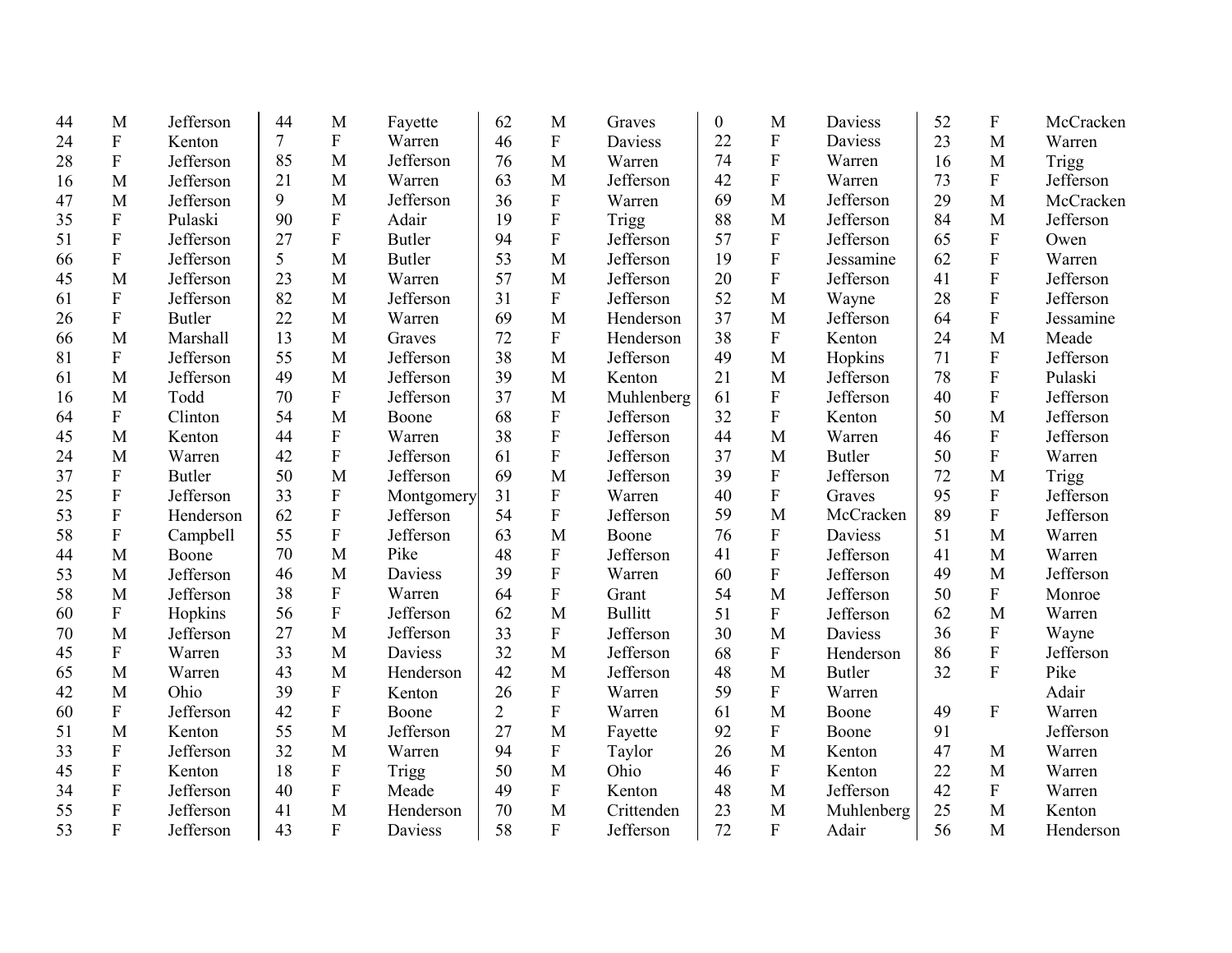| | | | | | | | | | | | | | | |
|---|---|---|---|---|---|---|---|---|---|---|---|---|---|---|
| 44 | M | Jefferson | 44 | M | Fayette | 62 | M | Graves | 0 | M | Daviess | 52 | F | McCracken |
| 24 | F | Kenton | 7 | F | Warren | 46 | F | Daviess | 22 | F | Daviess | 23 | M | Warren |
| 28 | F | Jefferson | 85 | M | Jefferson | 76 | M | Warren | 74 | F | Warren | 16 | M | Trigg |
| 16 | M | Jefferson | 21 | M | Warren | 63 | M | Jefferson | 42 | F | Warren | 73 | F | Jefferson |
| 47 | M | Jefferson | 9 | M | Jefferson | 36 | F | Warren | 69 | M | Jefferson | 29 | M | McCracken |
| 35 | F | Pulaski | 90 | F | Adair | 19 | F | Trigg | 88 | M | Jefferson | 84 | M | Jefferson |
| 51 | F | Jefferson | 27 | F | Butler | 94 | F | Jefferson | 57 | F | Jefferson | 65 | F | Owen |
| 66 | F | Jefferson | 5 | M | Butler | 53 | M | Jefferson | 19 | F | Jessamine | 62 | F | Warren |
| 45 | M | Jefferson | 23 | M | Warren | 57 | M | Jefferson | 20 | F | Jefferson | 41 | F | Jefferson |
| 61 | F | Jefferson | 82 | M | Jefferson | 31 | F | Jefferson | 52 | M | Wayne | 28 | F | Jefferson |
| 26 | F | Butler | 22 | M | Warren | 69 | M | Henderson | 37 | M | Jefferson | 64 | F | Jessamine |
| 66 | M | Marshall | 13 | M | Graves | 72 | F | Henderson | 38 | F | Kenton | 24 | M | Meade |
| 81 | F | Jefferson | 55 | M | Jefferson | 38 | M | Jefferson | 49 | M | Hopkins | 71 | F | Jefferson |
| 61 | M | Jefferson | 49 | M | Jefferson | 39 | M | Kenton | 21 | M | Jefferson | 78 | F | Pulaski |
| 16 | M | Todd | 70 | F | Jefferson | 37 | M | Muhlenberg | 61 | F | Jefferson | 40 | F | Jefferson |
| 64 | F | Clinton | 54 | M | Boone | 68 | F | Jefferson | 32 | F | Kenton | 50 | M | Jefferson |
| 45 | M | Kenton | 44 | F | Warren | 38 | F | Jefferson | 44 | M | Warren | 46 | F | Jefferson |
| 24 | M | Warren | 42 | F | Jefferson | 61 | F | Jefferson | 37 | M | Butler | 50 | F | Warren |
| 37 | F | Butler | 50 | M | Jefferson | 69 | M | Jefferson | 39 | F | Jefferson | 72 | M | Trigg |
| 25 | F | Jefferson | 33 | F | Montgomery | 31 | F | Warren | 40 | F | Graves | 95 | F | Jefferson |
| 53 | F | Henderson | 62 | F | Jefferson | 54 | F | Jefferson | 59 | M | McCracken | 89 | F | Jefferson |
| 58 | F | Campbell | 55 | F | Jefferson | 63 | M | Boone | 76 | F | Daviess | 51 | M | Warren |
| 44 | M | Boone | 70 | M | Pike | 48 | F | Jefferson | 41 | F | Jefferson | 41 | M | Warren |
| 53 | M | Jefferson | 46 | M | Daviess | 39 | F | Warren | 60 | F | Jefferson | 49 | M | Jefferson |
| 58 | M | Jefferson | 38 | F | Warren | 64 | F | Grant | 54 | M | Jefferson | 50 | F | Monroe |
| 60 | F | Hopkins | 56 | F | Jefferson | 62 | M | Bullitt | 51 | F | Jefferson | 62 | M | Warren |
| 70 | M | Jefferson | 27 | M | Jefferson | 33 | F | Jefferson | 30 | M | Daviess | 36 | F | Wayne |
| 45 | F | Warren | 33 | M | Daviess | 32 | M | Jefferson | 68 | F | Henderson | 86 | F | Jefferson |
| 65 | M | Warren | 43 | M | Henderson | 42 | M | Jefferson | 48 | M | Butler | 32 | F | Pike |
| 42 | M | Ohio | 39 | F | Kenton | 26 | F | Warren | 59 | F | Warren | | | Adair |
| 60 | F | Jefferson | 42 | F | Boone | 2 | F | Warren | 61 | M | Boone | 49 | F | Warren |
| 51 | M | Kenton | 55 | M | Jefferson | 27 | M | Fayette | 92 | F | Boone | 91 | | Jefferson |
| 33 | F | Jefferson | 32 | M | Warren | 94 | F | Taylor | 26 | M | Kenton | 47 | M | Warren |
| 45 | F | Kenton | 18 | F | Trigg | 50 | M | Ohio | 46 | F | Kenton | 22 | M | Warren |
| 34 | F | Jefferson | 40 | F | Meade | 49 | F | Kenton | 48 | M | Jefferson | 42 | F | Warren |
| 55 | F | Jefferson | 41 | M | Henderson | 70 | M | Crittenden | 23 | M | Muhlenberg | 25 | M | Kenton |
| 53 | F | Jefferson | 43 | F | Daviess | 58 | F | Jefferson | 72 | F | Adair | 56 | M | Henderson |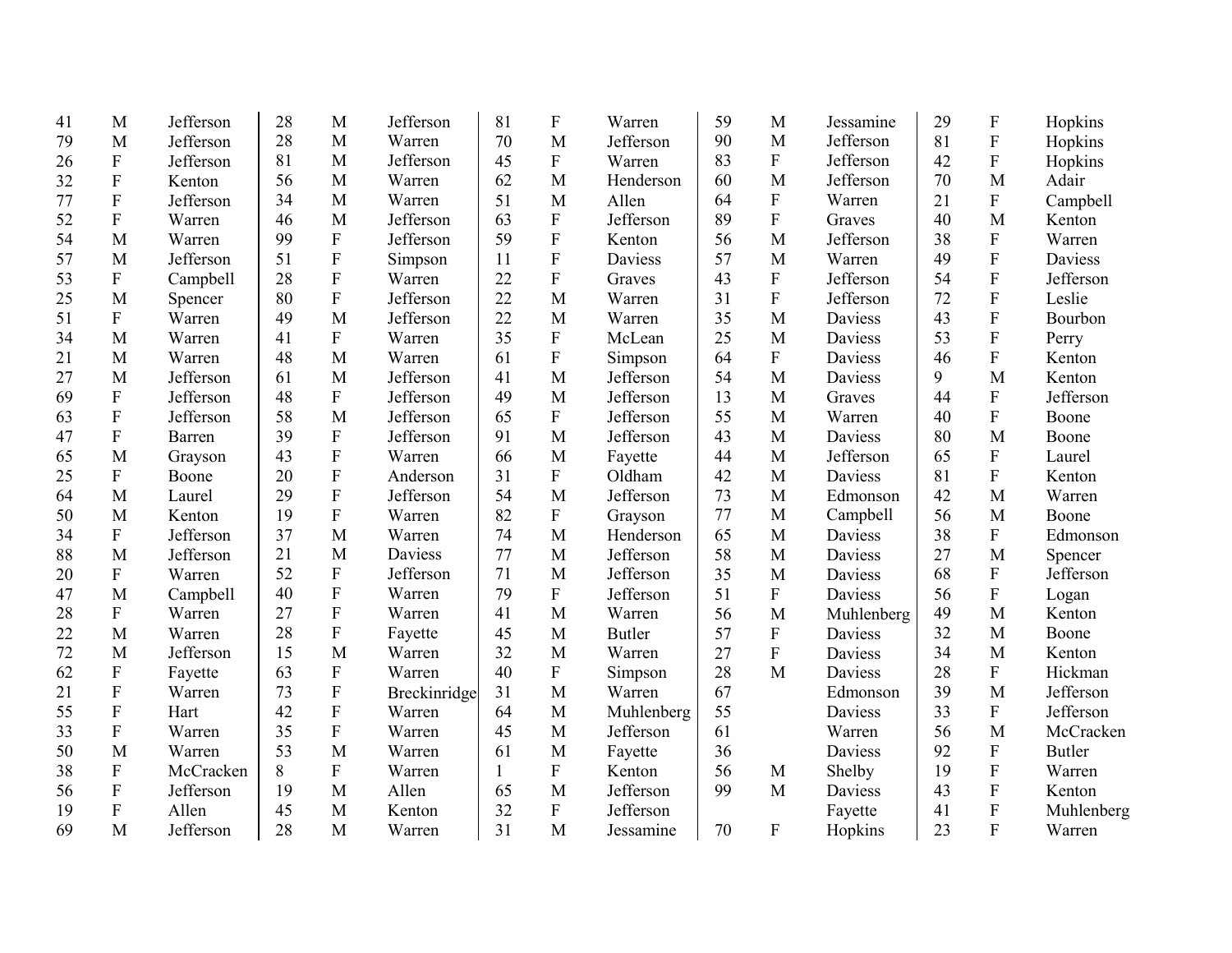| | | | | | | | | | | | | | | |
|---|---|---|---|---|---|---|---|---|---|---|---|---|---|---|
| 41 | M | Jefferson | 28 | M | Jefferson | 81 | F | Warren | 59 | M | Jessamine | 29 | F | Hopkins |
| 79 | M | Jefferson | 28 | M | Warren | 70 | M | Jefferson | 90 | M | Jefferson | 81 | F | Hopkins |
| 26 | F | Jefferson | 81 | M | Jefferson | 45 | F | Warren | 83 | F | Jefferson | 42 | F | Hopkins |
| 32 | F | Kenton | 56 | M | Warren | 62 | M | Henderson | 60 | M | Jefferson | 70 | M | Adair |
| 77 | F | Jefferson | 34 | M | Warren | 51 | M | Allen | 64 | F | Warren | 21 | F | Campbell |
| 52 | F | Warren | 46 | M | Jefferson | 63 | F | Jefferson | 89 | F | Graves | 40 | M | Kenton |
| 54 | M | Warren | 99 | F | Jefferson | 59 | F | Kenton | 56 | M | Jefferson | 38 | F | Warren |
| 57 | M | Jefferson | 51 | F | Simpson | 11 | F | Daviess | 57 | M | Warren | 49 | F | Daviess |
| 53 | F | Campbell | 28 | F | Warren | 22 | F | Graves | 43 | F | Jefferson | 54 | F | Jefferson |
| 25 | M | Spencer | 80 | F | Jefferson | 22 | M | Warren | 31 | F | Jefferson | 72 | F | Leslie |
| 51 | F | Warren | 49 | M | Jefferson | 22 | M | Warren | 35 | M | Daviess | 43 | F | Bourbon |
| 34 | M | Warren | 41 | F | Warren | 35 | F | McLean | 25 | M | Daviess | 53 | F | Perry |
| 21 | M | Warren | 48 | M | Warren | 61 | F | Simpson | 64 | F | Daviess | 46 | F | Kenton |
| 27 | M | Jefferson | 61 | M | Jefferson | 41 | M | Jefferson | 54 | M | Daviess | 9 | M | Kenton |
| 69 | F | Jefferson | 48 | F | Jefferson | 49 | M | Jefferson | 13 | M | Graves | 44 | F | Jefferson |
| 63 | F | Jefferson | 58 | M | Jefferson | 65 | F | Jefferson | 55 | M | Warren | 40 | F | Boone |
| 47 | F | Barren | 39 | F | Jefferson | 91 | M | Jefferson | 43 | M | Daviess | 80 | M | Boone |
| 65 | M | Grayson | 43 | F | Warren | 66 | M | Fayette | 44 | M | Jefferson | 65 | F | Laurel |
| 25 | F | Boone | 20 | F | Anderson | 31 | F | Oldham | 42 | M | Daviess | 81 | F | Kenton |
| 64 | M | Laurel | 29 | F | Jefferson | 54 | M | Jefferson | 73 | M | Edmonson | 42 | M | Warren |
| 50 | M | Kenton | 19 | F | Warren | 82 | F | Grayson | 77 | M | Campbell | 56 | M | Boone |
| 34 | F | Jefferson | 37 | M | Warren | 74 | M | Henderson | 65 | M | Daviess | 38 | F | Edmonson |
| 88 | M | Jefferson | 21 | M | Daviess | 77 | M | Jefferson | 58 | M | Daviess | 27 | M | Spencer |
| 20 | F | Warren | 52 | F | Jefferson | 71 | M | Jefferson | 35 | M | Daviess | 68 | F | Jefferson |
| 47 | M | Campbell | 40 | F | Warren | 79 | F | Jefferson | 51 | F | Daviess | 56 | F | Logan |
| 28 | F | Warren | 27 | F | Warren | 41 | M | Warren | 56 | M | Muhlenberg | 49 | M | Kenton |
| 22 | M | Warren | 28 | F | Fayette | 45 | M | Butler | 57 | F | Daviess | 32 | M | Boone |
| 72 | M | Jefferson | 15 | M | Warren | 32 | M | Warren | 27 | F | Daviess | 34 | M | Kenton |
| 62 | F | Fayette | 63 | F | Warren | 40 | F | Simpson | 28 | M | Daviess | 28 | F | Hickman |
| 21 | F | Warren | 73 | F | Breckinridge | 31 | M | Warren | 67 | | Edmonson | 39 | M | Jefferson |
| 55 | F | Hart | 42 | F | Warren | 64 | M | Muhlenberg | 55 | | Daviess | 33 | F | Jefferson |
| 33 | F | Warren | 35 | F | Warren | 45 | M | Jefferson | 61 | | Warren | 56 | M | McCracken |
| 50 | M | Warren | 53 | M | Warren | 61 | M | Fayette | 36 | | Daviess | 92 | F | Butler |
| 38 | F | McCracken | 8 | F | Warren | 1 | F | Kenton | 56 | M | Shelby | 19 | F | Warren |
| 56 | F | Jefferson | 19 | M | Allen | 65 | M | Jefferson | 99 | M | Daviess | 43 | F | Kenton |
| 19 | F | Allen | 45 | M | Kenton | 32 | F | Jefferson | | | Fayette | 41 | F | Muhlenberg |
| 69 | M | Jefferson | 28 | M | Warren | 31 | M | Jessamine | 70 | F | Hopkins | 23 | F | Warren |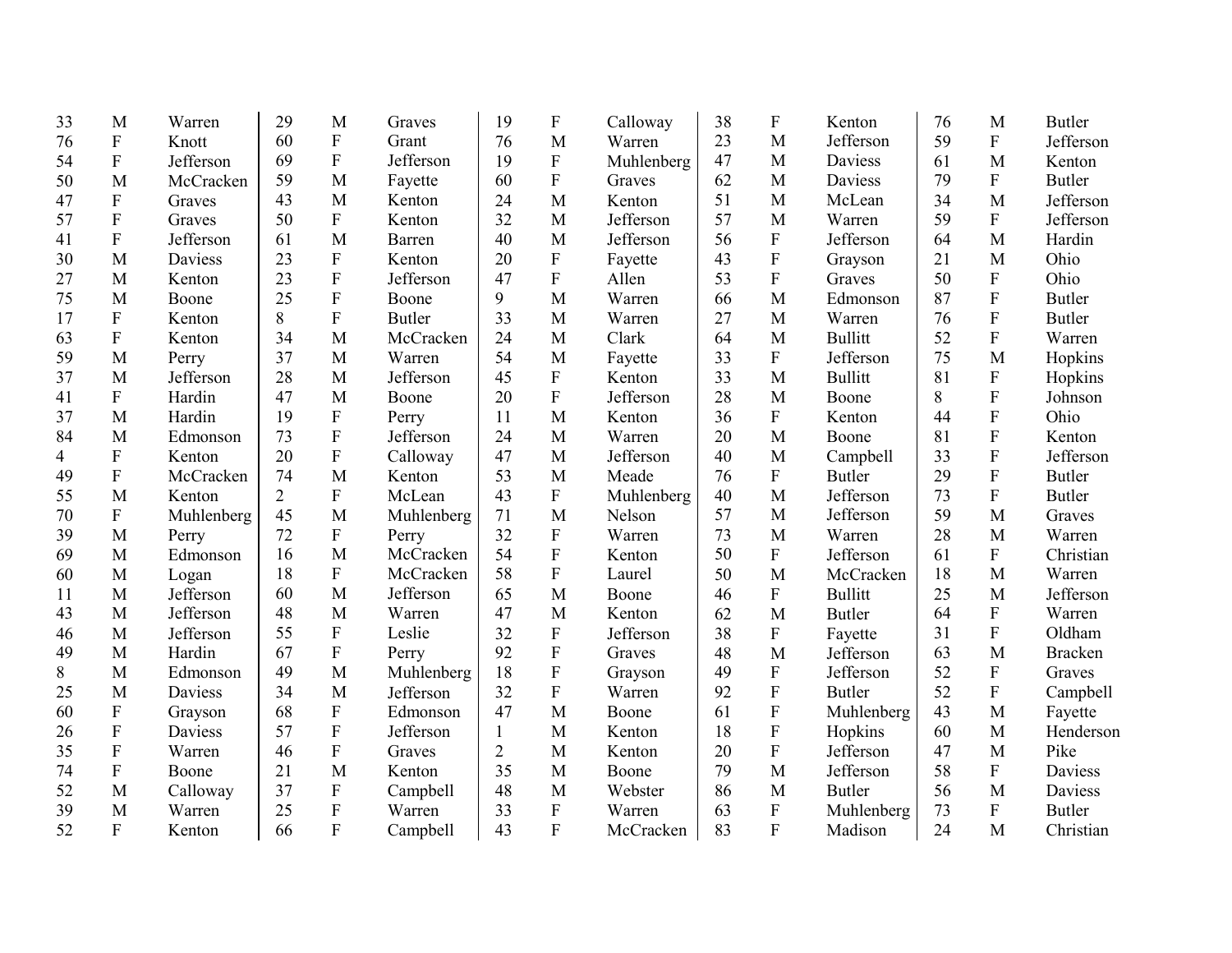| | | | | | | | | | | | | | | |
|---|---|---|---|---|---|---|---|---|---|---|---|---|---|---|
| 33 | M | Warren | 29 | M | Graves | 19 | F | Calloway | 38 | F | Kenton | 76 | M | Butler |
| 76 | F | Knott | 60 | F | Grant | 76 | M | Warren | 23 | M | Jefferson | 59 | F | Jefferson |
| 54 | F | Jefferson | 69 | F | Jefferson | 19 | F | Muhlenberg | 47 | M | Daviess | 61 | M | Kenton |
| 50 | M | McCracken | 59 | M | Fayette | 60 | F | Graves | 62 | M | Daviess | 79 | F | Butler |
| 47 | F | Graves | 43 | M | Kenton | 24 | M | Kenton | 51 | M | McLean | 34 | M | Jefferson |
| 57 | F | Graves | 50 | F | Kenton | 32 | M | Jefferson | 57 | M | Warren | 59 | F | Jefferson |
| 41 | F | Jefferson | 61 | M | Barren | 40 | M | Jefferson | 56 | F | Jefferson | 64 | M | Hardin |
| 30 | M | Daviess | 23 | F | Kenton | 20 | F | Fayette | 43 | F | Grayson | 21 | M | Ohio |
| 27 | M | Kenton | 23 | F | Jefferson | 47 | F | Allen | 53 | F | Graves | 50 | F | Ohio |
| 75 | M | Boone | 25 | F | Boone | 9 | M | Warren | 66 | M | Edmonson | 87 | F | Butler |
| 17 | F | Kenton | 8 | F | Butler | 33 | M | Warren | 27 | M | Warren | 76 | F | Butler |
| 63 | F | Kenton | 34 | M | McCracken | 24 | M | Clark | 64 | M | Bullitt | 52 | F | Warren |
| 59 | M | Perry | 37 | M | Warren | 54 | M | Fayette | 33 | F | Jefferson | 75 | M | Hopkins |
| 37 | M | Jefferson | 28 | M | Jefferson | 45 | F | Kenton | 33 | M | Bullitt | 81 | F | Hopkins |
| 41 | F | Hardin | 47 | M | Boone | 20 | F | Jefferson | 28 | M | Boone | 8 | F | Johnson |
| 37 | M | Hardin | 19 | F | Perry | 11 | M | Kenton | 36 | F | Kenton | 44 | F | Ohio |
| 84 | M | Edmonson | 73 | F | Jefferson | 24 | M | Warren | 20 | M | Boone | 81 | F | Kenton |
| 4 | F | Kenton | 20 | F | Calloway | 47 | M | Jefferson | 40 | M | Campbell | 33 | F | Jefferson |
| 49 | F | McCracken | 74 | M | Kenton | 53 | M | Meade | 76 | F | Butler | 29 | F | Butler |
| 55 | M | Kenton | 2 | F | McLean | 43 | F | Muhlenberg | 40 | M | Jefferson | 73 | F | Butler |
| 70 | F | Muhlenberg | 45 | M | Muhlenberg | 71 | M | Nelson | 57 | M | Jefferson | 59 | M | Graves |
| 39 | M | Perry | 72 | F | Perry | 32 | F | Warren | 73 | M | Warren | 28 | M | Warren |
| 69 | M | Edmonson | 16 | M | McCracken | 54 | F | Kenton | 50 | F | Jefferson | 61 | F | Christian |
| 60 | M | Logan | 18 | F | McCracken | 58 | F | Laurel | 50 | M | McCracken | 18 | M | Warren |
| 11 | M | Jefferson | 60 | M | Jefferson | 65 | M | Boone | 46 | F | Bullitt | 25 | M | Jefferson |
| 43 | M | Jefferson | 48 | M | Warren | 47 | M | Kenton | 62 | M | Butler | 64 | F | Warren |
| 46 | M | Jefferson | 55 | F | Leslie | 32 | F | Jefferson | 38 | F | Fayette | 31 | F | Oldham |
| 49 | M | Hardin | 67 | F | Perry | 92 | F | Graves | 48 | M | Jefferson | 63 | M | Bracken |
| 8 | M | Edmonson | 49 | M | Muhlenberg | 18 | F | Grayson | 49 | F | Jefferson | 52 | F | Graves |
| 25 | M | Daviess | 34 | M | Jefferson | 32 | F | Warren | 92 | F | Butler | 52 | F | Campbell |
| 60 | F | Grayson | 68 | F | Edmonson | 47 | M | Boone | 61 | F | Muhlenberg | 43 | M | Fayette |
| 26 | F | Daviess | 57 | F | Jefferson | 1 | M | Kenton | 18 | F | Hopkins | 60 | M | Henderson |
| 35 | F | Warren | 46 | F | Graves | 2 | M | Kenton | 20 | F | Jefferson | 47 | M | Pike |
| 74 | F | Boone | 21 | M | Kenton | 35 | M | Boone | 79 | M | Jefferson | 58 | F | Daviess |
| 52 | M | Calloway | 37 | F | Campbell | 48 | M | Webster | 86 | M | Butler | 56 | M | Daviess |
| 39 | M | Warren | 25 | F | Warren | 33 | F | Warren | 63 | F | Muhlenberg | 73 | F | Butler |
| 52 | F | Kenton | 66 | F | Campbell | 43 | F | McCracken | 83 | F | Madison | 24 | M | Christian |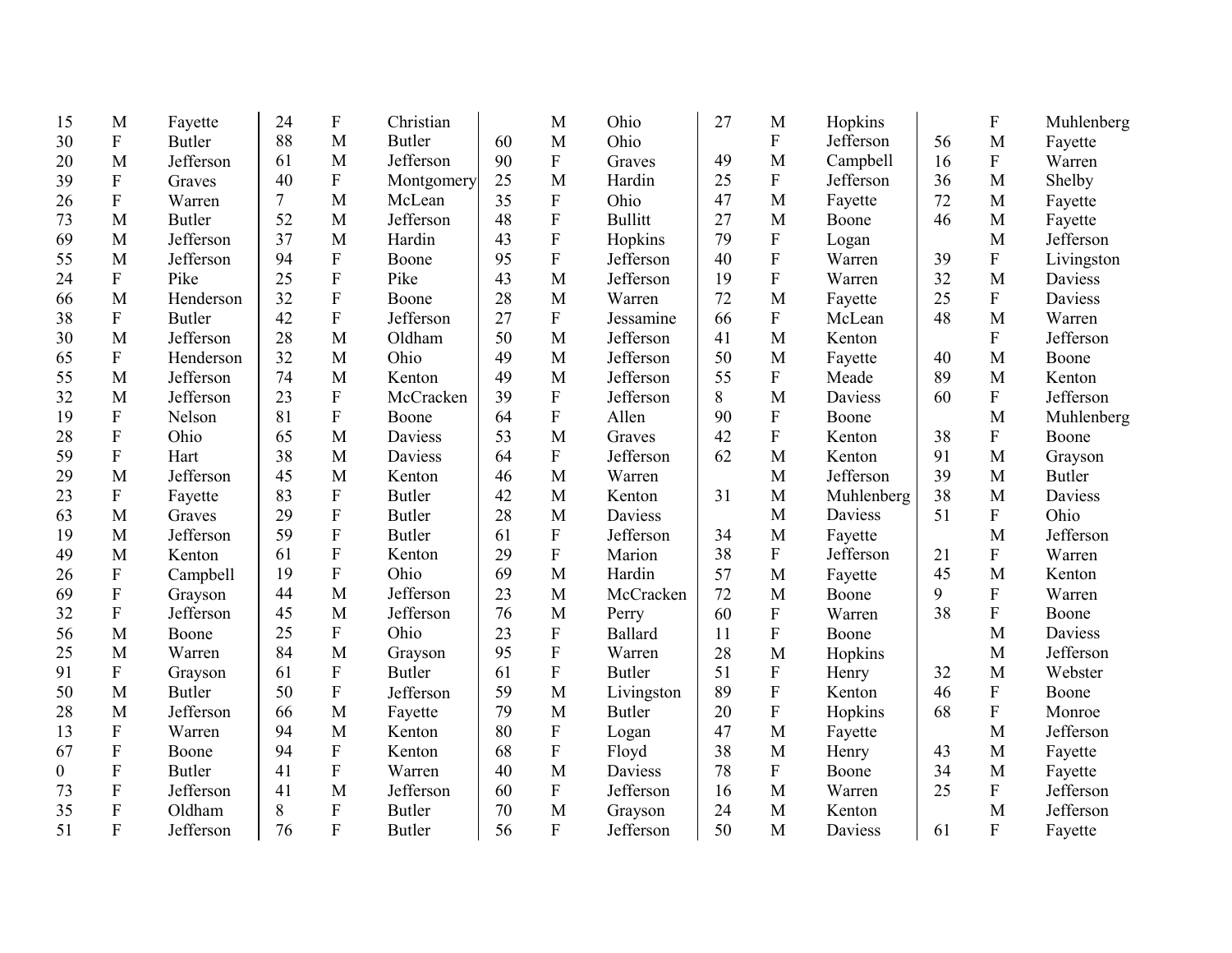| | | |
|---|---|---|
| 15 | M | Fayette |
| 30 | F | Butler |
| 20 | M | Jefferson |
| 39 | F | Graves |
| 26 | F | Warren |
| 73 | M | Butler |
| 69 | M | Jefferson |
| 55 | M | Jefferson |
| 24 | F | Pike |
| 66 | M | Henderson |
| 38 | F | Butler |
| 30 | M | Jefferson |
| 65 | F | Henderson |
| 55 | M | Jefferson |
| 32 | M | Jefferson |
| 19 | F | Nelson |
| 28 | F | Ohio |
| 59 | F | Hart |
| 29 | M | Jefferson |
| 23 | F | Fayette |
| 63 | M | Graves |
| 19 | M | Jefferson |
| 49 | M | Kenton |
| 26 | F | Campbell |
| 69 | F | Grayson |
| 32 | F | Jefferson |
| 56 | M | Boone |
| 25 | M | Warren |
| 91 | F | Grayson |
| 50 | M | Butler |
| 28 | M | Jefferson |
| 13 | F | Warren |
| 67 | F | Boone |
| 0 | F | Butler |
| 73 | F | Jefferson |
| 35 | F | Oldham |
| 51 | F | Jefferson |
| 24 | F | Christian |
| 88 | M | Butler |
| 61 | M | Jefferson |
| 40 | F | Montgomery |
| 7 | M | McLean |
| 52 | M | Jefferson |
| 37 | M | Hardin |
| 94 | F | Boone |
| 25 | F | Pike |
| 32 | F | Boone |
| 42 | F | Jefferson |
| 28 | M | Oldham |
| 32 | M | Ohio |
| 74 | M | Kenton |
| 23 | F | McCracken |
| 81 | F | Boone |
| 65 | M | Daviess |
| 38 | M | Daviess |
| 45 | M | Kenton |
| 83 | F | Butler |
| 29 | F | Butler |
| 59 | F | Butler |
| 61 | F | Kenton |
| 19 | F | Ohio |
| 44 | M | Jefferson |
| 45 | M | Jefferson |
| 25 | F | Ohio |
| 84 | M | Grayson |
| 61 | F | Butler |
| 50 | F | Jefferson |
| 66 | M | Fayette |
| 94 | M | Kenton |
| 94 | F | Kenton |
| 41 | F | Warren |
| 41 | M | Jefferson |
| 8 | F | Butler |
| 76 | F | Butler |
| | M | Ohio |
| 60 | M | Ohio |
| 90 | F | Graves |
| 25 | M | Hardin |
| 35 | F | Ohio |
| 48 | F | Bullitt |
| 43 | F | Hopkins |
| 95 | F | Jefferson |
| 43 | M | Jefferson |
| 28 | M | Warren |
| 27 | F | Jessamine |
| 50 | M | Jefferson |
| 49 | M | Jefferson |
| 49 | M | Jefferson |
| 39 | F | Jefferson |
| 64 | F | Allen |
| 53 | M | Graves |
| 64 | F | Jefferson |
| 46 | M | Warren |
| 42 | M | Kenton |
| 28 | M | Daviess |
| 61 | F | Jefferson |
| 29 | F | Marion |
| 69 | M | Hardin |
| 23 | M | McCracken |
| 76 | M | Perry |
| 23 | F | Ballard |
| 95 | F | Warren |
| 61 | F | Butler |
| 59 | M | Livingston |
| 79 | M | Butler |
| 80 | F | Logan |
| 68 | F | Floyd |
| 40 | M | Daviess |
| 60 | F | Jefferson |
| 70 | M | Grayson |
| 56 | F | Jefferson |
| 27 | M | Hopkins |
| | F | Jefferson |
| 49 | M | Campbell |
| 25 | F | Jefferson |
| 47 | M | Fayette |
| 27 | M | Boone |
| 79 | F | Logan |
| 40 | F | Warren |
| 19 | F | Warren |
| 72 | M | Fayette |
| 66 | F | McLean |
| 41 | M | Kenton |
| 50 | M | Fayette |
| 55 | F | Meade |
| 8 | M | Daviess |
| 90 | F | Boone |
| 42 | F | Kenton |
| 62 | M | Kenton |
| | M | Jefferson |
| 31 | M | Muhlenberg |
| | M | Daviess |
| 34 | M | Fayette |
| 38 | F | Jefferson |
| 57 | M | Fayette |
| 72 | M | Boone |
| 60 | F | Warren |
| 11 | F | Boone |
| 28 | M | Hopkins |
| 51 | F | Henry |
| 89 | F | Kenton |
| 20 | F | Hopkins |
| 47 | M | Fayette |
| 38 | M | Henry |
| 78 | F | Boone |
| 16 | M | Warren |
| 24 | M | Kenton |
| 50 | M | Daviess |
| | F | Muhlenberg |
| 56 | M | Fayette |
| 16 | F | Warren |
| 36 | M | Shelby |
| 72 | M | Fayette |
| 46 | M | Fayette |
| | M | Jefferson |
| 39 | F | Livingston |
| 32 | M | Daviess |
| 25 | F | Daviess |
| 48 | M | Warren |
| | F | Jefferson |
| 40 | M | Boone |
| 89 | M | Kenton |
| 60 | F | Jefferson |
| | M | Muhlenberg |
| 38 | F | Boone |
| 91 | M | Grayson |
| 39 | M | Butler |
| 38 | M | Daviess |
| 51 | F | Ohio |
| | M | Jefferson |
| 21 | F | Warren |
| 45 | M | Kenton |
| 9 | F | Warren |
| 38 | F | Boone |
| | M | Daviess |
| | M | Jefferson |
| 32 | M | Webster |
| 46 | F | Boone |
| 68 | F | Monroe |
| | M | Jefferson |
| 43 | M | Fayette |
| 34 | M | Fayette |
| 25 | F | Jefferson |
| | M | Jefferson |
| 61 | F | Fayette |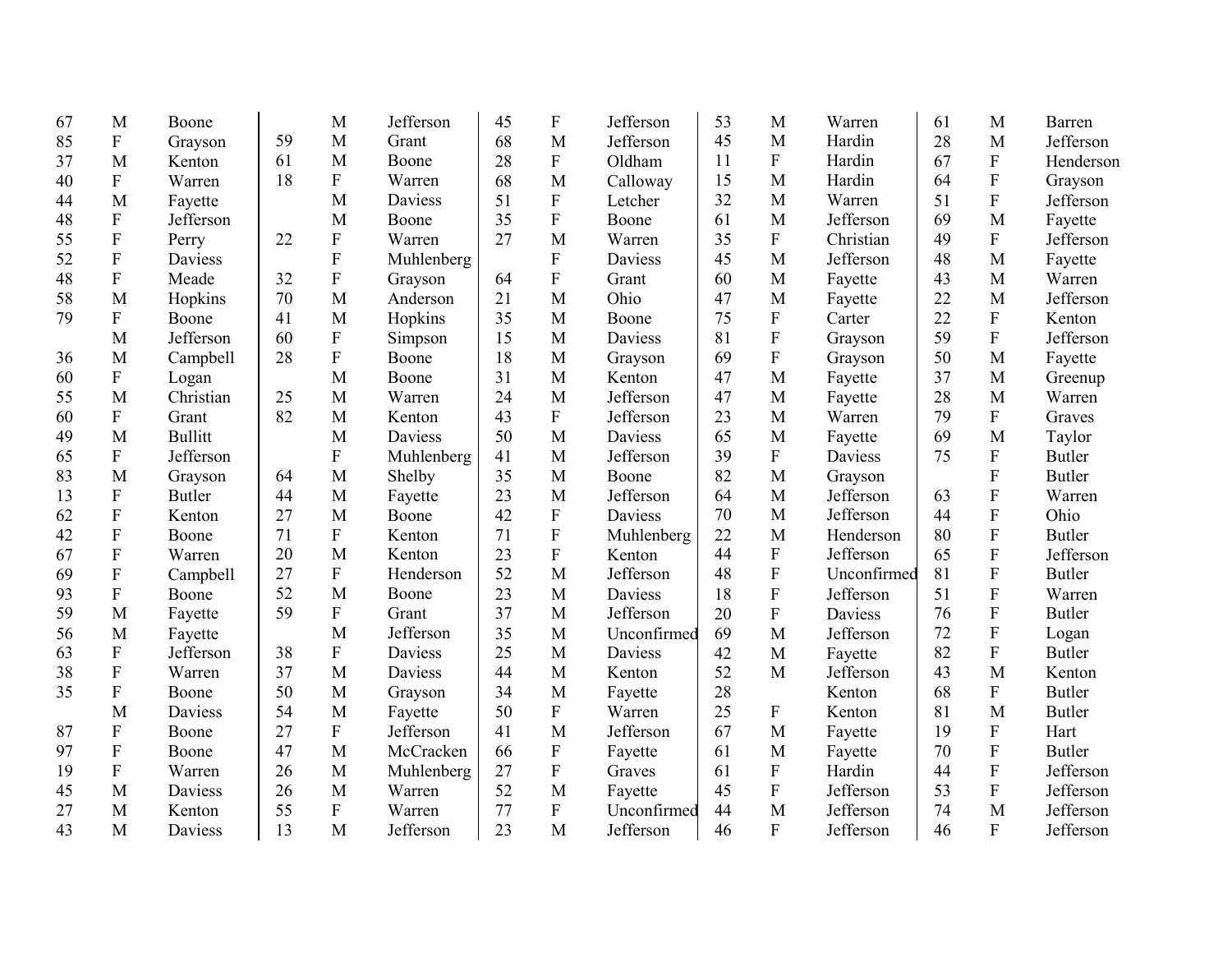| | | | | | | | | | | | | | | |
|---|---|---|---|---|---|---|---|---|---|---|---|---|---|---|
| 67 | M | Boone | | M | Jefferson | 45 | F | Jefferson | 53 | M | Warren | 61 | M | Barren |
| 85 | F | Grayson | 59 | M | Grant | 68 | M | Jefferson | 45 | M | Hardin | 28 | M | Jefferson |
| 37 | M | Kenton | 61 | M | Boone | 28 | F | Oldham | 11 | F | Hardin | 67 | F | Henderson |
| 40 | F | Warren | 18 | F | Warren | 68 | M | Calloway | 15 | M | Hardin | 64 | F | Grayson |
| 44 | M | Fayette | | M | Daviess | 51 | F | Letcher | 32 | M | Warren | 51 | F | Jefferson |
| 48 | F | Jefferson | | M | Boone | 35 | F | Boone | 61 | M | Jefferson | 69 | M | Fayette |
| 55 | F | Perry | 22 | F | Warren | 27 | M | Warren | 35 | F | Christian | 49 | F | Jefferson |
| 52 | F | Daviess | | F | Muhlenberg | | F | Daviess | 45 | M | Jefferson | 48 | M | Fayette |
| 48 | F | Meade | 32 | F | Grayson | 64 | F | Grant | 60 | M | Fayette | 43 | M | Warren |
| 58 | M | Hopkins | 70 | M | Anderson | 21 | M | Ohio | 47 | M | Fayette | 22 | M | Jefferson |
| 79 | F | Boone | 41 | M | Hopkins | 35 | M | Boone | 75 | F | Carter | 22 | F | Kenton |
| | M | Jefferson | 60 | F | Simpson | 15 | M | Daviess | 81 | F | Grayson | 59 | F | Jefferson |
| 36 | M | Campbell | 28 | F | Boone | 18 | M | Grayson | 69 | F | Grayson | 50 | M | Fayette |
| 60 | F | Logan | | M | Boone | 31 | M | Kenton | 47 | M | Fayette | 37 | M | Greenup |
| 55 | M | Christian | 25 | M | Warren | 24 | M | Jefferson | 47 | M | Fayette | 28 | M | Warren |
| 60 | F | Grant | 82 | M | Kenton | 43 | F | Jefferson | 23 | M | Warren | 79 | F | Graves |
| 49 | M | Bullitt | | M | Daviess | 50 | M | Daviess | 65 | M | Fayette | 69 | M | Taylor |
| 65 | F | Jefferson | | F | Muhlenberg | 41 | M | Jefferson | 39 | F | Daviess | 75 | F | Butler |
| 83 | M | Grayson | 64 | M | Shelby | 35 | M | Boone | 82 | M | Grayson | | F | Butler |
| 13 | F | Butler | 44 | M | Fayette | 23 | M | Jefferson | 64 | M | Jefferson | 63 | F | Warren |
| 62 | F | Kenton | 27 | M | Boone | 42 | F | Daviess | 70 | M | Jefferson | 44 | F | Ohio |
| 42 | F | Boone | 71 | F | Kenton | 71 | F | Muhlenberg | 22 | M | Henderson | 80 | F | Butler |
| 67 | F | Warren | 20 | M | Kenton | 23 | F | Kenton | 44 | F | Jefferson | 65 | F | Jefferson |
| 69 | F | Campbell | 27 | F | Henderson | 52 | M | Jefferson | 48 | F | Unconfirmed | 81 | F | Butler |
| 93 | F | Boone | 52 | M | Boone | 23 | M | Daviess | 18 | F | Jefferson | 51 | F | Warren |
| 59 | M | Fayette | 59 | F | Grant | 37 | M | Jefferson | 20 | F | Daviess | 76 | F | Butler |
| 56 | M | Fayette | | M | Jefferson | 35 | M | Unconfirmed | 69 | M | Jefferson | 72 | F | Logan |
| 63 | F | Jefferson | 38 | F | Daviess | 25 | M | Daviess | 42 | M | Fayette | 82 | F | Butler |
| 38 | F | Warren | 37 | M | Daviess | 44 | M | Kenton | 52 | M | Jefferson | 43 | M | Kenton |
| 35 | F | Boone | 50 | M | Grayson | 34 | M | Fayette | 28 | | Kenton | 68 | F | Butler |
| | M | Daviess | 54 | M | Fayette | 50 | F | Warren | 25 | F | Kenton | 81 | M | Butler |
| 87 | F | Boone | 27 | F | Jefferson | 41 | M | Jefferson | 67 | M | Fayette | 19 | F | Hart |
| 97 | F | Boone | 47 | M | McCracken | 66 | F | Fayette | 61 | M | Fayette | 70 | F | Butler |
| 19 | F | Warren | 26 | M | Muhlenberg | 27 | F | Graves | 61 | F | Hardin | 44 | F | Jefferson |
| 45 | M | Daviess | 26 | M | Warren | 52 | M | Fayette | 45 | F | Jefferson | 53 | F | Jefferson |
| 27 | M | Kenton | 55 | F | Warren | 77 | F | Unconfirmed | 44 | M | Jefferson | 74 | M | Jefferson |
| 43 | M | Daviess | 13 | M | Jefferson | 23 | M | Jefferson | 46 | F | Jefferson | 46 | F | Jefferson |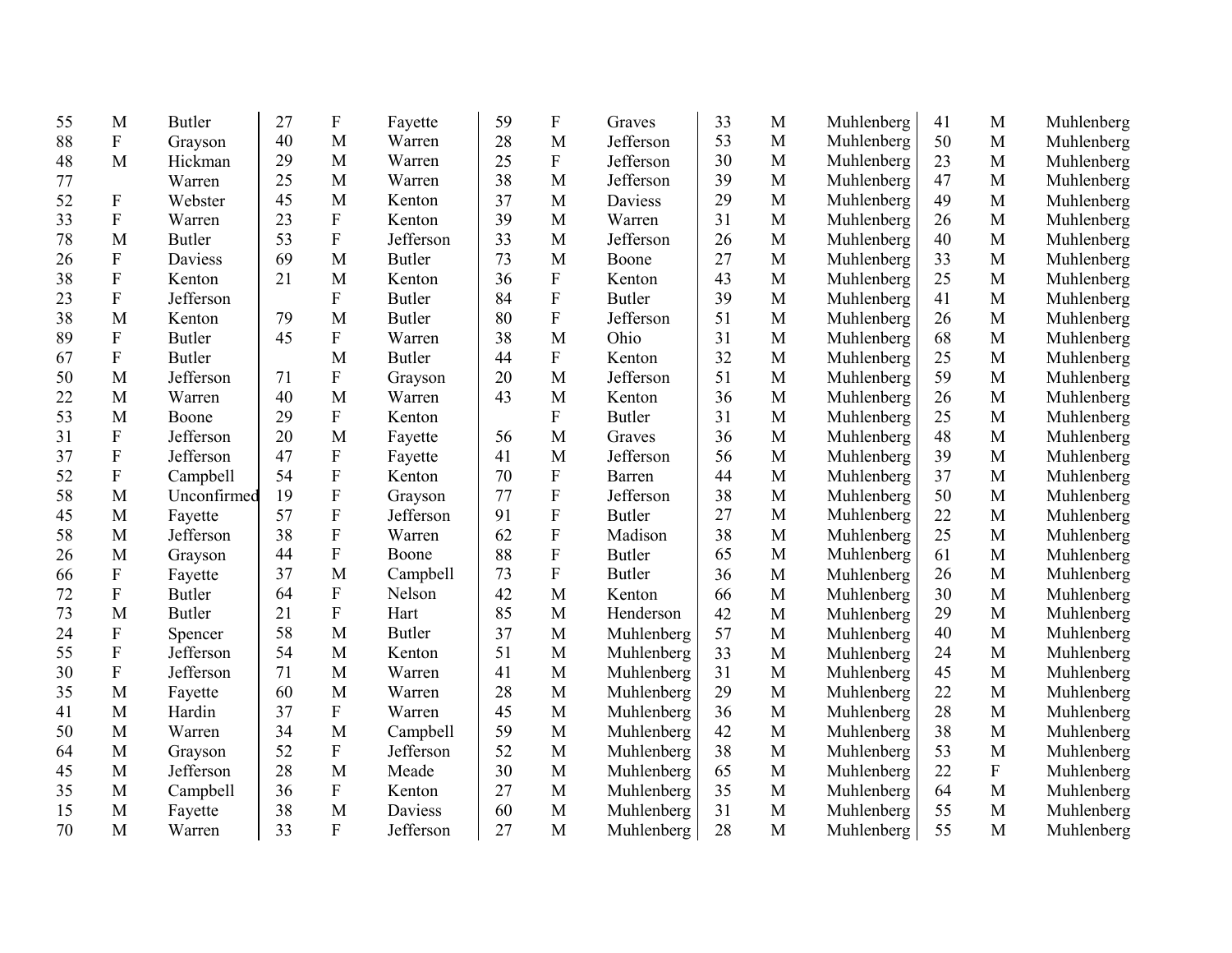| | | | | | | | | | | | | | | |
|---|---|---|---|---|---|---|---|---|---|---|---|---|---|---|
| 55 | M | Butler | 27 | F | Fayette | 59 | F | Graves | 33 | M | Muhlenberg | 41 | M | Muhlenberg |
| 88 | F | Grayson | 40 | M | Warren | 28 | M | Jefferson | 53 | M | Muhlenberg | 50 | M | Muhlenberg |
| 48 | M | Hickman | 29 | M | Warren | 25 | F | Jefferson | 30 | M | Muhlenberg | 23 | M | Muhlenberg |
| 77 | | Warren | 25 | M | Warren | 38 | M | Jefferson | 39 | M | Muhlenberg | 47 | M | Muhlenberg |
| 52 | F | Webster | 45 | M | Kenton | 37 | M | Daviess | 29 | M | Muhlenberg | 49 | M | Muhlenberg |
| 33 | F | Warren | 23 | F | Kenton | 39 | M | Warren | 31 | M | Muhlenberg | 26 | M | Muhlenberg |
| 78 | M | Butler | 53 | F | Jefferson | 33 | M | Jefferson | 26 | M | Muhlenberg | 40 | M | Muhlenberg |
| 26 | F | Daviess | 69 | M | Butler | 73 | M | Boone | 27 | M | Muhlenberg | 33 | M | Muhlenberg |
| 38 | F | Kenton | 21 | M | Kenton | 36 | F | Kenton | 43 | M | Muhlenberg | 25 | M | Muhlenberg |
| 23 | F | Jefferson | | F | Butler | 84 | F | Butler | 39 | M | Muhlenberg | 41 | M | Muhlenberg |
| 38 | M | Kenton | 79 | M | Butler | 80 | F | Jefferson | 51 | M | Muhlenberg | 26 | M | Muhlenberg |
| 89 | F | Butler | 45 | F | Warren | 38 | M | Ohio | 31 | M | Muhlenberg | 68 | M | Muhlenberg |
| 67 | F | Butler | | M | Butler | 44 | F | Kenton | 32 | M | Muhlenberg | 25 | M | Muhlenberg |
| 50 | M | Jefferson | 71 | F | Grayson | 20 | M | Jefferson | 51 | M | Muhlenberg | 59 | M | Muhlenberg |
| 22 | M | Warren | 40 | M | Warren | 43 | M | Kenton | 36 | M | Muhlenberg | 26 | M | Muhlenberg |
| 53 | M | Boone | 29 | F | Kenton | | F | Butler | 31 | M | Muhlenberg | 25 | M | Muhlenberg |
| 31 | F | Jefferson | 20 | M | Fayette | 56 | M | Graves | 36 | M | Muhlenberg | 48 | M | Muhlenberg |
| 37 | F | Jefferson | 47 | F | Fayette | 41 | M | Jefferson | 56 | M | Muhlenberg | 39 | M | Muhlenberg |
| 52 | F | Campbell | 54 | F | Kenton | 70 | F | Barren | 44 | M | Muhlenberg | 37 | M | Muhlenberg |
| 58 | M | Unconfirmed | 19 | F | Grayson | 77 | F | Jefferson | 38 | M | Muhlenberg | 50 | M | Muhlenberg |
| 45 | M | Fayette | 57 | F | Jefferson | 91 | F | Butler | 27 | M | Muhlenberg | 22 | M | Muhlenberg |
| 58 | M | Jefferson | 38 | F | Warren | 62 | F | Madison | 38 | M | Muhlenberg | 25 | M | Muhlenberg |
| 26 | M | Grayson | 44 | F | Boone | 88 | F | Butler | 65 | M | Muhlenberg | 61 | M | Muhlenberg |
| 66 | F | Fayette | 37 | M | Campbell | 73 | F | Butler | 36 | M | Muhlenberg | 26 | M | Muhlenberg |
| 72 | F | Butler | 64 | F | Nelson | 42 | M | Kenton | 66 | M | Muhlenberg | 30 | M | Muhlenberg |
| 73 | M | Butler | 21 | F | Hart | 85 | M | Henderson | 42 | M | Muhlenberg | 29 | M | Muhlenberg |
| 24 | F | Spencer | 58 | M | Butler | 37 | M | Muhlenberg | 57 | M | Muhlenberg | 40 | M | Muhlenberg |
| 55 | F | Jefferson | 54 | M | Kenton | 51 | M | Muhlenberg | 33 | M | Muhlenberg | 24 | M | Muhlenberg |
| 30 | F | Jefferson | 71 | M | Warren | 41 | M | Muhlenberg | 31 | M | Muhlenberg | 45 | M | Muhlenberg |
| 35 | M | Fayette | 60 | M | Warren | 28 | M | Muhlenberg | 29 | M | Muhlenberg | 22 | M | Muhlenberg |
| 41 | M | Hardin | 37 | F | Warren | 45 | M | Muhlenberg | 36 | M | Muhlenberg | 28 | M | Muhlenberg |
| 50 | M | Warren | 34 | M | Campbell | 59 | M | Muhlenberg | 42 | M | Muhlenberg | 38 | M | Muhlenberg |
| 64 | M | Grayson | 52 | F | Jefferson | 52 | M | Muhlenberg | 38 | M | Muhlenberg | 53 | M | Muhlenberg |
| 45 | M | Jefferson | 28 | M | Meade | 30 | M | Muhlenberg | 65 | M | Muhlenberg | 22 | F | Muhlenberg |
| 35 | M | Campbell | 36 | F | Kenton | 27 | M | Muhlenberg | 35 | M | Muhlenberg | 64 | M | Muhlenberg |
| 15 | M | Fayette | 38 | M | Daviess | 60 | M | Muhlenberg | 31 | M | Muhlenberg | 55 | M | Muhlenberg |
| 70 | M | Warren | 33 | F | Jefferson | 27 | M | Muhlenberg | 28 | M | Muhlenberg | 55 | M | Muhlenberg |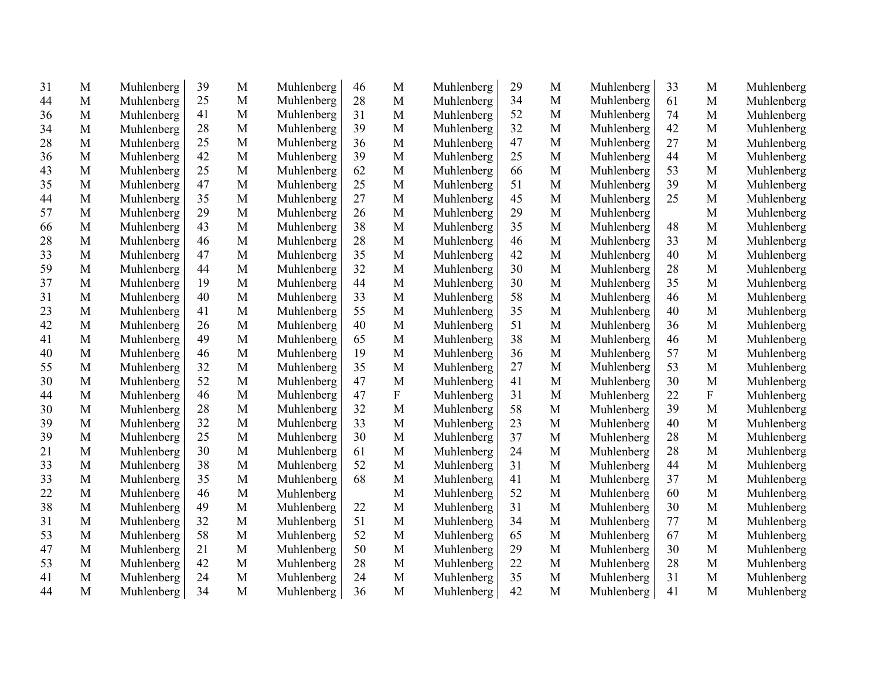| | | | | | | | | | | | | | | |
|---|---|---|---|---|---|---|---|---|---|---|---|---|---|---|
| 31 | M | Muhlenberg | 39 | M | Muhlenberg | 46 | M | Muhlenberg | 29 | M | Muhlenberg | 33 | M | Muhlenberg |
| 44 | M | Muhlenberg | 25 | M | Muhlenberg | 28 | M | Muhlenberg | 34 | M | Muhlenberg | 61 | M | Muhlenberg |
| 36 | M | Muhlenberg | 41 | M | Muhlenberg | 31 | M | Muhlenberg | 52 | M | Muhlenberg | 74 | M | Muhlenberg |
| 34 | M | Muhlenberg | 28 | M | Muhlenberg | 39 | M | Muhlenberg | 32 | M | Muhlenberg | 42 | M | Muhlenberg |
| 28 | M | Muhlenberg | 25 | M | Muhlenberg | 36 | M | Muhlenberg | 47 | M | Muhlenberg | 27 | M | Muhlenberg |
| 36 | M | Muhlenberg | 42 | M | Muhlenberg | 39 | M | Muhlenberg | 25 | M | Muhlenberg | 44 | M | Muhlenberg |
| 43 | M | Muhlenberg | 25 | M | Muhlenberg | 62 | M | Muhlenberg | 66 | M | Muhlenberg | 53 | M | Muhlenberg |
| 35 | M | Muhlenberg | 47 | M | Muhlenberg | 25 | M | Muhlenberg | 51 | M | Muhlenberg | 39 | M | Muhlenberg |
| 44 | M | Muhlenberg | 35 | M | Muhlenberg | 27 | M | Muhlenberg | 45 | M | Muhlenberg | 25 | M | Muhlenberg |
| 57 | M | Muhlenberg | 29 | M | Muhlenberg | 26 | M | Muhlenberg | 29 | M | Muhlenberg | | M | Muhlenberg |
| 66 | M | Muhlenberg | 43 | M | Muhlenberg | 38 | M | Muhlenberg | 35 | M | Muhlenberg | 48 | M | Muhlenberg |
| 28 | M | Muhlenberg | 46 | M | Muhlenberg | 28 | M | Muhlenberg | 46 | M | Muhlenberg | 33 | M | Muhlenberg |
| 33 | M | Muhlenberg | 47 | M | Muhlenberg | 35 | M | Muhlenberg | 42 | M | Muhlenberg | 40 | M | Muhlenberg |
| 59 | M | Muhlenberg | 44 | M | Muhlenberg | 32 | M | Muhlenberg | 30 | M | Muhlenberg | 28 | M | Muhlenberg |
| 37 | M | Muhlenberg | 19 | M | Muhlenberg | 44 | M | Muhlenberg | 30 | M | Muhlenberg | 35 | M | Muhlenberg |
| 31 | M | Muhlenberg | 40 | M | Muhlenberg | 33 | M | Muhlenberg | 58 | M | Muhlenberg | 46 | M | Muhlenberg |
| 23 | M | Muhlenberg | 41 | M | Muhlenberg | 55 | M | Muhlenberg | 35 | M | Muhlenberg | 40 | M | Muhlenberg |
| 42 | M | Muhlenberg | 26 | M | Muhlenberg | 40 | M | Muhlenberg | 51 | M | Muhlenberg | 36 | M | Muhlenberg |
| 41 | M | Muhlenberg | 49 | M | Muhlenberg | 65 | M | Muhlenberg | 38 | M | Muhlenberg | 46 | M | Muhlenberg |
| 40 | M | Muhlenberg | 46 | M | Muhlenberg | 19 | M | Muhlenberg | 36 | M | Muhlenberg | 57 | M | Muhlenberg |
| 55 | M | Muhlenberg | 32 | M | Muhlenberg | 35 | M | Muhlenberg | 27 | M | Muhlenberg | 53 | M | Muhlenberg |
| 30 | M | Muhlenberg | 52 | M | Muhlenberg | 47 | M | Muhlenberg | 41 | M | Muhlenberg | 30 | M | Muhlenberg |
| 44 | M | Muhlenberg | 46 | M | Muhlenberg | 47 | F | Muhlenberg | 31 | M | Muhlenberg | 22 | F | Muhlenberg |
| 30 | M | Muhlenberg | 28 | M | Muhlenberg | 32 | M | Muhlenberg | 58 | M | Muhlenberg | 39 | M | Muhlenberg |
| 39 | M | Muhlenberg | 32 | M | Muhlenberg | 33 | M | Muhlenberg | 23 | M | Muhlenberg | 40 | M | Muhlenberg |
| 39 | M | Muhlenberg | 25 | M | Muhlenberg | 30 | M | Muhlenberg | 37 | M | Muhlenberg | 28 | M | Muhlenberg |
| 21 | M | Muhlenberg | 30 | M | Muhlenberg | 61 | M | Muhlenberg | 24 | M | Muhlenberg | 28 | M | Muhlenberg |
| 33 | M | Muhlenberg | 38 | M | Muhlenberg | 52 | M | Muhlenberg | 31 | M | Muhlenberg | 44 | M | Muhlenberg |
| 33 | M | Muhlenberg | 35 | M | Muhlenberg | 68 | M | Muhlenberg | 41 | M | Muhlenberg | 37 | M | Muhlenberg |
| 22 | M | Muhlenberg | 46 | M | Muhlenberg | | M | Muhlenberg | 52 | M | Muhlenberg | 60 | M | Muhlenberg |
| 38 | M | Muhlenberg | 49 | M | Muhlenberg | 22 | M | Muhlenberg | 31 | M | Muhlenberg | 30 | M | Muhlenberg |
| 31 | M | Muhlenberg | 32 | M | Muhlenberg | 51 | M | Muhlenberg | 34 | M | Muhlenberg | 77 | M | Muhlenberg |
| 53 | M | Muhlenberg | 58 | M | Muhlenberg | 52 | M | Muhlenberg | 65 | M | Muhlenberg | 67 | M | Muhlenberg |
| 47 | M | Muhlenberg | 21 | M | Muhlenberg | 50 | M | Muhlenberg | 29 | M | Muhlenberg | 30 | M | Muhlenberg |
| 53 | M | Muhlenberg | 42 | M | Muhlenberg | 28 | M | Muhlenberg | 22 | M | Muhlenberg | 28 | M | Muhlenberg |
| 41 | M | Muhlenberg | 24 | M | Muhlenberg | 24 | M | Muhlenberg | 35 | M | Muhlenberg | 31 | M | Muhlenberg |
| 44 | M | Muhlenberg | 34 | M | Muhlenberg | 36 | M | Muhlenberg | 42 | M | Muhlenberg | 41 | M | Muhlenberg |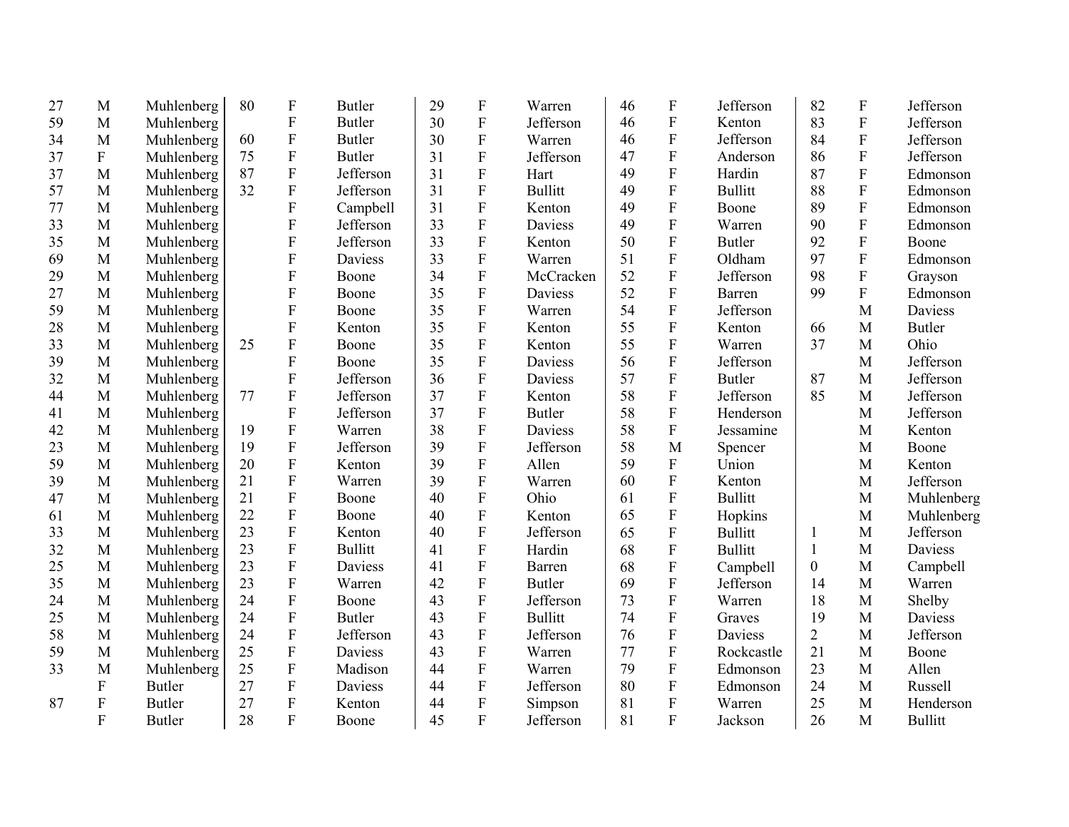| | | |
|---|---|---|
| 27 | M | Muhlenberg |
| 59 | M | Muhlenberg |
| 34 | M | Muhlenberg |
| 37 | F | Muhlenberg |
| 37 | M | Muhlenberg |
| 57 | M | Muhlenberg |
| 77 | M | Muhlenberg |
| 33 | M | Muhlenberg |
| 35 | M | Muhlenberg |
| 69 | M | Muhlenberg |
| 29 | M | Muhlenberg |
| 27 | M | Muhlenberg |
| 59 | M | Muhlenberg |
| 28 | M | Muhlenberg |
| 33 | M | Muhlenberg |
| 39 | M | Muhlenberg |
| 32 | M | Muhlenberg |
| 44 | M | Muhlenberg |
| 41 | M | Muhlenberg |
| 42 | M | Muhlenberg |
| 23 | M | Muhlenberg |
| 59 | M | Muhlenberg |
| 39 | M | Muhlenberg |
| 47 | M | Muhlenberg |
| 61 | M | Muhlenberg |
| 33 | M | Muhlenberg |
| 32 | M | Muhlenberg |
| 25 | M | Muhlenberg |
| 35 | M | Muhlenberg |
| 24 | M | Muhlenberg |
| 25 | M | Muhlenberg |
| 58 | M | Muhlenberg |
| 59 | M | Muhlenberg |
| 33 | M | Muhlenberg |
| | F | Butler |
| 87 | F | Butler |
| | F | Butler |
| 80 | F | Butler |
| | F | Butler |
| 60 | F | Butler |
| 75 | F | Butler |
| 87 | F | Jefferson |
| 32 | F | Jefferson |
| | F | Campbell |
| | F | Jefferson |
| | F | Jefferson |
| | F | Daviess |
| | F | Boone |
| | F | Boone |
| | F | Boone |
| | F | Kenton |
| 25 | F | Boone |
| | F | Boone |
| | F | Jefferson |
| 77 | F | Jefferson |
| | F | Jefferson |
| 19 | F | Warren |
| 19 | F | Jefferson |
| 20 | F | Kenton |
| 21 | F | Warren |
| 21 | F | Boone |
| 22 | F | Boone |
| 23 | F | Kenton |
| 23 | F | Bullitt |
| 23 | F | Daviess |
| 23 | F | Warren |
| 24 | F | Boone |
| 24 | F | Butler |
| 24 | F | Jefferson |
| 25 | F | Daviess |
| 25 | F | Madison |
| 27 | F | Daviess |
| 27 | F | Kenton |
| 28 | F | Boone |
| 29 | F | Warren |
| 30 | F | Jefferson |
| 30 | F | Warren |
| 31 | F | Jefferson |
| 31 | F | Hart |
| 31 | F | Bullitt |
| 31 | F | Kenton |
| 33 | F | Daviess |
| 33 | F | Kenton |
| 33 | F | Warren |
| 34 | F | McCracken |
| 35 | F | Daviess |
| 35 | F | Warren |
| 35 | F | Kenton |
| 35 | F | Kenton |
| 35 | F | Daviess |
| 36 | F | Daviess |
| 37 | F | Kenton |
| 37 | F | Butler |
| 38 | F | Daviess |
| 39 | F | Jefferson |
| 39 | F | Allen |
| 39 | F | Warren |
| 40 | F | Ohio |
| 40 | F | Kenton |
| 40 | F | Jefferson |
| 41 | F | Hardin |
| 41 | F | Barren |
| 42 | F | Butler |
| 43 | F | Jefferson |
| 43 | F | Bullitt |
| 43 | F | Jefferson |
| 43 | F | Warren |
| 44 | F | Warren |
| 44 | F | Jefferson |
| 44 | F | Simpson |
| 45 | F | Jefferson |
| 46 | F | Jefferson |
| 46 | F | Kenton |
| 46 | F | Jefferson |
| 47 | F | Anderson |
| 49 | F | Hardin |
| 49 | F | Bullitt |
| 49 | F | Boone |
| 49 | F | Warren |
| 50 | F | Butler |
| 51 | F | Oldham |
| 52 | F | Jefferson |
| 52 | F | Barren |
| 54 | F | Jefferson |
| 55 | F | Kenton |
| 55 | F | Warren |
| 56 | F | Jefferson |
| 57 | F | Butler |
| 58 | F | Jefferson |
| 58 | F | Henderson |
| 58 | F | Jessamine |
| 58 | M | Spencer |
| 59 | F | Union |
| 60 | F | Kenton |
| 61 | F | Bullitt |
| 65 | F | Hopkins |
| 65 | F | Bullitt |
| 68 | F | Bullitt |
| 68 | F | Campbell |
| 69 | F | Jefferson |
| 73 | F | Warren |
| 74 | F | Graves |
| 76 | F | Daviess |
| 77 | F | Rockcastle |
| 79 | F | Edmonson |
| 80 | F | Edmonson |
| 81 | F | Warren |
| 81 | F | Jackson |
| 82 | F | Jefferson |
| 83 | F | Jefferson |
| 84 | F | Jefferson |
| 86 | F | Jefferson |
| 87 | F | Edmonson |
| 88 | F | Edmonson |
| 89 | F | Edmonson |
| 90 | F | Edmonson |
| 92 | F | Boone |
| 97 | F | Edmonson |
| 98 | F | Grayson |
| 99 | F | Edmonson |
| | M | Daviess |
| 66 | M | Butler |
| 37 | M | Ohio |
| | M | Jefferson |
| 87 | M | Jefferson |
| 85 | M | Jefferson |
| | M | Jefferson |
| | M | Kenton |
| | M | Boone |
| | M | Kenton |
| | M | Jefferson |
| | M | Muhlenberg |
| | M | Muhlenberg |
| 1 | M | Jefferson |
| 1 | M | Daviess |
| 0 | M | Campbell |
| 14 | M | Warren |
| 18 | M | Shelby |
| 19 | M | Daviess |
| 2 | M | Jefferson |
| 21 | M | Boone |
| 23 | M | Allen |
| 24 | M | Russell |
| 25 | M | Henderson |
| 26 | M | Bullitt |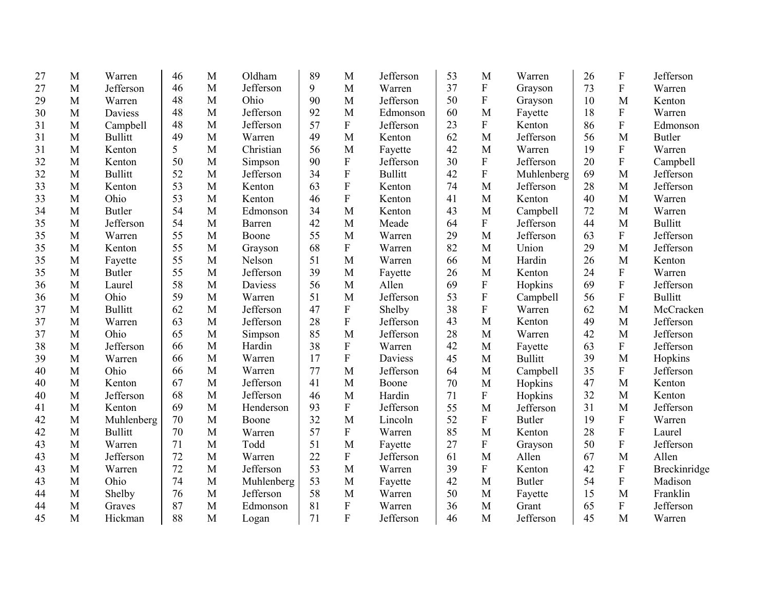| | | | | | | | | | | | | | | |
|---|---|---|---|---|---|---|---|---|---|---|---|---|---|---|
| 27 | M | Warren | 46 | M | Oldham | 89 | M | Jefferson | 53 | M | Warren | 26 | F | Jefferson |
| 27 | M | Jefferson | 46 | M | Jefferson | 9 | M | Warren | 37 | F | Grayson | 73 | F | Warren |
| 29 | M | Warren | 48 | M | Ohio | 90 | M | Jefferson | 50 | F | Grayson | 10 | M | Kenton |
| 30 | M | Daviess | 48 | M | Jefferson | 92 | M | Edmonson | 60 | M | Fayette | 18 | F | Warren |
| 31 | M | Campbell | 48 | M | Jefferson | 57 | F | Jefferson | 23 | F | Kenton | 86 | F | Edmonson |
| 31 | M | Bullitt | 49 | M | Warren | 49 | M | Kenton | 62 | M | Jefferson | 56 | M | Butler |
| 31 | M | Kenton | 5 | M | Christian | 56 | M | Fayette | 42 | M | Warren | 19 | F | Warren |
| 32 | M | Kenton | 50 | M | Simpson | 90 | F | Jefferson | 30 | F | Jefferson | 20 | F | Campbell |
| 32 | M | Bullitt | 52 | M | Jefferson | 34 | F | Bullitt | 42 | F | Muhlenberg | 69 | M | Jefferson |
| 33 | M | Kenton | 53 | M | Kenton | 63 | F | Kenton | 74 | M | Jefferson | 28 | M | Jefferson |
| 33 | M | Ohio | 53 | M | Kenton | 46 | F | Kenton | 41 | M | Kenton | 40 | M | Warren |
| 34 | M | Butler | 54 | M | Edmonson | 34 | M | Kenton | 43 | M | Campbell | 72 | M | Warren |
| 35 | M | Jefferson | 54 | M | Barren | 42 | M | Meade | 64 | F | Jefferson | 44 | M | Bullitt |
| 35 | M | Warren | 55 | M | Boone | 55 | M | Warren | 29 | M | Jefferson | 63 | F | Jefferson |
| 35 | M | Kenton | 55 | M | Grayson | 68 | F | Warren | 82 | M | Union | 29 | M | Jefferson |
| 35 | M | Fayette | 55 | M | Nelson | 51 | M | Warren | 66 | M | Hardin | 26 | M | Kenton |
| 35 | M | Butler | 55 | M | Jefferson | 39 | M | Fayette | 26 | M | Kenton | 24 | F | Warren |
| 36 | M | Laurel | 58 | M | Daviess | 56 | M | Allen | 69 | F | Hopkins | 69 | F | Jefferson |
| 36 | M | Ohio | 59 | M | Warren | 51 | M | Jefferson | 53 | F | Campbell | 56 | F | Bullitt |
| 37 | M | Bullitt | 62 | M | Jefferson | 47 | F | Shelby | 38 | F | Warren | 62 | M | McCracken |
| 37 | M | Warren | 63 | M | Jefferson | 28 | F | Jefferson | 43 | M | Kenton | 49 | M | Jefferson |
| 37 | M | Ohio | 65 | M | Simpson | 85 | M | Jefferson | 28 | M | Warren | 42 | M | Jefferson |
| 38 | M | Jefferson | 66 | M | Hardin | 38 | F | Warren | 42 | M | Fayette | 63 | F | Jefferson |
| 39 | M | Warren | 66 | M | Warren | 17 | F | Daviess | 45 | M | Bullitt | 39 | M | Hopkins |
| 40 | M | Ohio | 66 | M | Warren | 77 | M | Jefferson | 64 | M | Campbell | 35 | F | Jefferson |
| 40 | M | Kenton | 67 | M | Jefferson | 41 | M | Boone | 70 | M | Hopkins | 47 | M | Kenton |
| 40 | M | Jefferson | 68 | M | Jefferson | 46 | M | Hardin | 71 | F | Hopkins | 32 | M | Kenton |
| 41 | M | Kenton | 69 | M | Henderson | 93 | F | Jefferson | 55 | M | Jefferson | 31 | M | Jefferson |
| 42 | M | Muhlenberg | 70 | M | Boone | 32 | M | Lincoln | 52 | F | Butler | 19 | F | Warren |
| 42 | M | Bullitt | 70 | M | Warren | 57 | F | Warren | 85 | M | Kenton | 28 | F | Laurel |
| 43 | M | Warren | 71 | M | Todd | 51 | M | Fayette | 27 | F | Grayson | 50 | F | Jefferson |
| 43 | M | Jefferson | 72 | M | Warren | 22 | F | Jefferson | 61 | M | Allen | 67 | M | Allen |
| 43 | M | Warren | 72 | M | Jefferson | 53 | M | Warren | 39 | F | Kenton | 42 | F | Breckinridge |
| 43 | M | Ohio | 74 | M | Muhlenberg | 53 | M | Fayette | 42 | M | Butler | 54 | F | Madison |
| 44 | M | Shelby | 76 | M | Jefferson | 58 | M | Warren | 50 | M | Fayette | 15 | M | Franklin |
| 44 | M | Graves | 87 | M | Edmonson | 81 | F | Warren | 36 | M | Grant | 65 | F | Jefferson |
| 45 | M | Hickman | 88 | M | Logan | 71 | F | Jefferson | 46 | M | Jefferson | 45 | M | Warren |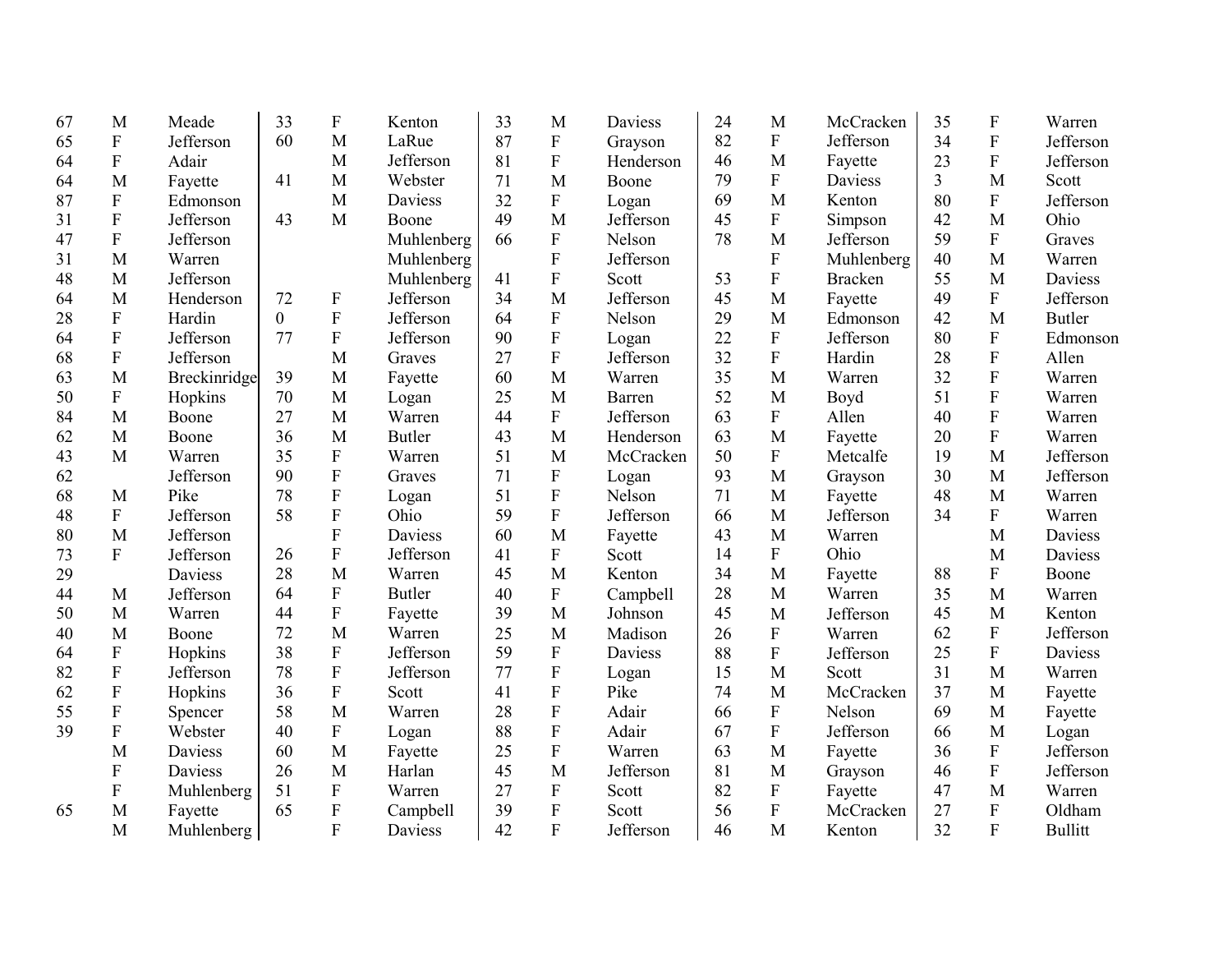| | | | | | | | | | | | | | | |
|---|---|---|---|---|---|---|---|---|---|---|---|---|---|---|
| 67 | M | Meade | 33 | F | Kenton | 33 | M | Daviess | 24 | M | McCracken | 35 | F | Warren |
| 65 | F | Jefferson | 60 | M | LaRue | 87 | F | Grayson | 82 | F | Jefferson | 34 | F | Jefferson |
| 64 | F | Adair | | M | Jefferson | 81 | F | Henderson | 46 | M | Fayette | 23 | F | Jefferson |
| 64 | M | Fayette | 41 | M | Webster | 71 | M | Boone | 79 | F | Daviess | 3 | M | Scott |
| 87 | F | Edmonson | | M | Daviess | 32 | F | Logan | 69 | M | Kenton | 80 | F | Jefferson |
| 31 | F | Jefferson | 43 | M | Boone | 49 | M | Jefferson | 45 | F | Simpson | 42 | M | Ohio |
| 47 | F | Jefferson | | | Muhlenberg | 66 | F | Nelson | 78 | M | Jefferson | 59 | F | Graves |
| 31 | M | Warren | | | Muhlenberg | | F | Jefferson | | F | Muhlenberg | 40 | M | Warren |
| 48 | M | Jefferson | | | Muhlenberg | 41 | F | Scott | 53 | F | Bracken | 55 | M | Daviess |
| 64 | M | Henderson | 72 | F | Jefferson | 34 | M | Jefferson | 45 | M | Fayette | 49 | F | Jefferson |
| 28 | F | Hardin | 0 | F | Jefferson | 64 | F | Nelson | 29 | M | Edmonson | 42 | M | Butler |
| 64 | F | Jefferson | 77 | F | Jefferson | 90 | F | Logan | 22 | F | Jefferson | 80 | F | Edmonson |
| 68 | F | Jefferson | | M | Graves | 27 | F | Jefferson | 32 | F | Hardin | 28 | F | Allen |
| 63 | M | Breckinridge | 39 | M | Fayette | 60 | M | Warren | 35 | M | Warren | 32 | F | Warren |
| 50 | F | Hopkins | 70 | M | Logan | 25 | M | Barren | 52 | M | Boyd | 51 | F | Warren |
| 84 | M | Boone | 27 | M | Warren | 44 | F | Jefferson | 63 | F | Allen | 40 | F | Warren |
| 62 | M | Boone | 36 | M | Butler | 43 | M | Henderson | 63 | M | Fayette | 20 | F | Warren |
| 43 | M | Warren | 35 | F | Warren | 51 | M | McCracken | 50 | F | Metcalfe | 19 | M | Jefferson |
| 62 | | Jefferson | 90 | F | Graves | 71 | F | Logan | 93 | M | Grayson | 30 | M | Jefferson |
| 68 | M | Pike | 78 | F | Logan | 51 | F | Nelson | 71 | M | Fayette | 48 | M | Warren |
| 48 | F | Jefferson | 58 | F | Ohio | 59 | F | Jefferson | 66 | M | Jefferson | 34 | F | Warren |
| 80 | M | Jefferson | | F | Daviess | 60 | M | Fayette | 43 | M | Warren | | M | Daviess |
| 73 | F | Jefferson | 26 | F | Jefferson | 41 | F | Scott | 14 | F | Ohio | | M | Daviess |
| 29 | | Daviess | 28 | M | Warren | 45 | M | Kenton | 34 | M | Fayette | 88 | F | Boone |
| 44 | M | Jefferson | 64 | F | Butler | 40 | F | Campbell | 28 | M | Warren | 35 | M | Warren |
| 50 | M | Warren | 44 | F | Fayette | 39 | M | Johnson | 45 | M | Jefferson | 45 | M | Kenton |
| 40 | M | Boone | 72 | M | Warren | 25 | M | Madison | 26 | F | Warren | 62 | F | Jefferson |
| 64 | F | Hopkins | 38 | F | Jefferson | 59 | F | Daviess | 88 | F | Jefferson | 25 | F | Daviess |
| 82 | F | Jefferson | 78 | F | Jefferson | 77 | F | Logan | 15 | M | Scott | 31 | M | Warren |
| 62 | F | Hopkins | 36 | F | Scott | 41 | F | Pike | 74 | M | McCracken | 37 | M | Fayette |
| 55 | F | Spencer | 58 | M | Warren | 28 | F | Adair | 66 | F | Nelson | 69 | M | Fayette |
| 39 | F | Webster | 40 | F | Logan | 88 | F | Adair | 67 | F | Jefferson | 66 | M | Logan |
| | M | Daviess | 60 | M | Fayette | 25 | F | Warren | 63 | M | Fayette | 36 | F | Jefferson |
| | F | Daviess | 26 | M | Harlan | 45 | M | Jefferson | 81 | M | Grayson | 46 | F | Jefferson |
| | F | Muhlenberg | 51 | F | Warren | 27 | F | Scott | 82 | F | Fayette | 47 | M | Warren |
| 65 | M | Fayette | 65 | F | Campbell | 39 | F | Scott | 56 | F | McCracken | 27 | F | Oldham |
| | M | Muhlenberg | | F | Daviess | 42 | F | Jefferson | 46 | M | Kenton | 32 | F | Bullitt |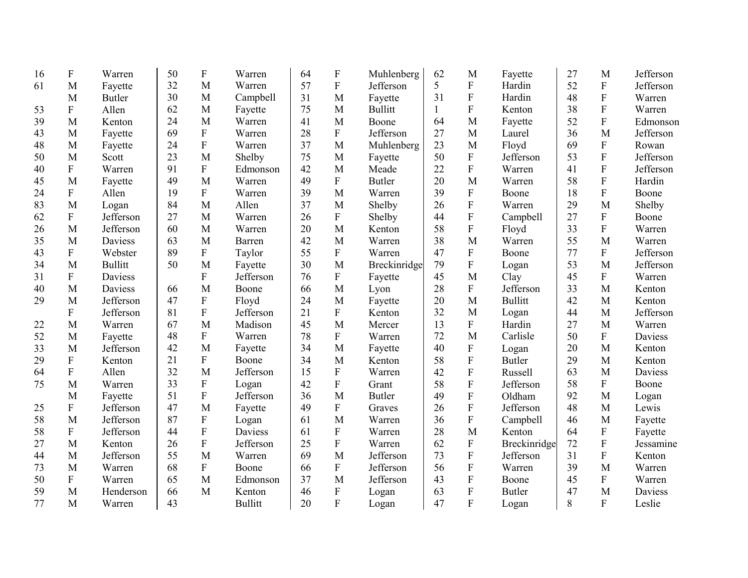| | | |
|---|---|---|
| 16 | F | Warren |
| 61 | M | Fayette |
| | M | Butler |
| 53 | F | Allen |
| 39 | M | Kenton |
| 43 | M | Fayette |
| 48 | M | Fayette |
| 50 | M | Scott |
| 40 | F | Warren |
| 45 | M | Fayette |
| 24 | F | Allen |
| 83 | M | Logan |
| 62 | F | Jefferson |
| 26 | M | Jefferson |
| 35 | M | Daviess |
| 43 | F | Webster |
| 34 | M | Bullitt |
| 31 | F | Daviess |
| 40 | M | Daviess |
| 29 | M | Jefferson |
| | F | Jefferson |
| 22 | M | Warren |
| 52 | M | Fayette |
| 33 | M | Jefferson |
| 29 | F | Kenton |
| 64 | F | Allen |
| 75 | M | Warren |
| | M | Fayette |
| 25 | F | Jefferson |
| 58 | M | Jefferson |
| 58 | F | Jefferson |
| 27 | M | Kenton |
| 44 | M | Jefferson |
| 73 | M | Warren |
| 50 | F | Warren |
| 59 | M | Henderson |
| 77 | M | Warren |
| 50 | F | Warren |
| 32 | M | Warren |
| 30 | M | Campbell |
| 62 | M | Fayette |
| 24 | M | Warren |
| 69 | F | Warren |
| 24 | F | Warren |
| 23 | M | Shelby |
| 91 | F | Edmonson |
| 49 | M | Warren |
| 19 | F | Warren |
| 84 | M | Allen |
| 27 | M | Warren |
| 60 | M | Warren |
| 63 | M | Barren |
| 89 | F | Taylor |
| 50 | M | Fayette |
| | F | Jefferson |
| 66 | M | Boone |
| 47 | F | Floyd |
| 81 | F | Jefferson |
| 67 | M | Madison |
| 48 | F | Warren |
| 42 | M | Fayette |
| 21 | F | Boone |
| 32 | M | Jefferson |
| 33 | F | Logan |
| 51 | F | Jefferson |
| 47 | M | Fayette |
| 87 | F | Logan |
| 44 | F | Daviess |
| 26 | F | Jefferson |
| 55 | M | Warren |
| 68 | F | Boone |
| 65 | M | Edmonson |
| 66 | M | Kenton |
| 43 | | Bullitt |
| 64 | F | Muhlenberg |
| 57 | F | Jefferson |
| 31 | M | Fayette |
| 75 | M | Bullitt |
| 41 | M | Boone |
| 28 | F | Jefferson |
| 37 | M | Muhlenberg |
| 75 | M | Fayette |
| 42 | M | Meade |
| 49 | F | Butler |
| 39 | M | Warren |
| 37 | M | Shelby |
| 26 | F | Shelby |
| 20 | M | Kenton |
| 42 | M | Warren |
| 55 | F | Warren |
| 30 | M | Breckinridge |
| 76 | F | Fayette |
| 66 | M | Lyon |
| 24 | M | Fayette |
| 21 | F | Kenton |
| 45 | M | Mercer |
| 78 | F | Warren |
| 34 | M | Fayette |
| 34 | M | Kenton |
| 15 | F | Warren |
| 42 | F | Grant |
| 36 | M | Butler |
| 49 | F | Graves |
| 61 | M | Warren |
| 61 | F | Warren |
| 25 | F | Warren |
| 69 | M | Jefferson |
| 66 | F | Jefferson |
| 37 | M | Jefferson |
| 46 | F | Logan |
| 20 | F | Logan |
| 62 | M | Fayette |
| 5 | F | Hardin |
| 31 | F | Hardin |
| 1 | F | Kenton |
| 64 | M | Fayette |
| 27 | M | Laurel |
| 23 | M | Floyd |
| 50 | F | Jefferson |
| 22 | F | Warren |
| 20 | M | Warren |
| 39 | F | Boone |
| 26 | F | Warren |
| 44 | F | Campbell |
| 58 | F | Floyd |
| 38 | M | Warren |
| 47 | F | Boone |
| 79 | F | Logan |
| 45 | M | Clay |
| 28 | F | Jefferson |
| 20 | M | Bullitt |
| 32 | M | Logan |
| 13 | F | Hardin |
| 72 | M | Carlisle |
| 40 | F | Logan |
| 58 | F | Butler |
| 42 | F | Russell |
| 58 | F | Jefferson |
| 49 | F | Oldham |
| 26 | F | Jefferson |
| 36 | F | Campbell |
| 28 | M | Kenton |
| 62 | F | Breckinridge |
| 73 | F | Jefferson |
| 56 | F | Warren |
| 43 | F | Boone |
| 63 | F | Butler |
| 47 | F | Logan |
| 27 | M | Jefferson |
| 52 | F | Jefferson |
| 48 | F | Warren |
| 38 | F | Warren |
| 52 | F | Edmonson |
| 36 | M | Jefferson |
| 69 | F | Rowan |
| 53 | F | Jefferson |
| 41 | F | Jefferson |
| 58 | F | Hardin |
| 18 | F | Boone |
| 29 | M | Shelby |
| 27 | F | Boone |
| 33 | F | Warren |
| 55 | M | Warren |
| 77 | F | Jefferson |
| 53 | M | Jefferson |
| 45 | F | Warren |
| 33 | M | Kenton |
| 42 | M | Kenton |
| 44 | M | Jefferson |
| 27 | M | Warren |
| 50 | F | Daviess |
| 20 | M | Kenton |
| 29 | M | Kenton |
| 63 | M | Daviess |
| 58 | F | Boone |
| 92 | M | Logan |
| 48 | M | Lewis |
| 46 | M | Fayette |
| 64 | F | Fayette |
| 72 | F | Jessamine |
| 31 | F | Kenton |
| 39 | M | Warren |
| 45 | F | Warren |
| 47 | M | Daviess |
| 8 | F | Leslie |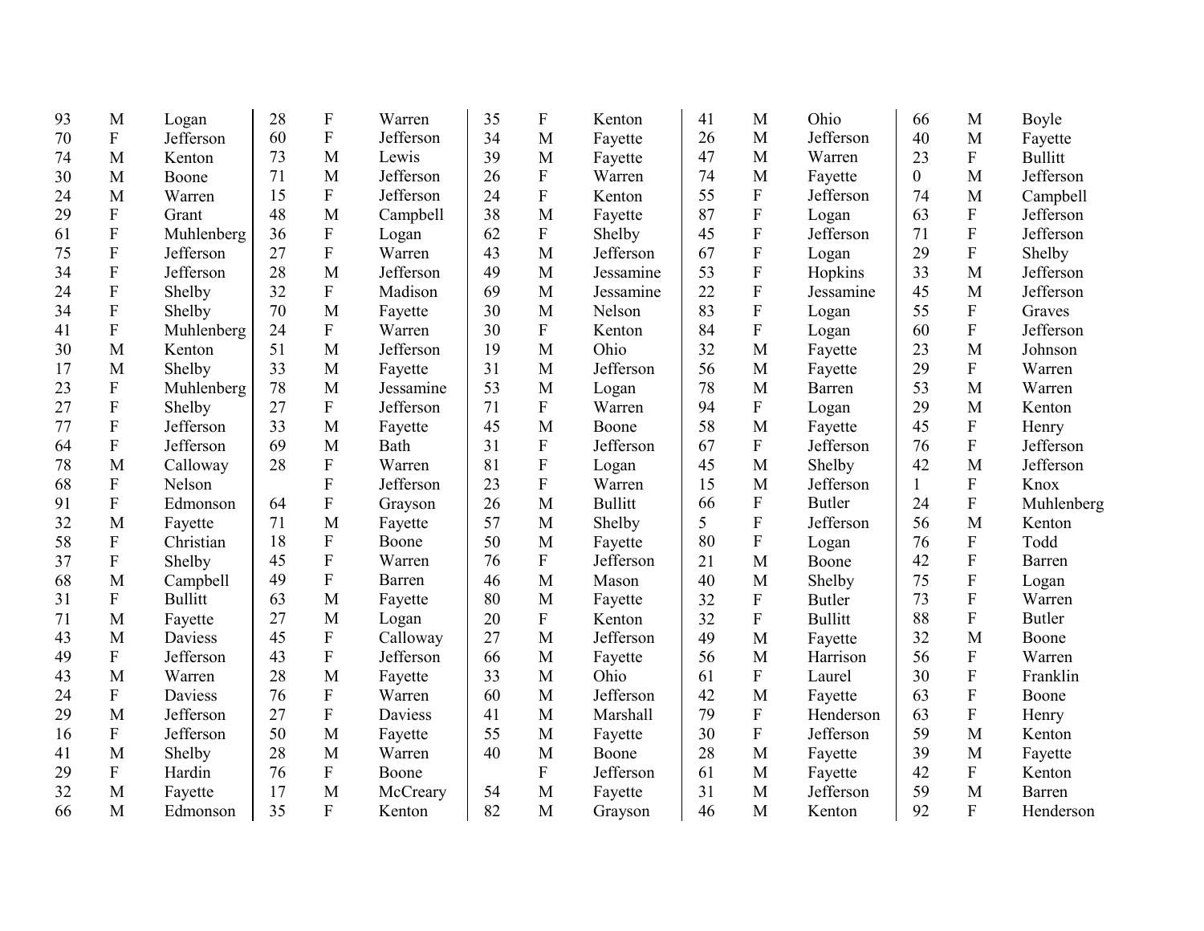| | | | | | | | | | | | | | | |
|---|---|---|---|---|---|---|---|---|---|---|---|---|---|---|
| 93 | M | Logan | 28 | F | Warren | 35 | F | Kenton | 41 | M | Ohio | 66 | M | Boyle |
| 70 | F | Jefferson | 60 | F | Jefferson | 34 | M | Fayette | 26 | M | Jefferson | 40 | M | Fayette |
| 74 | M | Kenton | 73 | M | Lewis | 39 | M | Fayette | 47 | M | Warren | 23 | F | Bullitt |
| 30 | M | Boone | 71 | M | Jefferson | 26 | F | Warren | 74 | M | Fayette | 0 | M | Jefferson |
| 24 | M | Warren | 15 | F | Jefferson | 24 | F | Kenton | 55 | F | Jefferson | 74 | M | Campbell |
| 29 | F | Grant | 48 | M | Campbell | 38 | M | Fayette | 87 | F | Logan | 63 | F | Jefferson |
| 61 | F | Muhlenberg | 36 | F | Logan | 62 | F | Shelby | 45 | F | Jefferson | 71 | F | Jefferson |
| 75 | F | Jefferson | 27 | F | Warren | 43 | M | Jefferson | 67 | F | Logan | 29 | F | Shelby |
| 34 | F | Jefferson | 28 | M | Jefferson | 49 | M | Jessamine | 53 | F | Hopkins | 33 | M | Jefferson |
| 24 | F | Shelby | 32 | F | Madison | 69 | M | Jessamine | 22 | F | Jessamine | 45 | M | Jefferson |
| 34 | F | Shelby | 70 | M | Fayette | 30 | M | Nelson | 83 | F | Logan | 55 | F | Graves |
| 41 | F | Muhlenberg | 24 | F | Warren | 30 | F | Kenton | 84 | F | Logan | 60 | F | Jefferson |
| 30 | M | Kenton | 51 | M | Jefferson | 19 | M | Ohio | 32 | M | Fayette | 23 | M | Johnson |
| 17 | M | Shelby | 33 | M | Fayette | 31 | M | Jefferson | 56 | M | Fayette | 29 | F | Warren |
| 23 | F | Muhlenberg | 78 | M | Jessamine | 53 | M | Logan | 78 | M | Barren | 53 | M | Warren |
| 27 | F | Shelby | 27 | F | Jefferson | 71 | F | Warren | 94 | F | Logan | 29 | M | Kenton |
| 77 | F | Jefferson | 33 | M | Fayette | 45 | M | Boone | 58 | M | Fayette | 45 | F | Henry |
| 64 | F | Jefferson | 69 | M | Bath | 31 | F | Jefferson | 67 | F | Jefferson | 76 | F | Jefferson |
| 78 | M | Calloway | 28 | F | Warren | 81 | F | Logan | 45 | M | Shelby | 42 | M | Jefferson |
| 68 | F | Nelson | | F | Jefferson | 23 | F | Warren | 15 | M | Jefferson | 1 | F | Knox |
| 91 | F | Edmonson | 64 | F | Grayson | 26 | M | Bullitt | 66 | F | Butler | 24 | F | Muhlenberg |
| 32 | M | Fayette | 71 | M | Fayette | 57 | M | Shelby | 5 | F | Jefferson | 56 | M | Kenton |
| 58 | F | Christian | 18 | F | Boone | 50 | M | Fayette | 80 | F | Logan | 76 | F | Todd |
| 37 | F | Shelby | 45 | F | Warren | 76 | F | Jefferson | 21 | M | Boone | 42 | F | Barren |
| 68 | M | Campbell | 49 | F | Barren | 46 | M | Mason | 40 | M | Shelby | 75 | F | Logan |
| 31 | F | Bullitt | 63 | M | Fayette | 80 | M | Fayette | 32 | F | Butler | 73 | F | Warren |
| 71 | M | Fayette | 27 | M | Logan | 20 | F | Kenton | 32 | F | Bullitt | 88 | F | Butler |
| 43 | M | Daviess | 45 | F | Calloway | 27 | M | Jefferson | 49 | M | Fayette | 32 | M | Boone |
| 49 | F | Jefferson | 43 | F | Jefferson | 66 | M | Fayette | 56 | M | Harrison | 56 | F | Warren |
| 43 | M | Warren | 28 | M | Fayette | 33 | M | Ohio | 61 | F | Laurel | 30 | F | Franklin |
| 24 | F | Daviess | 76 | F | Warren | 60 | M | Jefferson | 42 | M | Fayette | 63 | F | Boone |
| 29 | M | Jefferson | 27 | F | Daviess | 41 | M | Marshall | 79 | F | Henderson | 63 | F | Henry |
| 16 | F | Jefferson | 50 | M | Fayette | 55 | M | Fayette | 30 | F | Jefferson | 59 | M | Kenton |
| 41 | M | Shelby | 28 | M | Warren | 40 | M | Boone | 28 | M | Fayette | 39 | M | Fayette |
| 29 | F | Hardin | 76 | F | Boone | | F | Jefferson | 61 | M | Fayette | 42 | F | Kenton |
| 32 | M | Fayette | 17 | M | McCreary | 54 | M | Fayette | 31 | M | Jefferson | 59 | M | Barren |
| 66 | M | Edmonson | 35 | F | Kenton | 82 | M | Grayson | 46 | M | Kenton | 92 | F | Henderson |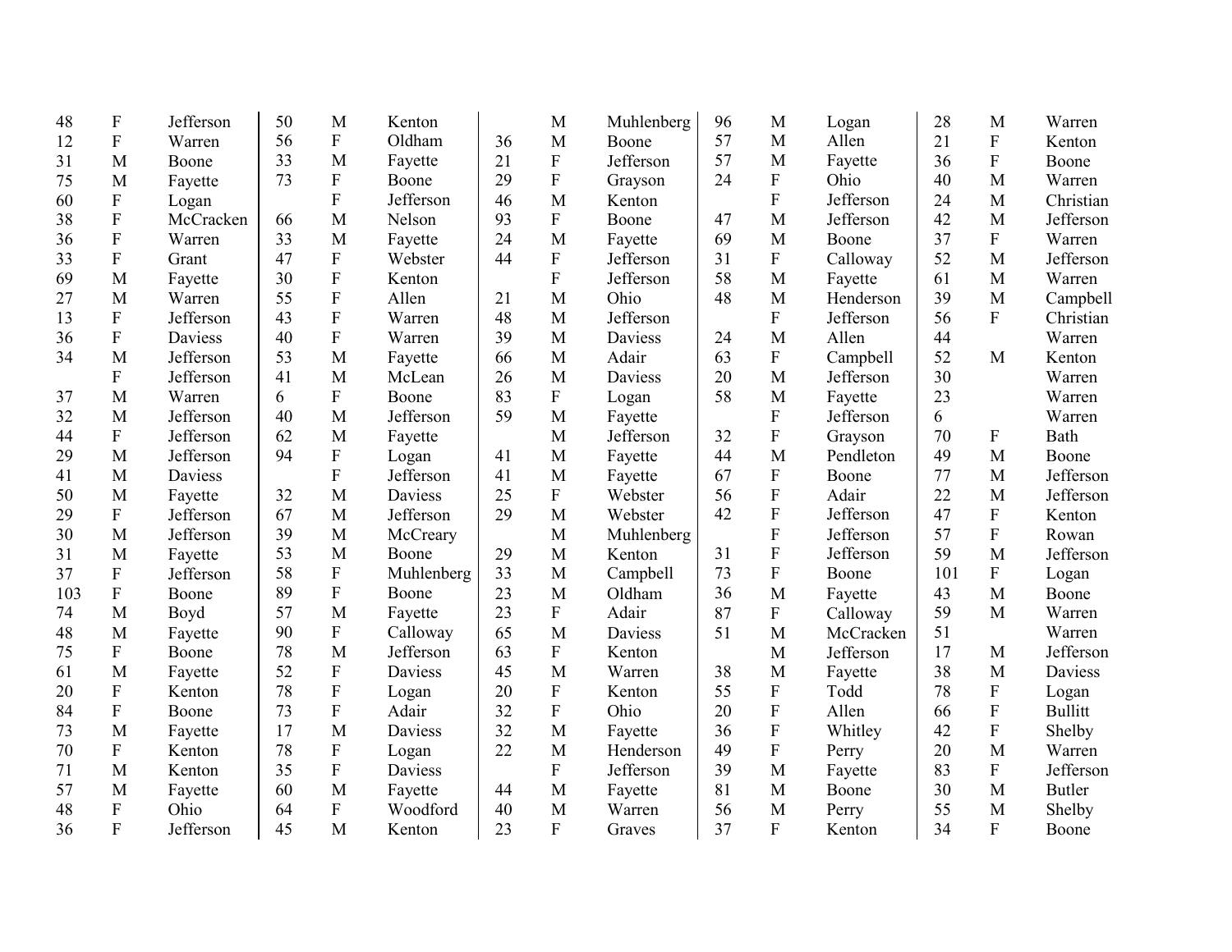| | | |
|---|---|---|
| 48 | F | Jefferson |
| 12 | F | Warren |
| 31 | M | Boone |
| 75 | M | Fayette |
| 60 | F | Logan |
| 38 | F | McCracken |
| 36 | F | Warren |
| 33 | F | Grant |
| 69 | M | Fayette |
| 27 | M | Warren |
| 13 | F | Jefferson |
| 36 | F | Daviess |
| 34 | M | Jefferson |
| | F | Jefferson |
| 37 | M | Warren |
| 32 | M | Jefferson |
| 44 | F | Jefferson |
| 29 | M | Jefferson |
| 41 | M | Daviess |
| 50 | M | Fayette |
| 29 | F | Jefferson |
| 30 | M | Jefferson |
| 31 | M | Fayette |
| 37 | F | Jefferson |
| 103 | F | Boone |
| 74 | M | Boyd |
| 48 | M | Fayette |
| 75 | F | Boone |
| 61 | M | Fayette |
| 20 | F | Kenton |
| 84 | F | Boone |
| 73 | M | Fayette |
| 70 | F | Kenton |
| 71 | M | Kenton |
| 57 | M | Fayette |
| 48 | F | Ohio |
| 36 | F | Jefferson |
| 50 | M | Kenton |
| 56 | F | Oldham |
| 33 | M | Fayette |
| 73 | F | Boone |
| | F | Jefferson |
| 66 | M | Nelson |
| 33 | M | Fayette |
| 47 | F | Webster |
| 30 | F | Kenton |
| 55 | F | Allen |
| 43 | F | Warren |
| 40 | F | Warren |
| 53 | M | Fayette |
| 41 | M | McLean |
| 6 | F | Boone |
| 40 | M | Jefferson |
| 62 | M | Fayette |
| 94 | F | Logan |
| | F | Jefferson |
| 32 | M | Daviess |
| 67 | M | Jefferson |
| 39 | M | McCreary |
| 53 | M | Boone |
| 58 | F | Muhlenberg |
| 89 | F | Boone |
| 57 | M | Fayette |
| 90 | F | Calloway |
| 78 | M | Jefferson |
| 52 | F | Daviess |
| 78 | F | Logan |
| 73 | F | Adair |
| 17 | M | Daviess |
| 78 | F | Logan |
| 35 | F | Daviess |
| 60 | M | Fayette |
| 64 | F | Woodford |
| 45 | M | Kenton |
| | M | Muhlenberg |
| 36 | M | Boone |
| 21 | F | Jefferson |
| 29 | F | Grayson |
| 46 | M | Kenton |
| 93 | F | Boone |
| 24 | M | Fayette |
| 44 | F | Jefferson |
| | F | Jefferson |
| 21 | M | Ohio |
| 48 | M | Jefferson |
| 39 | M | Daviess |
| 66 | M | Adair |
| 26 | M | Daviess |
| 83 | F | Logan |
| 59 | M | Fayette |
| | M | Jefferson |
| 41 | M | Fayette |
| 41 | M | Fayette |
| 25 | F | Webster |
| 29 | M | Webster |
| | M | Muhlenberg |
| 29 | M | Kenton |
| 33 | M | Campbell |
| 23 | M | Oldham |
| 23 | F | Adair |
| 65 | M | Daviess |
| 63 | F | Kenton |
| 45 | M | Warren |
| 20 | F | Kenton |
| 32 | F | Ohio |
| 32 | M | Fayette |
| 22 | M | Henderson |
| | F | Jefferson |
| 44 | M | Fayette |
| 40 | M | Warren |
| 23 | F | Graves |
| 96 | M | Logan |
| 57 | M | Allen |
| 57 | M | Fayette |
| 24 | F | Ohio |
| | F | Jefferson |
| 47 | M | Jefferson |
| 69 | M | Boone |
| 31 | F | Calloway |
| 58 | M | Fayette |
| 48 | M | Henderson |
| | F | Jefferson |
| 24 | M | Allen |
| 63 | F | Campbell |
| 20 | M | Jefferson |
| 58 | M | Fayette |
| | F | Jefferson |
| 32 | F | Grayson |
| 44 | M | Pendleton |
| 67 | F | Boone |
| 56 | F | Adair |
| 42 | F | Jefferson |
| | F | Jefferson |
| 31 | F | Jefferson |
| 73 | F | Boone |
| 36 | M | Fayette |
| 87 | F | Calloway |
| 51 | M | McCracken |
| | M | Jefferson |
| 38 | M | Fayette |
| 55 | F | Todd |
| 20 | F | Allen |
| 36 | F | Whitley |
| 49 | F | Perry |
| 39 | M | Fayette |
| 81 | M | Boone |
| 56 | M | Perry |
| 37 | F | Kenton |
| 28 | M | Warren |
| 21 | F | Kenton |
| 36 | F | Boone |
| 40 | M | Warren |
| 24 | M | Christian |
| 42 | M | Jefferson |
| 37 | F | Warren |
| 52 | M | Jefferson |
| 61 | M | Warren |
| 39 | M | Campbell |
| 56 | F | Christian |
| 44 | | Warren |
| 52 | M | Kenton |
| 30 | | Warren |
| 23 | | Warren |
| 6 | | Warren |
| 70 | F | Bath |
| 49 | M | Boone |
| 77 | M | Jefferson |
| 22 | M | Jefferson |
| 47 | F | Kenton |
| 57 | F | Rowan |
| 59 | M | Jefferson |
| 101 | F | Logan |
| 43 | M | Boone |
| 59 | M | Warren |
| 51 | | Warren |
| 17 | M | Jefferson |
| 38 | M | Daviess |
| 78 | F | Logan |
| 66 | F | Bullitt |
| 42 | F | Shelby |
| 20 | M | Warren |
| 83 | F | Jefferson |
| 30 | M | Butler |
| 55 | M | Shelby |
| 34 | F | Boone |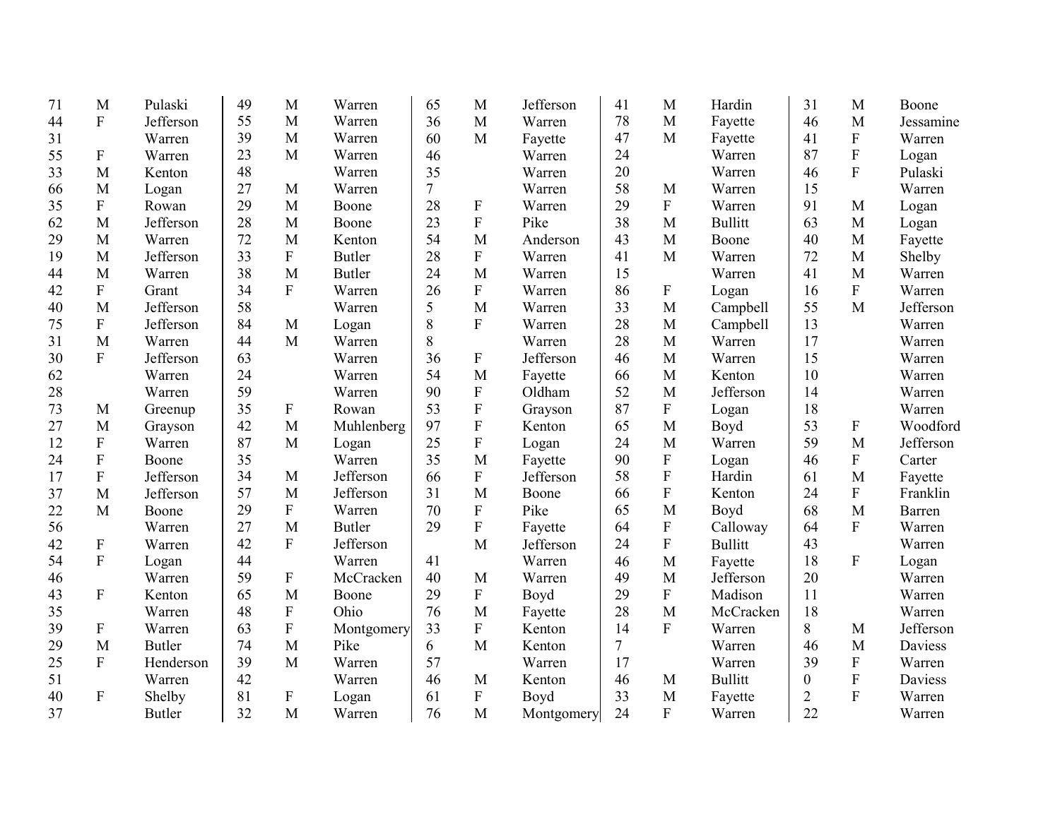| | | | | | | | | | | | | | | |
|---|---|---|---|---|---|---|---|---|---|---|---|---|---|---|
| 71 | M | Pulaski | 49 | M | Warren | 65 | M | Jefferson | 41 | M | Hardin | 31 | M | Boone |
| 44 | F | Jefferson | 55 | M | Warren | 36 | M | Warren | 78 | M | Fayette | 46 | M | Jessamine |
| 31 | | Warren | 39 | M | Warren | 60 | M | Fayette | 47 | M | Fayette | 41 | F | Warren |
| 55 | F | Warren | 23 | M | Warren | 46 | | Warren | 24 | | Warren | 87 | F | Logan |
| 33 | M | Kenton | 48 | | Warren | 35 | | Warren | 20 | | Warren | 46 | F | Pulaski |
| 66 | M | Logan | 27 | M | Warren | 7 | | Warren | 58 | M | Warren | 15 | | Warren |
| 35 | F | Rowan | 29 | M | Boone | 28 | F | Warren | 29 | F | Warren | 91 | M | Logan |
| 62 | M | Jefferson | 28 | M | Boone | 23 | F | Pike | 38 | M | Bullitt | 63 | M | Logan |
| 29 | M | Warren | 72 | M | Kenton | 54 | M | Anderson | 43 | M | Boone | 40 | M | Fayette |
| 19 | M | Jefferson | 33 | F | Butler | 28 | F | Warren | 41 | M | Warren | 72 | M | Shelby |
| 44 | M | Warren | 38 | M | Butler | 24 | M | Warren | 15 | | Warren | 41 | M | Warren |
| 42 | F | Grant | 34 | F | Warren | 26 | F | Warren | 86 | F | Logan | 16 | F | Warren |
| 40 | M | Jefferson | 58 | | Warren | 5 | M | Warren | 33 | M | Campbell | 55 | M | Jefferson |
| 75 | F | Jefferson | 84 | M | Logan | 8 | F | Warren | 28 | M | Campbell | 13 | | Warren |
| 31 | M | Warren | 44 | M | Warren | 8 | | Warren | 28 | M | Warren | 17 | | Warren |
| 30 | F | Jefferson | 63 | | Warren | 36 | F | Jefferson | 46 | M | Warren | 15 | | Warren |
| 62 | | Warren | 24 | | Warren | 54 | M | Fayette | 66 | M | Kenton | 10 | | Warren |
| 28 | | Warren | 59 | | Warren | 90 | F | Oldham | 52 | M | Jefferson | 14 | | Warren |
| 73 | M | Greenup | 35 | F | Rowan | 53 | F | Grayson | 87 | F | Logan | 18 | | Warren |
| 27 | M | Grayson | 42 | M | Muhlenberg | 97 | F | Kenton | 65 | M | Boyd | 53 | F | Woodford |
| 12 | F | Warren | 87 | M | Logan | 25 | F | Logan | 24 | M | Warren | 59 | M | Jefferson |
| 24 | F | Boone | 35 | | Warren | 35 | M | Fayette | 90 | F | Logan | 46 | F | Carter |
| 17 | F | Jefferson | 34 | M | Jefferson | 66 | F | Jefferson | 58 | F | Hardin | 61 | M | Fayette |
| 37 | M | Jefferson | 57 | M | Jefferson | 31 | M | Boone | 66 | F | Kenton | 24 | F | Franklin |
| 22 | M | Boone | 29 | F | Warren | 70 | F | Pike | 65 | M | Boyd | 68 | M | Barren |
| 56 | | Warren | 27 | M | Butler | 29 | F | Fayette | 64 | F | Calloway | 64 | F | Warren |
| 42 | F | Warren | 42 | F | Jefferson | | M | Jefferson | 24 | F | Bullitt | 43 | | Warren |
| 54 | F | Logan | 44 | | Warren | 41 | | Warren | 46 | M | Fayette | 18 | F | Logan |
| 46 | | Warren | 59 | F | McCracken | 40 | M | Warren | 49 | M | Jefferson | 20 | | Warren |
| 43 | F | Kenton | 65 | M | Boone | 29 | F | Boyd | 29 | F | Madison | 11 | | Warren |
| 35 | | Warren | 48 | F | Ohio | 76 | M | Fayette | 28 | M | McCracken | 18 | | Warren |
| 39 | F | Warren | 63 | F | Montgomery | 33 | F | Kenton | 14 | F | Warren | 8 | M | Jefferson |
| 29 | M | Butler | 74 | M | Pike | 6 | M | Kenton | 7 | | Warren | 46 | M | Daviess |
| 25 | F | Henderson | 39 | M | Warren | 57 | | Warren | 17 | | Warren | 39 | F | Warren |
| 51 | | Warren | 42 | | Warren | 46 | M | Kenton | 46 | M | Bullitt | 0 | F | Daviess |
| 40 | F | Shelby | 81 | F | Logan | 61 | F | Boyd | 33 | M | Fayette | 2 | F | Warren |
| 37 | | Butler | 32 | M | Warren | 76 | M | Montgomery | 24 | F | Warren | 22 | | Warren |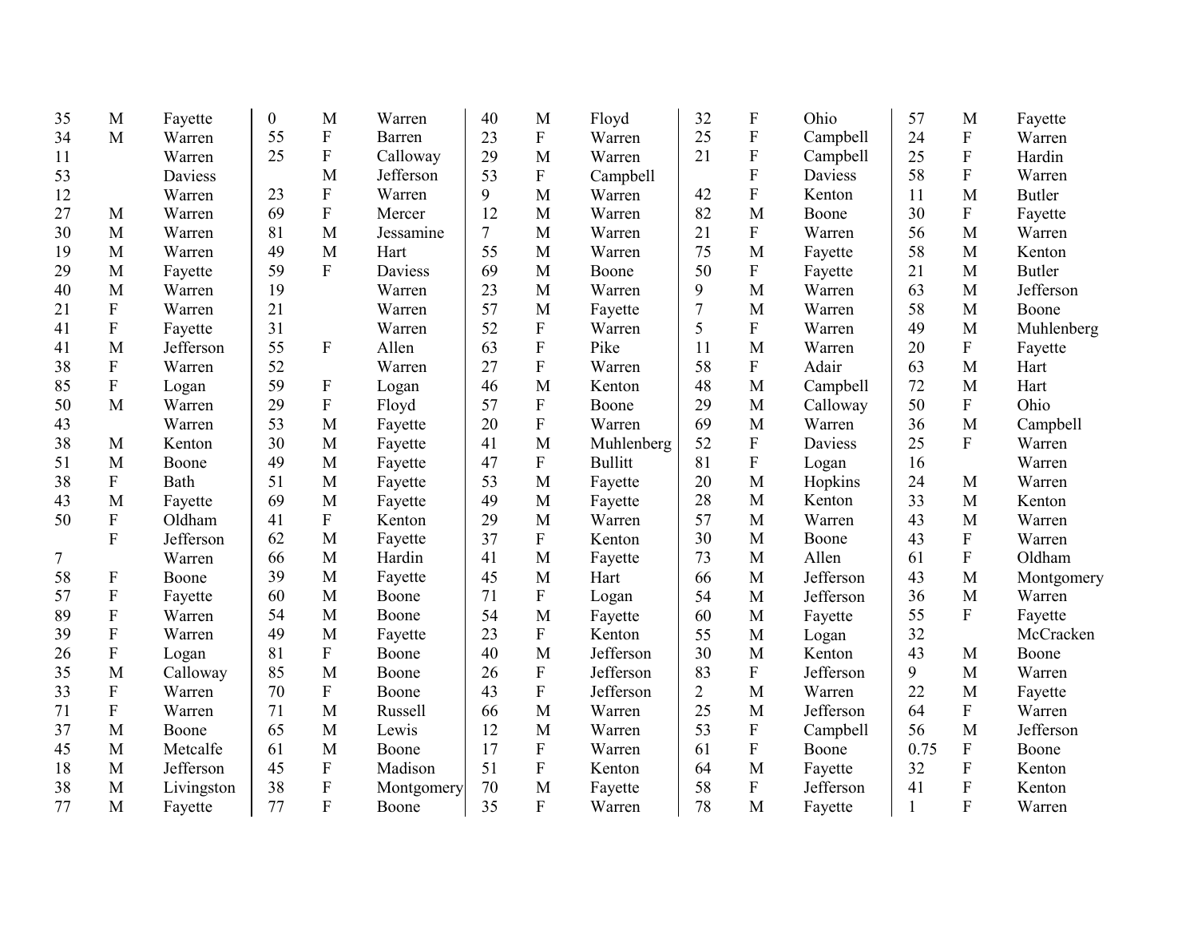| | | | | | | | | | | | | | | |
|---|---|---|---|---|---|---|---|---|---|---|---|---|---|---|
| 35 | M | Fayette | 0 | M | Warren | 40 | M | Floyd | 32 | F | Ohio | 57 | M | Fayette |
| 34 | M | Warren | 55 | F | Barren | 23 | F | Warren | 25 | F | Campbell | 24 | F | Warren |
| 11 | | Warren | 25 | F | Calloway | 29 | M | Warren | 21 | F | Campbell | 25 | F | Hardin |
| 53 | | Daviess | | M | Jefferson | 53 | F | Campbell | | F | Daviess | 58 | F | Warren |
| 12 | | Warren | 23 | F | Warren | 9 | M | Warren | 42 | F | Kenton | 11 | M | Butler |
| 27 | M | Warren | 69 | F | Mercer | 12 | M | Warren | 82 | M | Boone | 30 | F | Fayette |
| 30 | M | Warren | 81 | M | Jessamine | 7 | M | Warren | 21 | F | Warren | 56 | M | Warren |
| 19 | M | Warren | 49 | M | Hart | 55 | M | Warren | 75 | M | Fayette | 58 | M | Kenton |
| 29 | M | Fayette | 59 | F | Daviess | 69 | M | Boone | 50 | F | Fayette | 21 | M | Butler |
| 40 | M | Warren | 19 | | Warren | 23 | M | Warren | 9 | M | Warren | 63 | M | Jefferson |
| 21 | F | Warren | 21 | | Warren | 57 | M | Fayette | 7 | M | Warren | 58 | M | Boone |
| 41 | F | Fayette | 31 | | Warren | 52 | F | Warren | 5 | F | Warren | 49 | M | Muhlenberg |
| 41 | M | Jefferson | 55 | F | Allen | 63 | F | Pike | 11 | M | Warren | 20 | F | Fayette |
| 38 | F | Warren | 52 | | Warren | 27 | F | Warren | 58 | F | Adair | 63 | M | Hart |
| 85 | F | Logan | 59 | F | Logan | 46 | M | Kenton | 48 | M | Campbell | 72 | M | Hart |
| 50 | M | Warren | 29 | F | Floyd | 57 | F | Boone | 29 | M | Calloway | 50 | F | Ohio |
| 43 | | Warren | 53 | M | Fayette | 20 | F | Warren | 69 | M | Warren | 36 | M | Campbell |
| 38 | M | Kenton | 30 | M | Fayette | 41 | M | Muhlenberg | 52 | F | Daviess | 25 | F | Warren |
| 51 | M | Boone | 49 | M | Fayette | 47 | F | Bullitt | 81 | F | Logan | 16 | | Warren |
| 38 | F | Bath | 51 | M | Fayette | 53 | M | Fayette | 20 | M | Hopkins | 24 | M | Warren |
| 43 | M | Fayette | 69 | M | Fayette | 49 | M | Fayette | 28 | M | Kenton | 33 | M | Kenton |
| 50 | F | Oldham | 41 | F | Kenton | 29 | M | Warren | 57 | M | Warren | 43 | M | Warren |
| | F | Jefferson | 62 | M | Fayette | 37 | F | Kenton | 30 | M | Boone | 43 | F | Warren |
| 7 | | Warren | 66 | M | Hardin | 41 | M | Fayette | 73 | M | Allen | 61 | F | Oldham |
| 58 | F | Boone | 39 | M | Fayette | 45 | M | Hart | 66 | M | Jefferson | 43 | M | Montgomery |
| 57 | F | Fayette | 60 | M | Boone | 71 | F | Logan | 54 | M | Jefferson | 36 | M | Warren |
| 89 | F | Warren | 54 | M | Boone | 54 | M | Fayette | 60 | M | Fayette | 55 | F | Fayette |
| 39 | F | Warren | 49 | M | Fayette | 23 | F | Kenton | 55 | M | Logan | 32 | | McCracken |
| 26 | F | Logan | 81 | F | Boone | 40 | M | Jefferson | 30 | M | Kenton | 43 | M | Boone |
| 35 | M | Calloway | 85 | M | Boone | 26 | F | Jefferson | 83 | F | Jefferson | 9 | M | Warren |
| 33 | F | Warren | 70 | F | Boone | 43 | F | Jefferson | 2 | M | Warren | 22 | M | Fayette |
| 71 | F | Warren | 71 | M | Russell | 66 | M | Warren | 25 | M | Jefferson | 64 | F | Warren |
| 37 | M | Boone | 65 | M | Lewis | 12 | M | Warren | 53 | F | Campbell | 56 | M | Jefferson |
| 45 | M | Metcalfe | 61 | M | Boone | 17 | F | Warren | 61 | F | Boone | 0.75 | F | Boone |
| 18 | M | Jefferson | 45 | F | Madison | 51 | F | Kenton | 64 | M | Fayette | 32 | F | Kenton |
| 38 | M | Livingston | 38 | F | Montgomery | 70 | M | Fayette | 58 | F | Jefferson | 41 | F | Kenton |
| 77 | M | Fayette | 77 | F | Boone | 35 | F | Warren | 78 | M | Fayette | 1 | F | Warren |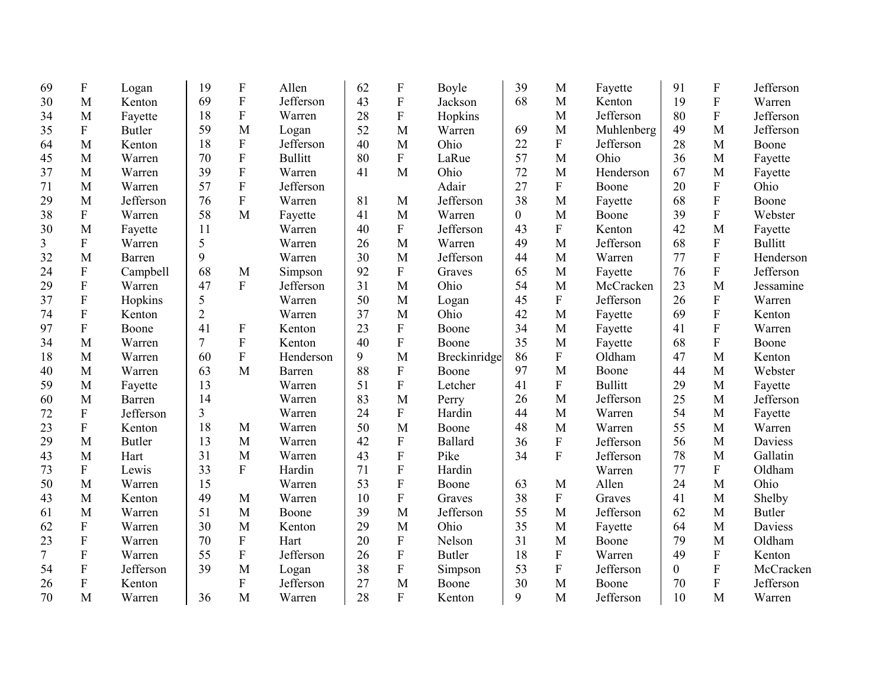| | | | | | | | | | | | | | | |
|---|---|---|---|---|---|---|---|---|---|---|---|---|---|---|
| 69 | F | Logan | 19 | F | Allen | 62 | F | Boyle | 39 | M | Fayette | 91 | F | Jefferson |
| 30 | M | Kenton | 69 | F | Jefferson | 43 | F | Jackson | 68 | M | Kenton | 19 | F | Warren |
| 34 | M | Fayette | 18 | F | Warren | 28 | F | Hopkins | | M | Jefferson | 80 | F | Jefferson |
| 35 | F | Butler | 59 | M | Logan | 52 | M | Warren | 69 | M | Muhlenberg | 49 | M | Jefferson |
| 64 | M | Kenton | 18 | F | Jefferson | 40 | M | Ohio | 22 | F | Jefferson | 28 | M | Boone |
| 45 | M | Warren | 70 | F | Bullitt | 80 | F | LaRue | 57 | M | Ohio | 36 | M | Fayette |
| 37 | M | Warren | 39 | F | Warren | 41 | M | Ohio | 72 | M | Henderson | 67 | M | Fayette |
| 71 | M | Warren | 57 | F | Jefferson | | | Adair | 27 | F | Boone | 20 | F | Ohio |
| 29 | M | Jefferson | 76 | F | Warren | 81 | M | Jefferson | 38 | M | Fayette | 68 | F | Boone |
| 38 | F | Warren | 58 | M | Fayette | 41 | M | Warren | 0 | M | Boone | 39 | F | Webster |
| 30 | M | Fayette | 11 | | Warren | 40 | F | Jefferson | 43 | F | Kenton | 42 | M | Fayette |
| 3 | F | Warren | 5 | | Warren | 26 | M | Warren | 49 | M | Jefferson | 68 | F | Bullitt |
| 32 | M | Barren | 9 | | Warren | 30 | M | Jefferson | 44 | M | Warren | 77 | F | Henderson |
| 24 | F | Campbell | 68 | M | Simpson | 92 | F | Graves | 65 | M | Fayette | 76 | F | Jefferson |
| 29 | F | Warren | 47 | F | Jefferson | 31 | M | Ohio | 54 | M | McCracken | 23 | M | Jessamine |
| 37 | F | Hopkins | 5 | | Warren | 50 | M | Logan | 45 | F | Jefferson | 26 | F | Warren |
| 74 | F | Kenton | 2 | | Warren | 37 | M | Ohio | 42 | M | Fayette | 69 | F | Kenton |
| 97 | F | Boone | 41 | F | Kenton | 23 | F | Boone | 34 | M | Fayette | 41 | F | Warren |
| 34 | M | Warren | 7 | F | Kenton | 40 | F | Boone | 35 | M | Fayette | 68 | F | Boone |
| 18 | M | Warren | 60 | F | Henderson | 9 | M | Breckinridge | 86 | F | Oldham | 47 | M | Kenton |
| 40 | M | Warren | 63 | M | Barren | 88 | F | Boone | 97 | M | Boone | 44 | M | Webster |
| 59 | M | Fayette | 13 | | Warren | 51 | F | Letcher | 41 | F | Bullitt | 29 | M | Fayette |
| 60 | M | Barren | 14 | | Warren | 83 | M | Perry | 26 | M | Jefferson | 25 | M | Jefferson |
| 72 | F | Jefferson | 3 | | Warren | 24 | F | Hardin | 44 | M | Warren | 54 | M | Fayette |
| 23 | F | Kenton | 18 | M | Warren | 50 | M | Boone | 48 | M | Warren | 55 | M | Warren |
| 29 | M | Butler | 13 | M | Warren | 42 | F | Ballard | 36 | F | Jefferson | 56 | M | Daviess |
| 43 | M | Hart | 31 | M | Warren | 43 | F | Pike | 34 | F | Jefferson | 78 | M | Gallatin |
| 73 | F | Lewis | 33 | F | Hardin | 71 | F | Hardin | | | Warren | 77 | F | Oldham |
| 50 | M | Warren | 15 | | Warren | 53 | F | Boone | 63 | M | Allen | 24 | M | Ohio |
| 43 | M | Kenton | 49 | M | Warren | 10 | F | Graves | 38 | F | Graves | 41 | M | Shelby |
| 61 | M | Warren | 51 | M | Boone | 39 | M | Jefferson | 55 | M | Jefferson | 62 | M | Butler |
| 62 | F | Warren | 30 | M | Kenton | 29 | M | Ohio | 35 | M | Fayette | 64 | M | Daviess |
| 23 | F | Warren | 70 | F | Hart | 20 | F | Nelson | 31 | M | Boone | 79 | M | Oldham |
| 7 | F | Warren | 55 | F | Jefferson | 26 | F | Butler | 18 | F | Warren | 49 | F | Kenton |
| 54 | F | Jefferson | 39 | M | Logan | 38 | F | Simpson | 53 | F | Jefferson | 0 | F | McCracken |
| 26 | F | Kenton | | F | Jefferson | 27 | M | Boone | 30 | M | Boone | 70 | F | Jefferson |
| 70 | M | Warren | 36 | M | Warren | 28 | F | Kenton | 9 | M | Jefferson | 10 | M | Warren |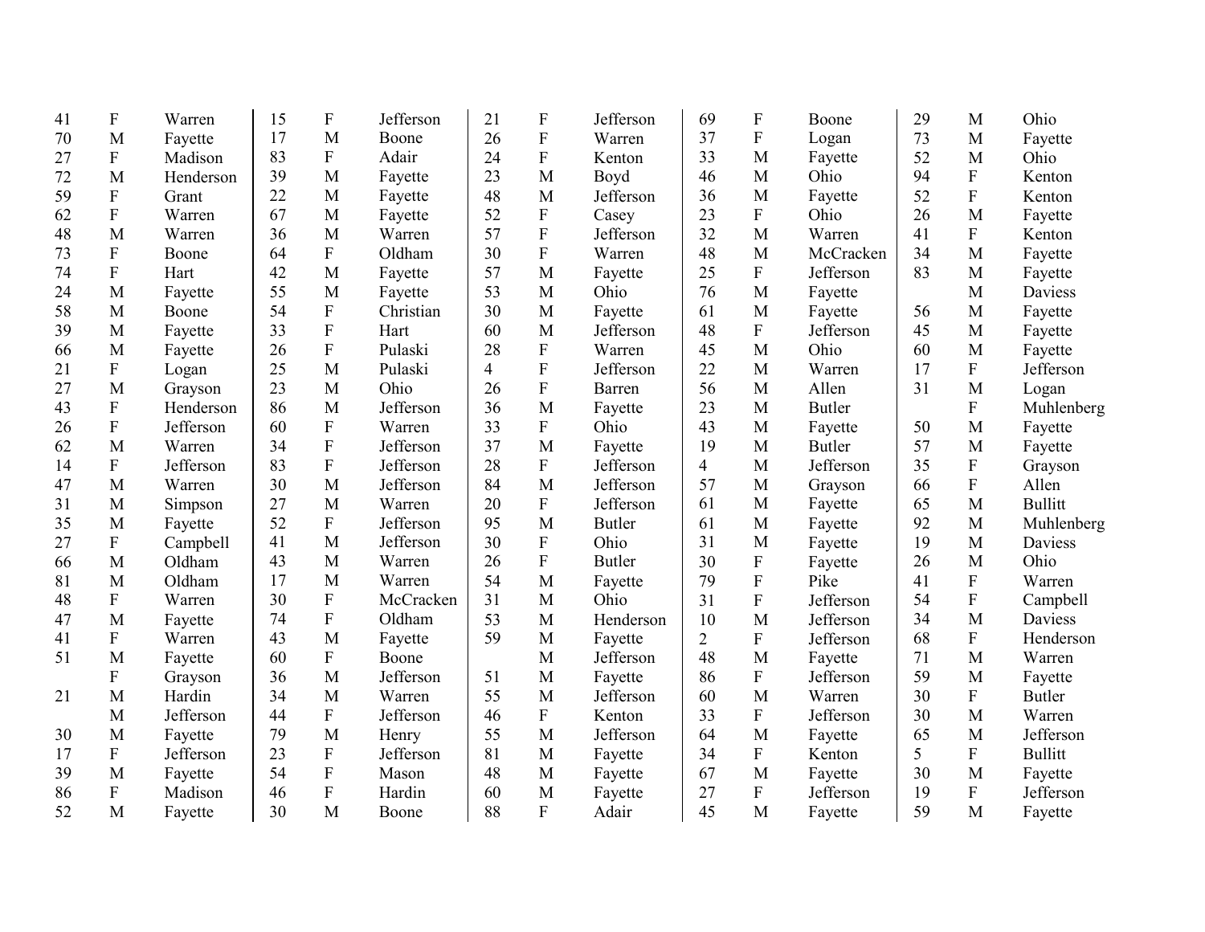| | | | | | | | | | | | | | | |
|---|---|---|---|---|---|---|---|---|---|---|---|---|---|---|
| 41 | F | Warren | 15 | F | Jefferson | 21 | F | Jefferson | 69 | F | Boone | 29 | M | Ohio |
| 70 | M | Fayette | 17 | M | Boone | 26 | F | Warren | 37 | F | Logan | 73 | M | Fayette |
| 27 | F | Madison | 83 | F | Adair | 24 | F | Kenton | 33 | M | Fayette | 52 | M | Ohio |
| 72 | M | Henderson | 39 | M | Fayette | 23 | M | Boyd | 46 | M | Ohio | 94 | F | Kenton |
| 59 | F | Grant | 22 | M | Fayette | 48 | M | Jefferson | 36 | M | Fayette | 52 | F | Kenton |
| 62 | F | Warren | 67 | M | Fayette | 52 | F | Casey | 23 | F | Ohio | 26 | M | Fayette |
| 48 | M | Warren | 36 | M | Warren | 57 | F | Jefferson | 32 | M | Warren | 41 | F | Kenton |
| 73 | F | Boone | 64 | F | Oldham | 30 | F | Warren | 48 | M | McCracken | 34 | M | Fayette |
| 74 | F | Hart | 42 | M | Fayette | 57 | M | Fayette | 25 | F | Jefferson | 83 | M | Fayette |
| 24 | M | Fayette | 55 | M | Fayette | 53 | M | Ohio | 76 | M | Fayette | | M | Daviess |
| 58 | M | Boone | 54 | F | Christian | 30 | M | Fayette | 61 | M | Fayette | 56 | M | Fayette |
| 39 | M | Fayette | 33 | F | Hart | 60 | M | Jefferson | 48 | F | Jefferson | 45 | M | Fayette |
| 66 | M | Fayette | 26 | F | Pulaski | 28 | F | Warren | 45 | M | Ohio | 60 | M | Fayette |
| 21 | F | Logan | 25 | M | Pulaski | 4 | F | Jefferson | 22 | M | Warren | 17 | F | Jefferson |
| 27 | M | Grayson | 23 | M | Ohio | 26 | F | Barren | 56 | M | Allen | 31 | M | Logan |
| 43 | F | Henderson | 86 | M | Jefferson | 36 | M | Fayette | 23 | M | Butler | | F | Muhlenberg |
| 26 | F | Jefferson | 60 | F | Warren | 33 | F | Ohio | 43 | M | Fayette | 50 | M | Fayette |
| 62 | M | Warren | 34 | F | Jefferson | 37 | M | Fayette | 19 | M | Butler | 57 | M | Fayette |
| 14 | F | Jefferson | 83 | F | Jefferson | 28 | F | Jefferson | 4 | M | Jefferson | 35 | F | Grayson |
| 47 | M | Warren | 30 | M | Jefferson | 84 | M | Jefferson | 57 | M | Grayson | 66 | F | Allen |
| 31 | M | Simpson | 27 | M | Warren | 20 | F | Jefferson | 61 | M | Fayette | 65 | M | Bullitt |
| 35 | M | Fayette | 52 | F | Jefferson | 95 | M | Butler | 61 | M | Fayette | 92 | M | Muhlenberg |
| 27 | F | Campbell | 41 | M | Jefferson | 30 | F | Ohio | 31 | M | Fayette | 19 | M | Daviess |
| 66 | M | Oldham | 43 | M | Warren | 26 | F | Butler | 30 | F | Fayette | 26 | M | Ohio |
| 81 | M | Oldham | 17 | M | Warren | 54 | M | Fayette | 79 | F | Pike | 41 | F | Warren |
| 48 | F | Warren | 30 | F | McCracken | 31 | M | Ohio | 31 | F | Jefferson | 54 | F | Campbell |
| 47 | M | Fayette | 74 | F | Oldham | 53 | M | Henderson | 10 | M | Jefferson | 34 | M | Daviess |
| 41 | F | Warren | 43 | M | Fayette | 59 | M | Fayette | 2 | F | Jefferson | 68 | F | Henderson |
| 51 | M | Fayette | 60 | F | Boone | | M | Jefferson | 48 | M | Fayette | 71 | M | Warren |
| | F | Grayson | 36 | M | Jefferson | 51 | M | Fayette | 86 | F | Jefferson | 59 | M | Fayette |
| 21 | M | Hardin | 34 | M | Warren | 55 | M | Jefferson | 60 | M | Warren | 30 | F | Butler |
| | M | Jefferson | 44 | F | Jefferson | 46 | F | Kenton | 33 | F | Jefferson | 30 | M | Warren |
| 30 | M | Fayette | 79 | M | Henry | 55 | M | Jefferson | 64 | M | Fayette | 65 | M | Jefferson |
| 17 | F | Jefferson | 23 | F | Jefferson | 81 | M | Fayette | 34 | F | Kenton | 5 | F | Bullitt |
| 39 | M | Fayette | 54 | F | Mason | 48 | M | Fayette | 67 | M | Fayette | 30 | M | Fayette |
| 86 | F | Madison | 46 | F | Hardin | 60 | M | Fayette | 27 | F | Jefferson | 19 | F | Jefferson |
| 52 | M | Fayette | 30 | M | Boone | 88 | F | Adair | 45 | M | Fayette | 59 | M | Fayette |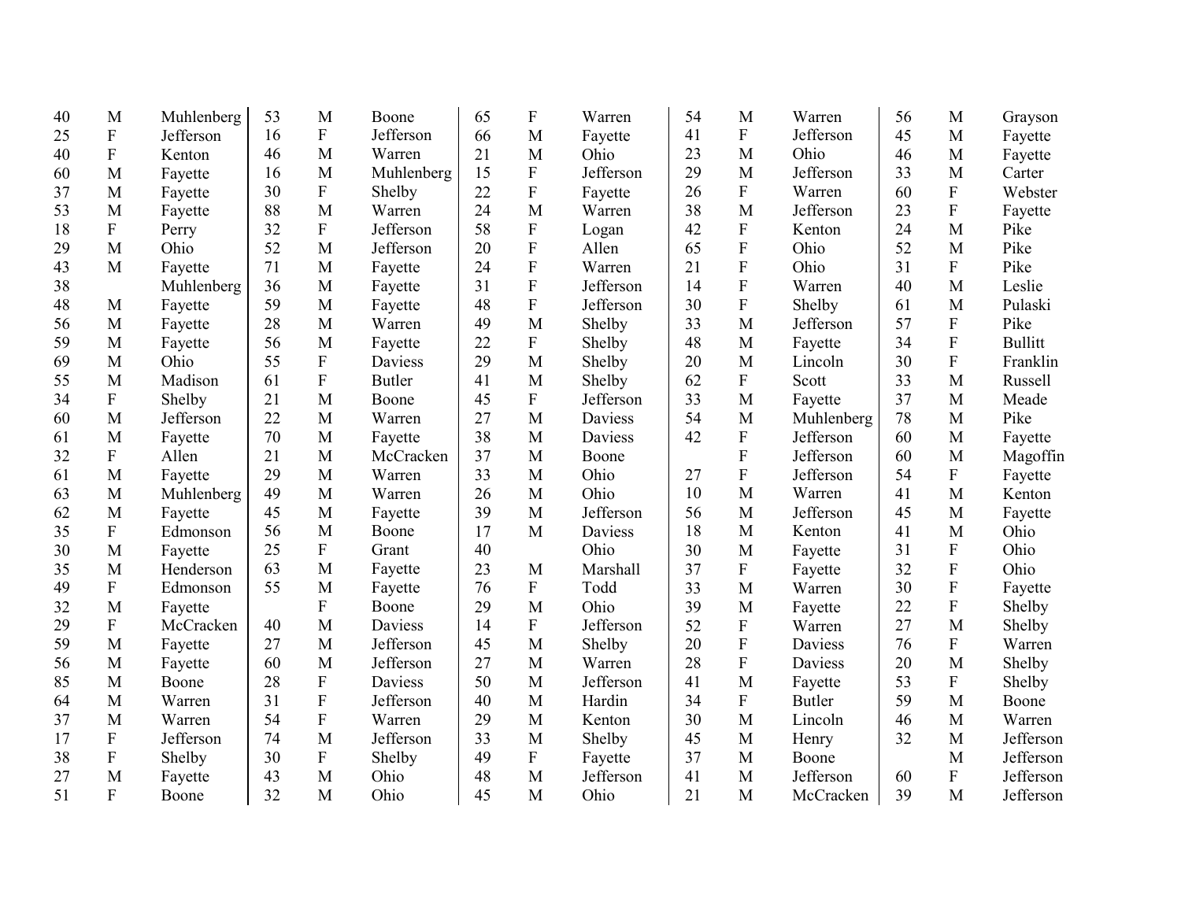| | | | | | | | | | | | | | | |
|---|---|---|---|---|---|---|---|---|---|---|---|---|---|---|
| 40 | M | Muhlenberg | 53 | M | Boone | 65 | F | Warren | 54 | M | Warren | 56 | M | Grayson |
| 25 | F | Jefferson | 16 | F | Jefferson | 66 | M | Fayette | 41 | F | Jefferson | 45 | M | Fayette |
| 40 | F | Kenton | 46 | M | Warren | 21 | M | Ohio | 23 | M | Ohio | 46 | M | Fayette |
| 60 | M | Fayette | 16 | M | Muhlenberg | 15 | F | Jefferson | 29 | M | Jefferson | 33 | M | Carter |
| 37 | M | Fayette | 30 | F | Shelby | 22 | F | Fayette | 26 | F | Warren | 60 | F | Webster |
| 53 | M | Fayette | 88 | M | Warren | 24 | M | Warren | 38 | M | Jefferson | 23 | F | Fayette |
| 18 | F | Perry | 32 | F | Jefferson | 58 | F | Logan | 42 | F | Kenton | 24 | M | Pike |
| 29 | M | Ohio | 52 | M | Jefferson | 20 | F | Allen | 65 | F | Ohio | 52 | M | Pike |
| 43 | M | Fayette | 71 | M | Fayette | 24 | F | Warren | 21 | F | Ohio | 31 | F | Pike |
| 38 | | Muhlenberg | 36 | M | Fayette | 31 | F | Jefferson | 14 | F | Warren | 40 | M | Leslie |
| 48 | M | Fayette | 59 | M | Fayette | 48 | F | Jefferson | 30 | F | Shelby | 61 | M | Pulaski |
| 56 | M | Fayette | 28 | M | Warren | 49 | M | Shelby | 33 | M | Jefferson | 57 | F | Pike |
| 59 | M | Fayette | 56 | M | Fayette | 22 | F | Shelby | 48 | M | Fayette | 34 | F | Bullitt |
| 69 | M | Ohio | 55 | F | Daviess | 29 | M | Shelby | 20 | M | Lincoln | 30 | F | Franklin |
| 55 | M | Madison | 61 | F | Butler | 41 | M | Shelby | 62 | F | Scott | 33 | M | Russell |
| 34 | F | Shelby | 21 | M | Boone | 45 | F | Jefferson | 33 | M | Fayette | 37 | M | Meade |
| 60 | M | Jefferson | 22 | M | Warren | 27 | M | Daviess | 54 | M | Muhlenberg | 78 | M | Pike |
| 61 | M | Fayette | 70 | M | Fayette | 38 | M | Daviess | 42 | F | Jefferson | 60 | M | Fayette |
| 32 | F | Allen | 21 | M | McCracken | 37 | M | Boone | | F | Jefferson | 60 | M | Magoffin |
| 61 | M | Fayette | 29 | M | Warren | 33 | M | Ohio | 27 | F | Jefferson | 54 | F | Fayette |
| 63 | M | Muhlenberg | 49 | M | Warren | 26 | M | Ohio | 10 | M | Warren | 41 | M | Kenton |
| 62 | M | Fayette | 45 | M | Fayette | 39 | M | Jefferson | 56 | M | Jefferson | 45 | M | Fayette |
| 35 | F | Edmonson | 56 | M | Boone | 17 | M | Daviess | 18 | M | Kenton | 41 | M | Ohio |
| 30 | M | Fayette | 25 | F | Grant | 40 | | Ohio | 30 | M | Fayette | 31 | F | Ohio |
| 35 | M | Henderson | 63 | M | Fayette | 23 | M | Marshall | 37 | F | Fayette | 32 | F | Ohio |
| 49 | F | Edmonson | 55 | M | Fayette | 76 | F | Todd | 33 | M | Warren | 30 | F | Fayette |
| 32 | M | Fayette | | F | Boone | 29 | M | Ohio | 39 | M | Fayette | 22 | F | Shelby |
| 29 | F | McCracken | 40 | M | Daviess | 14 | F | Jefferson | 52 | F | Warren | 27 | M | Shelby |
| 59 | M | Fayette | 27 | M | Jefferson | 45 | M | Shelby | 20 | F | Daviess | 76 | F | Warren |
| 56 | M | Fayette | 60 | M | Jefferson | 27 | M | Warren | 28 | F | Daviess | 20 | M | Shelby |
| 85 | M | Boone | 28 | F | Daviess | 50 | M | Jefferson | 41 | M | Fayette | 53 | F | Shelby |
| 64 | M | Warren | 31 | F | Jefferson | 40 | M | Hardin | 34 | F | Butler | 59 | M | Boone |
| 37 | M | Warren | 54 | F | Warren | 29 | M | Kenton | 30 | M | Lincoln | 46 | M | Warren |
| 17 | F | Jefferson | 74 | M | Jefferson | 33 | M | Shelby | 45 | M | Henry | 32 | M | Jefferson |
| 38 | F | Shelby | 30 | F | Shelby | 49 | F | Fayette | 37 | M | Boone | | M | Jefferson |
| 27 | M | Fayette | 43 | M | Ohio | 48 | M | Jefferson | 41 | M | Jefferson | 60 | F | Jefferson |
| 51 | F | Boone | 32 | M | Ohio | 45 | M | Ohio | 21 | M | McCracken | 39 | M | Jefferson |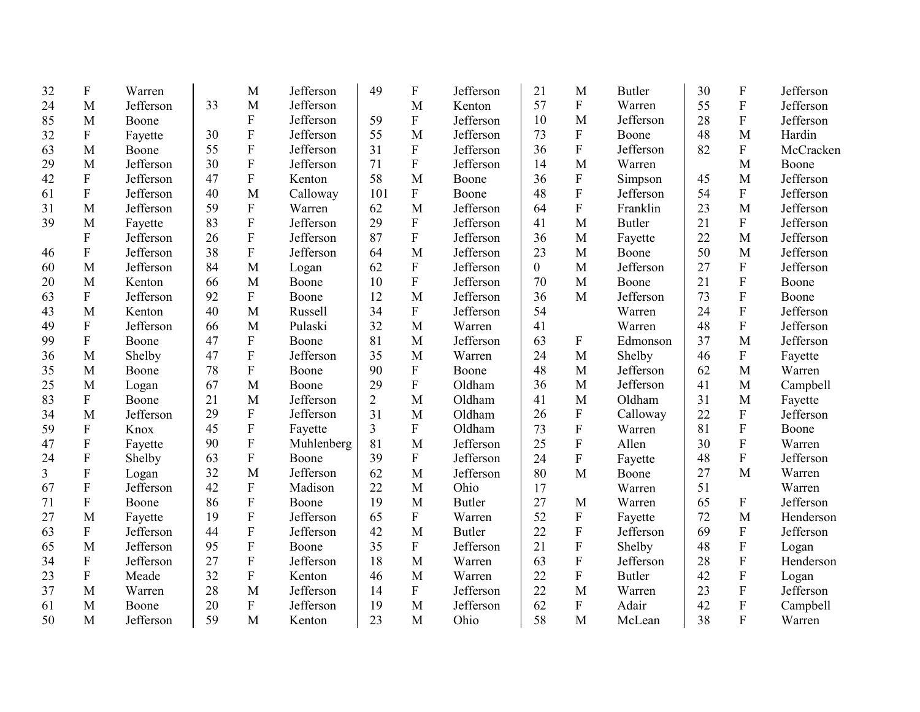| | | | | | | | | | | | | | | |
|---|---|---|---|---|---|---|---|---|---|---|---|---|---|---|
| 32 | F | Warren | | M | Jefferson | 49 | F | Jefferson | 21 | M | Butler | 30 | F | Jefferson |
| 24 | M | Jefferson | 33 | M | Jefferson | | M | Kenton | 57 | F | Warren | 55 | F | Jefferson |
| 85 | M | Boone | | F | Jefferson | 59 | F | Jefferson | 10 | M | Jefferson | 28 | F | Jefferson |
| 32 | F | Fayette | 30 | F | Jefferson | 55 | M | Jefferson | 73 | F | Boone | 48 | M | Hardin |
| 63 | M | Boone | 55 | F | Jefferson | 31 | F | Jefferson | 36 | F | Jefferson | 82 | F | McCracken |
| 29 | M | Jefferson | 30 | F | Jefferson | 71 | F | Jefferson | 14 | M | Warren | | M | Boone |
| 42 | F | Jefferson | 47 | F | Kenton | 58 | M | Boone | 36 | F | Simpson | 45 | M | Jefferson |
| 61 | F | Jefferson | 40 | M | Calloway | 101 | F | Boone | 48 | F | Jefferson | 54 | F | Jefferson |
| 31 | M | Jefferson | 59 | F | Warren | 62 | M | Jefferson | 64 | F | Franklin | 23 | M | Jefferson |
| 39 | M | Fayette | 83 | F | Jefferson | 29 | F | Jefferson | 41 | M | Butler | 21 | F | Jefferson |
| | F | Jefferson | 26 | F | Jefferson | 87 | F | Jefferson | 36 | M | Fayette | 22 | M | Jefferson |
| 46 | F | Jefferson | 38 | F | Jefferson | 64 | M | Jefferson | 23 | M | Boone | 50 | M | Jefferson |
| 60 | M | Jefferson | 84 | M | Logan | 62 | F | Jefferson | 0 | M | Jefferson | 27 | F | Jefferson |
| 20 | M | Kenton | 66 | M | Boone | 10 | F | Jefferson | 70 | M | Boone | 21 | F | Boone |
| 63 | F | Jefferson | 92 | F | Boone | 12 | M | Jefferson | 36 | M | Jefferson | 73 | F | Boone |
| 43 | M | Kenton | 40 | M | Russell | 34 | F | Jefferson | 54 | | Warren | 24 | F | Jefferson |
| 49 | F | Jefferson | 66 | M | Pulaski | 32 | M | Warren | 41 | | Warren | 48 | F | Jefferson |
| 99 | F | Boone | 47 | F | Boone | 81 | M | Jefferson | 63 | F | Edmonson | 37 | M | Jefferson |
| 36 | M | Shelby | 47 | F | Jefferson | 35 | M | Warren | 24 | M | Shelby | 46 | F | Fayette |
| 35 | M | Boone | 78 | F | Boone | 90 | F | Boone | 48 | M | Jefferson | 62 | M | Warren |
| 25 | M | Logan | 67 | M | Boone | 29 | F | Oldham | 36 | M | Jefferson | 41 | M | Campbell |
| 83 | F | Boone | 21 | M | Jefferson | 2 | M | Oldham | 41 | M | Oldham | 31 | M | Fayette |
| 34 | M | Jefferson | 29 | F | Jefferson | 31 | M | Oldham | 26 | F | Calloway | 22 | F | Jefferson |
| 59 | F | Knox | 45 | F | Fayette | 3 | F | Oldham | 73 | F | Warren | 81 | F | Boone |
| 47 | F | Fayette | 90 | F | Muhlenberg | 81 | M | Jefferson | 25 | F | Allen | 30 | F | Warren |
| 24 | F | Shelby | 63 | F | Boone | 39 | F | Jefferson | 24 | F | Fayette | 48 | F | Jefferson |
| 3 | F | Logan | 32 | M | Jefferson | 62 | M | Jefferson | 80 | M | Boone | 27 | M | Warren |
| 67 | F | Jefferson | 42 | F | Madison | 22 | M | Ohio | 17 | | Warren | 51 | | Warren |
| 71 | F | Boone | 86 | F | Boone | 19 | M | Butler | 27 | M | Warren | 65 | F | Jefferson |
| 27 | M | Fayette | 19 | F | Jefferson | 65 | F | Warren | 52 | F | Fayette | 72 | M | Henderson |
| 63 | F | Jefferson | 44 | F | Jefferson | 42 | M | Butler | 22 | F | Jefferson | 69 | F | Jefferson |
| 65 | M | Jefferson | 95 | F | Boone | 35 | F | Jefferson | 21 | F | Shelby | 48 | F | Logan |
| 34 | F | Jefferson | 27 | F | Jefferson | 18 | M | Warren | 63 | F | Jefferson | 28 | F | Henderson |
| 23 | F | Meade | 32 | F | Kenton | 46 | M | Warren | 22 | F | Butler | 42 | F | Logan |
| 37 | M | Warren | 28 | M | Jefferson | 14 | F | Jefferson | 22 | M | Warren | 23 | F | Jefferson |
| 61 | M | Boone | 20 | F | Jefferson | 19 | M | Jefferson | 62 | F | Adair | 42 | F | Campbell |
| 50 | M | Jefferson | 59 | M | Kenton | 23 | M | Ohio | 58 | M | McLean | 38 | F | Warren |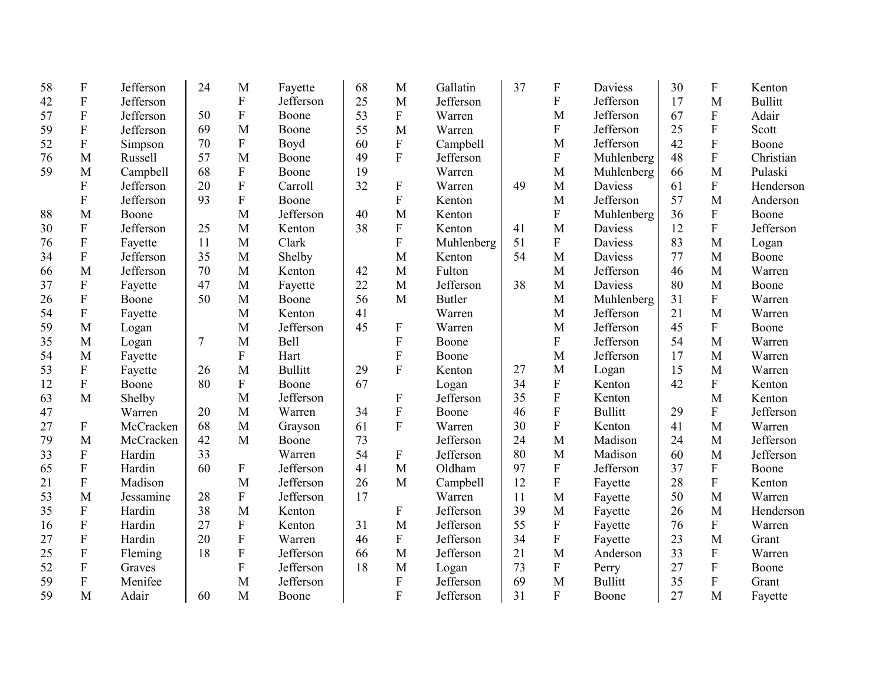| Age | Sex | County |
|---|---|---|
| 58 | F | Jefferson |
| 42 | F | Jefferson |
| 57 | F | Jefferson |
| 59 | F | Jefferson |
| 52 | F | Simpson |
| 76 | M | Russell |
| 59 | M | Campbell |
| | F | Jefferson |
| | F | Jefferson |
| 88 | M | Boone |
| 30 | F | Jefferson |
| 76 | F | Fayette |
| 34 | F | Jefferson |
| 66 | M | Jefferson |
| 37 | F | Fayette |
| 26 | F | Boone |
| 54 | F | Fayette |
| 59 | M | Logan |
| 35 | M | Logan |
| 54 | M | Fayette |
| 53 | F | Fayette |
| 12 | F | Boone |
| 63 | M | Shelby |
| 47 | | Warren |
| 27 | F | McCracken |
| 79 | M | McCracken |
| 33 | F | Hardin |
| 65 | F | Hardin |
| 21 | F | Madison |
| 53 | M | Jessamine |
| 35 | F | Hardin |
| 16 | F | Hardin |
| 27 | F | Hardin |
| 25 | F | Fleming |
| 52 | F | Graves |
| 59 | F | Menifee |
| 59 | M | Adair |
| 24 | M | Fayette |
| | F | Jefferson |
| 50 | F | Boone |
| 69 | M | Boone |
| 70 | F | Boyd |
| 57 | M | Boone |
| 68 | F | Boone |
| 20 | F | Carroll |
| 93 | F | Boone |
| | M | Jefferson |
| 25 | M | Kenton |
| 11 | M | Clark |
| 35 | M | Shelby |
| 70 | M | Kenton |
| 47 | M | Fayette |
| 50 | M | Boone |
| | M | Kenton |
| | M | Jefferson |
| 7 | M | Bell |
| | F | Hart |
| 26 | M | Bullitt |
| 80 | F | Boone |
| | M | Jefferson |
| 20 | M | Warren |
| 68 | M | Grayson |
| 42 | M | Boone |
| 33 | | Warren |
| 60 | F | Jefferson |
| | M | Jefferson |
| 28 | F | Jefferson |
| 38 | M | Kenton |
| 27 | F | Kenton |
| 20 | F | Warren |
| 18 | F | Jefferson |
| | F | Jefferson |
| | M | Jefferson |
| 60 | M | Boone |
| 68 | M | Gallatin |
| 25 | M | Jefferson |
| 53 | F | Warren |
| 55 | M | Warren |
| 60 | F | Campbell |
| 49 | F | Jefferson |
| 19 | | Warren |
| 32 | F | Warren |
| | F | Kenton |
| 40 | M | Kenton |
| 38 | F | Kenton |
| | F | Muhlenberg |
| | M | Kenton |
| 42 | M | Fulton |
| 22 | M | Jefferson |
| 56 | M | Butler |
| 41 | | Warren |
| 45 | F | Warren |
| | F | Boone |
| | F | Boone |
| 29 | F | Kenton |
| 67 | | Logan |
| | F | Jefferson |
| 34 | F | Boone |
| 61 | F | Warren |
| 73 | | Jefferson |
| 54 | F | Jefferson |
| 41 | M | Oldham |
| 26 | M | Campbell |
| 17 | | Warren |
| | F | Jefferson |
| 31 | M | Jefferson |
| 46 | F | Jefferson |
| 66 | M | Jefferson |
| 18 | M | Logan |
| | F | Jefferson |
| | F | Jefferson |
| 37 | F | Daviess |
| | F | Jefferson |
| | M | Jefferson |
| | F | Jefferson |
| | M | Jefferson |
| | F | Muhlenberg |
| | M | Muhlenberg |
| 49 | M | Daviess |
| | M | Jefferson |
| | F | Muhlenberg |
| 41 | M | Daviess |
| 51 | F | Daviess |
| 54 | M | Daviess |
| | M | Jefferson |
| 38 | M | Daviess |
| | M | Muhlenberg |
| | M | Jefferson |
| | M | Jefferson |
| | F | Jefferson |
| | M | Jefferson |
| 27 | M | Logan |
| 34 | F | Kenton |
| 35 | F | Kenton |
| 46 | F | Bullitt |
| 30 | F | Kenton |
| 24 | M | Madison |
| 80 | M | Madison |
| 97 | F | Jefferson |
| 12 | F | Fayette |
| 11 | M | Fayette |
| 39 | M | Fayette |
| 55 | F | Fayette |
| 34 | F | Fayette |
| 21 | M | Anderson |
| 73 | F | Perry |
| 69 | M | Bullitt |
| 31 | F | Boone |
| 30 | F | Kenton |
| 17 | M | Bullitt |
| 67 | F | Adair |
| 25 | F | Scott |
| 42 | F | Boone |
| 48 | F | Christian |
| 66 | M | Pulaski |
| 61 | F | Henderson |
| 57 | M | Anderson |
| 36 | F | Boone |
| 12 | F | Jefferson |
| 83 | M | Logan |
| 77 | M | Boone |
| 46 | M | Warren |
| 80 | M | Boone |
| 31 | F | Warren |
| 21 | M | Warren |
| 45 | F | Boone |
| 54 | M | Warren |
| 17 | M | Warren |
| 15 | M | Warren |
| 42 | F | Kenton |
| | M | Kenton |
| 29 | F | Jefferson |
| 41 | M | Warren |
| 24 | M | Jefferson |
| 60 | M | Jefferson |
| 37 | F | Boone |
| 28 | F | Kenton |
| 50 | M | Warren |
| 26 | M | Henderson |
| 76 | F | Warren |
| 23 | M | Grant |
| 33 | F | Warren |
| 27 | F | Boone |
| 35 | F | Grant |
| 27 | M | Fayette |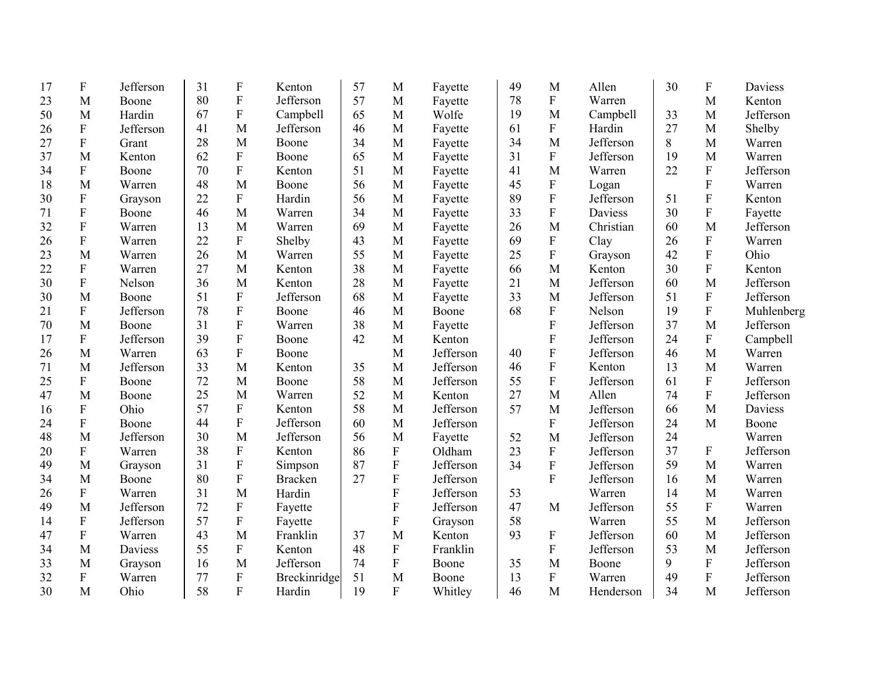| | | | | | | | | | | | | | | |
|---|---|---|---|---|---|---|---|---|---|---|---|---|---|---|
| 17 | F | Jefferson | 31 | F | Kenton | 57 | M | Fayette | 49 | M | Allen | 30 | F | Daviess |
| 23 | M | Boone | 80 | F | Jefferson | 57 | M | Fayette | 78 | F | Warren | | M | Kenton |
| 50 | M | Hardin | 67 | F | Campbell | 65 | M | Wolfe | 19 | M | Campbell | 33 | M | Jefferson |
| 26 | F | Jefferson | 41 | M | Jefferson | 46 | M | Fayette | 61 | F | Hardin | 27 | M | Shelby |
| 27 | F | Grant | 28 | M | Boone | 34 | M | Fayette | 34 | M | Jefferson | 8 | M | Warren |
| 37 | M | Kenton | 62 | F | Boone | 65 | M | Fayette | 31 | F | Jefferson | 19 | M | Warren |
| 34 | F | Boone | 70 | F | Kenton | 51 | M | Fayette | 41 | M | Warren | 22 | F | Jefferson |
| 18 | M | Warren | 48 | M | Boone | 56 | M | Fayette | 45 | F | Logan | | F | Warren |
| 30 | F | Grayson | 22 | F | Hardin | 56 | M | Fayette | 89 | F | Jefferson | 51 | F | Kenton |
| 71 | F | Boone | 46 | M | Warren | 34 | M | Fayette | 33 | F | Daviess | 30 | F | Fayette |
| 32 | F | Warren | 13 | M | Warren | 69 | M | Fayette | 26 | M | Christian | 60 | M | Jefferson |
| 26 | F | Warren | 22 | F | Shelby | 43 | M | Fayette | 69 | F | Clay | 26 | F | Warren |
| 23 | M | Warren | 26 | M | Warren | 55 | M | Fayette | 25 | F | Grayson | 42 | F | Ohio |
| 22 | F | Warren | 27 | M | Kenton | 38 | M | Fayette | 66 | M | Kenton | 30 | F | Kenton |
| 30 | F | Nelson | 36 | M | Kenton | 28 | M | Fayette | 21 | M | Jefferson | 60 | M | Jefferson |
| 30 | M | Boone | 51 | F | Jefferson | 68 | M | Fayette | 33 | M | Jefferson | 51 | F | Jefferson |
| 21 | F | Jefferson | 78 | F | Boone | 46 | M | Boone | 68 | F | Nelson | 19 | F | Muhlenberg |
| 70 | M | Boone | 31 | F | Warren | 38 | M | Fayette | | F | Jefferson | 37 | M | Jefferson |
| 17 | F | Jefferson | 39 | F | Boone | 42 | M | Kenton | | F | Jefferson | 24 | F | Campbell |
| 26 | M | Warren | 63 | F | Boone | | M | Jefferson | 40 | F | Jefferson | 46 | M | Warren |
| 71 | M | Jefferson | 33 | M | Kenton | 35 | M | Jefferson | 46 | F | Kenton | 13 | M | Warren |
| 25 | F | Boone | 72 | M | Boone | 58 | M | Jefferson | 55 | F | Jefferson | 61 | F | Jefferson |
| 47 | M | Boone | 25 | M | Warren | 52 | M | Kenton | 27 | M | Allen | 74 | F | Jefferson |
| 16 | F | Ohio | 57 | F | Kenton | 58 | M | Jefferson | 57 | M | Jefferson | 66 | M | Daviess |
| 24 | F | Boone | 44 | F | Jefferson | 60 | M | Jefferson | | F | Jefferson | 24 | M | Boone |
| 48 | M | Jefferson | 30 | M | Jefferson | 56 | M | Fayette | 52 | M | Jefferson | 24 | | Warren |
| 20 | F | Warren | 38 | F | Kenton | 86 | F | Oldham | 23 | F | Jefferson | 37 | F | Jefferson |
| 49 | M | Grayson | 31 | F | Simpson | 87 | F | Jefferson | 34 | F | Jefferson | 59 | M | Warren |
| 34 | M | Boone | 80 | F | Bracken | 27 | F | Jefferson | | F | Jefferson | 16 | M | Warren |
| 26 | F | Warren | 31 | M | Hardin | | F | Jefferson | 53 | | Warren | 14 | M | Warren |
| 49 | M | Jefferson | 72 | F | Fayette | | F | Jefferson | 47 | M | Jefferson | 55 | F | Warren |
| 14 | F | Jefferson | 57 | F | Fayette | | F | Grayson | 58 | | Warren | 55 | M | Jefferson |
| 47 | F | Warren | 43 | M | Franklin | 37 | M | Kenton | 93 | F | Jefferson | 60 | M | Jefferson |
| 34 | M | Daviess | 55 | F | Kenton | 48 | F | Franklin | | F | Jefferson | 53 | M | Jefferson |
| 33 | M | Grayson | 16 | M | Jefferson | 74 | F | Boone | 35 | M | Boone | 9 | F | Jefferson |
| 32 | F | Warren | 77 | F | Breckinridge | 51 | M | Boone | 13 | F | Warren | 49 | F | Jefferson |
| 30 | M | Ohio | 58 | F | Hardin | 19 | F | Whitley | 46 | M | Henderson | 34 | M | Jefferson |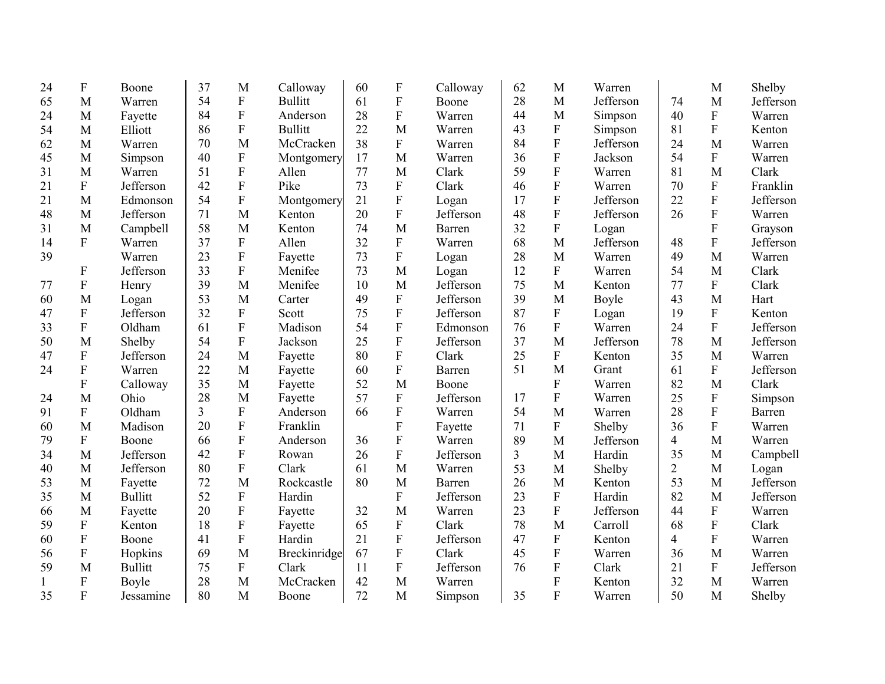| | | |
|---|---|---|
| 24 | F | Boone |
| 65 | M | Warren |
| 24 | M | Fayette |
| 54 | M | Elliott |
| 62 | M | Warren |
| 45 | M | Simpson |
| 31 | M | Warren |
| 21 | F | Jefferson |
| 21 | M | Edmonson |
| 48 | M | Jefferson |
| 31 | M | Campbell |
| 14 | F | Warren |
| 39 | | Warren |
| | F | Jefferson |
| 77 | F | Henry |
| 60 | M | Logan |
| 47 | F | Jefferson |
| 33 | F | Oldham |
| 50 | M | Shelby |
| 47 | F | Jefferson |
| 24 | F | Warren |
| | F | Calloway |
| 24 | M | Ohio |
| 91 | F | Oldham |
| 60 | M | Madison |
| 79 | F | Boone |
| 34 | M | Jefferson |
| 40 | M | Jefferson |
| 53 | M | Fayette |
| 35 | M | Bullitt |
| 66 | M | Fayette |
| 59 | F | Kenton |
| 60 | F | Boone |
| 56 | F | Hopkins |
| 59 | M | Bullitt |
| 1 | F | Boyle |
| 35 | F | Jessamine |
| 37 | M | Calloway |
| 54 | F | Bullitt |
| 84 | F | Anderson |
| 86 | F | Bullitt |
| 70 | M | McCracken |
| 40 | F | Montgomery |
| 51 | F | Allen |
| 42 | F | Pike |
| 54 | F | Montgomery |
| 71 | M | Kenton |
| 58 | M | Kenton |
| 37 | F | Allen |
| 23 | F | Fayette |
| 33 | F | Menifee |
| 39 | M | Menifee |
| 53 | M | Carter |
| 32 | F | Scott |
| 61 | F | Madison |
| 54 | F | Jackson |
| 24 | M | Fayette |
| 22 | M | Fayette |
| 35 | M | Fayette |
| 28 | M | Fayette |
| 3 | F | Anderson |
| 20 | F | Franklin |
| 66 | F | Anderson |
| 42 | F | Rowan |
| 80 | F | Clark |
| 72 | M | Rockcastle |
| 52 | F | Hardin |
| 20 | F | Fayette |
| 18 | F | Fayette |
| 41 | F | Hardin |
| 69 | M | Breckinridge |
| 75 | F | Clark |
| 28 | M | McCracken |
| 80 | M | Boone |
| 60 | F | Calloway |
| 61 | F | Boone |
| 28 | F | Warren |
| 22 | M | Warren |
| 38 | F | Warren |
| 17 | M | Warren |
| 77 | M | Clark |
| 73 | F | Clark |
| 21 | F | Logan |
| 20 | F | Jefferson |
| 74 | M | Barren |
| 32 | F | Warren |
| 73 | F | Logan |
| 73 | M | Logan |
| 10 | M | Jefferson |
| 49 | F | Jefferson |
| 75 | F | Jefferson |
| 54 | F | Edmonson |
| 25 | F | Jefferson |
| 80 | F | Clark |
| 60 | F | Barren |
| 52 | M | Boone |
| 57 | F | Jefferson |
| 66 | F | Warren |
| | F | Fayette |
| 36 | F | Warren |
| 26 | F | Jefferson |
| 61 | M | Warren |
| 80 | M | Barren |
| | F | Jefferson |
| 32 | M | Warren |
| 65 | F | Clark |
| 21 | F | Jefferson |
| 67 | F | Clark |
| 11 | F | Jefferson |
| 42 | M | Warren |
| 72 | M | Simpson |
| 62 | M | Warren |
| 28 | M | Jefferson |
| 44 | M | Simpson |
| 43 | F | Simpson |
| 84 | F | Jefferson |
| 36 | F | Jackson |
| 59 | F | Warren |
| 46 | F | Warren |
| 17 | F | Jefferson |
| 48 | F | Jefferson |
| 32 | F | Logan |
| 68 | M | Jefferson |
| 28 | M | Warren |
| 12 | F | Warren |
| 75 | M | Kenton |
| 39 | M | Boyle |
| 87 | F | Logan |
| 76 | F | Warren |
| 37 | M | Jefferson |
| 25 | F | Kenton |
| 51 | M | Grant |
| | F | Warren |
| 17 | F | Warren |
| 54 | M | Warren |
| 71 | F | Shelby |
| 89 | M | Jefferson |
| 3 | M | Hardin |
| 53 | M | Shelby |
| 26 | M | Kenton |
| 23 | F | Hardin |
| 23 | F | Jefferson |
| 78 | M | Carroll |
| 47 | F | Kenton |
| 45 | F | Warren |
| 76 | F | Clark |
| | F | Kenton |
| 35 | F | Warren |
| | M | Shelby |
| 74 | M | Jefferson |
| 40 | F | Warren |
| 81 | F | Kenton |
| 24 | M | Warren |
| 54 | F | Warren |
| 81 | M | Clark |
| 70 | F | Franklin |
| 22 | F | Jefferson |
| 26 | F | Warren |
| | F | Grayson |
| 48 | F | Jefferson |
| 49 | M | Warren |
| 54 | M | Clark |
| 77 | F | Clark |
| 43 | M | Hart |
| 19 | F | Kenton |
| 24 | F | Jefferson |
| 78 | M | Jefferson |
| 35 | M | Warren |
| 61 | F | Jefferson |
| 82 | M | Clark |
| 25 | F | Simpson |
| 28 | F | Barren |
| 36 | F | Warren |
| 4 | M | Warren |
| 35 | M | Campbell |
| 2 | M | Logan |
| 53 | M | Jefferson |
| 82 | M | Jefferson |
| 44 | F | Warren |
| 68 | F | Clark |
| 4 | F | Warren |
| 36 | M | Warren |
| 21 | F | Jefferson |
| 32 | M | Warren |
| 50 | M | Shelby |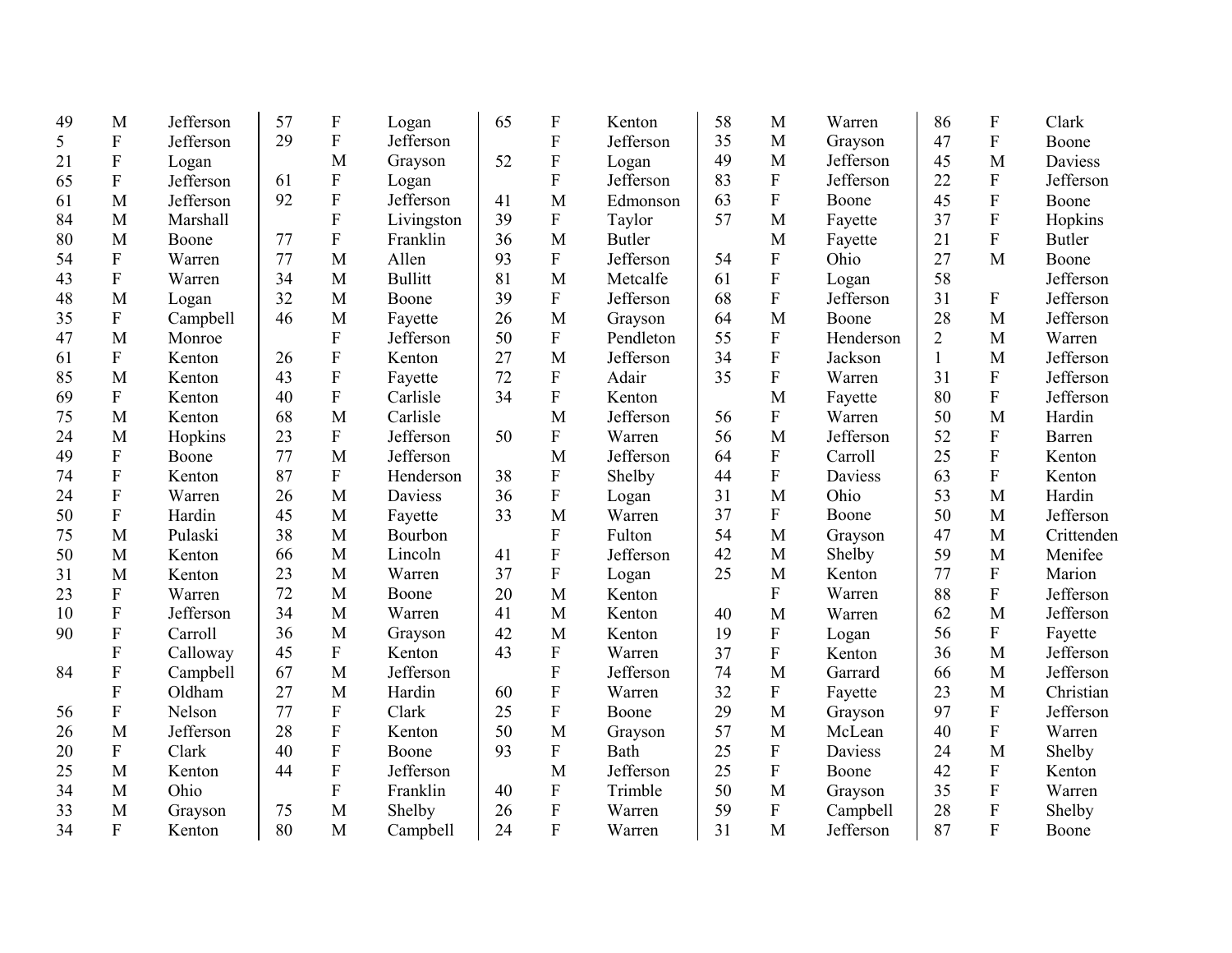| | | | | | | | | | | | | | | |
|---|---|---|---|---|---|---|---|---|---|---|---|---|---|---|
| 49 | M | Jefferson | 57 | F | Logan | 65 | F | Kenton | 58 | M | Warren | 86 | F | Clark |
| 5 | F | Jefferson | 29 | F | Jefferson | | F | Jefferson | 35 | M | Grayson | 47 | F | Boone |
| 21 | F | Logan | | M | Grayson | 52 | F | Logan | 49 | M | Jefferson | 45 | M | Daviess |
| 65 | F | Jefferson | 61 | F | Logan | | F | Jefferson | 83 | F | Jefferson | 22 | F | Jefferson |
| 61 | M | Jefferson | 92 | F | Jefferson | 41 | M | Edmonson | 63 | F | Boone | 45 | F | Boone |
| 84 | M | Marshall | | F | Livingston | 39 | F | Taylor | 57 | M | Fayette | 37 | F | Hopkins |
| 80 | M | Boone | 77 | F | Franklin | 36 | M | Butler | | M | Fayette | 21 | F | Butler |
| 54 | F | Warren | 77 | M | Allen | 93 | F | Jefferson | 54 | F | Ohio | 27 | M | Boone |
| 43 | F | Warren | 34 | M | Bullitt | 81 | M | Metcalfe | 61 | F | Logan | 58 | | Jefferson |
| 48 | M | Logan | 32 | M | Boone | 39 | F | Jefferson | 68 | F | Jefferson | 31 | F | Jefferson |
| 35 | F | Campbell | 46 | M | Fayette | 26 | M | Grayson | 64 | M | Boone | 28 | M | Jefferson |
| 47 | M | Monroe | | F | Jefferson | 50 | F | Pendleton | 55 | F | Henderson | 2 | M | Warren |
| 61 | F | Kenton | 26 | F | Kenton | 27 | M | Jefferson | 34 | F | Jackson | 1 | M | Jefferson |
| 85 | M | Kenton | 43 | F | Fayette | 72 | F | Adair | 35 | F | Warren | 31 | F | Jefferson |
| 69 | F | Kenton | 40 | F | Carlisle | 34 | F | Kenton | | M | Fayette | 80 | F | Jefferson |
| 75 | M | Kenton | 68 | M | Carlisle | | M | Jefferson | 56 | F | Warren | 50 | M | Hardin |
| 24 | M | Hopkins | 23 | F | Jefferson | 50 | F | Warren | 56 | M | Jefferson | 52 | F | Barren |
| 49 | F | Boone | 77 | M | Jefferson | | M | Jefferson | 64 | F | Carroll | 25 | F | Kenton |
| 74 | F | Kenton | 87 | F | Henderson | 38 | F | Shelby | 44 | F | Daviess | 63 | F | Kenton |
| 24 | F | Warren | 26 | M | Daviess | 36 | F | Logan | 31 | M | Ohio | 53 | M | Hardin |
| 50 | F | Hardin | 45 | M | Fayette | 33 | M | Warren | 37 | F | Boone | 50 | M | Jefferson |
| 75 | M | Pulaski | 38 | M | Bourbon | | F | Fulton | 54 | M | Grayson | 47 | M | Crittenden |
| 50 | M | Kenton | 66 | M | Lincoln | 41 | F | Jefferson | 42 | M | Shelby | 59 | M | Menifee |
| 31 | M | Kenton | 23 | M | Warren | 37 | F | Logan | 25 | M | Kenton | 77 | F | Marion |
| 23 | F | Warren | 72 | M | Boone | 20 | M | Kenton | | F | Warren | 88 | F | Jefferson |
| 10 | F | Jefferson | 34 | M | Warren | 41 | M | Kenton | 40 | M | Warren | 62 | M | Jefferson |
| 90 | F | Carroll | 36 | M | Grayson | 42 | M | Kenton | 19 | F | Logan | 56 | F | Fayette |
| | F | Calloway | 45 | F | Kenton | 43 | F | Warren | 37 | F | Kenton | 36 | M | Jefferson |
| 84 | F | Campbell | 67 | M | Jefferson | | F | Jefferson | 74 | M | Garrard | 66 | M | Jefferson |
| | F | Oldham | 27 | M | Hardin | 60 | F | Warren | 32 | F | Fayette | 23 | M | Christian |
| 56 | F | Nelson | 77 | F | Clark | 25 | F | Boone | 29 | M | Grayson | 97 | F | Jefferson |
| 26 | M | Jefferson | 28 | F | Kenton | 50 | M | Grayson | 57 | M | McLean | 40 | F | Warren |
| 20 | F | Clark | 40 | F | Boone | 93 | F | Bath | 25 | F | Daviess | 24 | M | Shelby |
| 25 | M | Kenton | 44 | F | Jefferson | | M | Jefferson | 25 | F | Boone | 42 | F | Kenton |
| 34 | M | Ohio | | F | Franklin | 40 | F | Trimble | 50 | M | Grayson | 35 | F | Warren |
| 33 | M | Grayson | 75 | M | Shelby | 26 | F | Warren | 59 | F | Campbell | 28 | F | Shelby |
| 34 | F | Kenton | 80 | M | Campbell | 24 | F | Warren | 31 | M | Jefferson | 87 | F | Boone |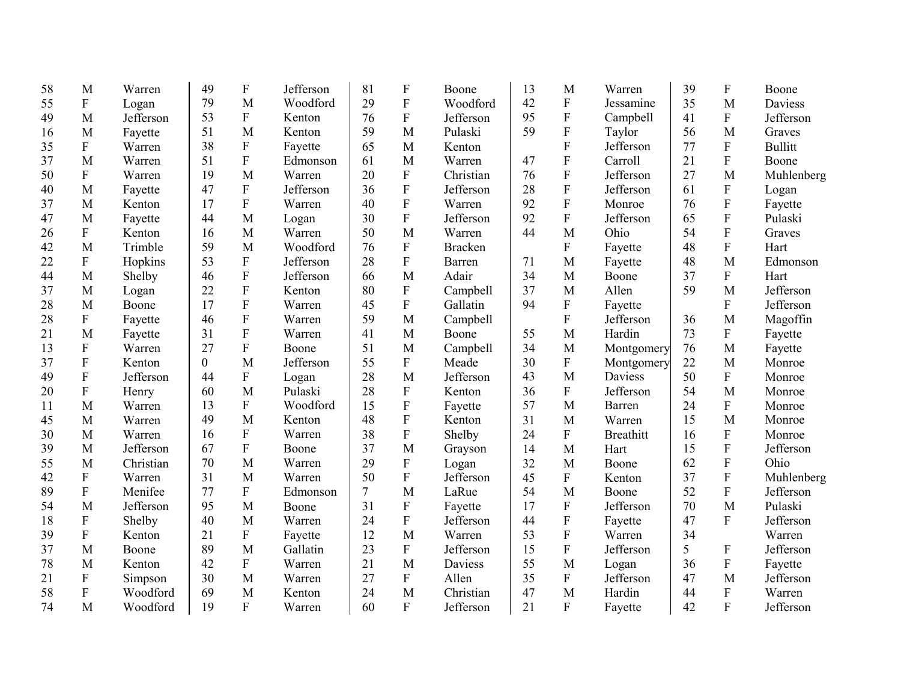| | | | | | | | | | | | | | | |
|---|---|---|---|---|---|---|---|---|---|---|---|---|---|---|
| 58 | M | Warren | 49 | F | Jefferson | 81 | F | Boone | 13 | M | Warren | 39 | F | Boone |
| 55 | F | Logan | 79 | M | Woodford | 29 | F | Woodford | 42 | F | Jessamine | 35 | M | Daviess |
| 49 | M | Jefferson | 53 | F | Kenton | 76 | F | Jefferson | 95 | F | Campbell | 41 | F | Jefferson |
| 16 | M | Fayette | 51 | M | Kenton | 59 | M | Pulaski | 59 | F | Taylor | 56 | M | Graves |
| 35 | F | Warren | 38 | F | Fayette | 65 | M | Kenton | | F | Jefferson | 77 | F | Bullitt |
| 37 | M | Warren | 51 | F | Edmonson | 61 | M | Warren | 47 | F | Carroll | 21 | F | Boone |
| 50 | F | Warren | 19 | M | Warren | 20 | F | Christian | 76 | F | Jefferson | 27 | M | Muhlenberg |
| 40 | M | Fayette | 47 | F | Jefferson | 36 | F | Jefferson | 28 | F | Jefferson | 61 | F | Logan |
| 37 | M | Kenton | 17 | F | Warren | 40 | F | Warren | 92 | F | Monroe | 76 | F | Fayette |
| 47 | M | Fayette | 44 | M | Logan | 30 | F | Jefferson | 92 | F | Jefferson | 65 | F | Pulaski |
| 26 | F | Kenton | 16 | M | Warren | 50 | M | Warren | 44 | M | Ohio | 54 | F | Graves |
| 42 | M | Trimble | 59 | M | Woodford | 76 | F | Bracken | | F | Fayette | 48 | F | Hart |
| 22 | F | Hopkins | 53 | F | Jefferson | 28 | F | Barren | 71 | M | Fayette | 48 | M | Edmonson |
| 44 | M | Shelby | 46 | F | Jefferson | 66 | M | Adair | 34 | M | Boone | 37 | F | Hart |
| 37 | M | Logan | 22 | F | Kenton | 80 | F | Campbell | 37 | M | Allen | 59 | M | Jefferson |
| 28 | M | Boone | 17 | F | Warren | 45 | F | Gallatin | 94 | F | Fayette | | F | Jefferson |
| 28 | F | Fayette | 46 | F | Warren | 59 | M | Campbell | | F | Jefferson | 36 | M | Magoffin |
| 21 | M | Fayette | 31 | F | Warren | 41 | M | Boone | 55 | M | Hardin | 73 | F | Fayette |
| 13 | F | Warren | 27 | F | Boone | 51 | M | Campbell | 34 | M | Montgomery | 76 | M | Fayette |
| 37 | F | Kenton | 0 | M | Jefferson | 55 | F | Meade | 30 | F | Montgomery | 22 | M | Monroe |
| 49 | F | Jefferson | 44 | F | Logan | 28 | M | Jefferson | 43 | M | Daviess | 50 | F | Monroe |
| 20 | F | Henry | 60 | M | Pulaski | 28 | F | Kenton | 36 | F | Jefferson | 54 | M | Monroe |
| 11 | M | Warren | 13 | F | Woodford | 15 | F | Fayette | 57 | M | Barren | 24 | F | Monroe |
| 45 | M | Warren | 49 | M | Kenton | 48 | F | Kenton | 31 | M | Warren | 15 | M | Monroe |
| 30 | M | Warren | 16 | F | Warren | 38 | F | Shelby | 24 | F | Breathitt | 16 | F | Monroe |
| 39 | M | Jefferson | 67 | F | Boone | 37 | M | Grayson | 14 | M | Hart | 15 | F | Jefferson |
| 55 | M | Christian | 70 | M | Warren | 29 | F | Logan | 32 | M | Boone | 62 | F | Ohio |
| 42 | F | Warren | 31 | M | Warren | 50 | F | Jefferson | 45 | F | Kenton | 37 | F | Muhlenberg |
| 89 | F | Menifee | 77 | F | Edmonson | 7 | M | LaRue | 54 | M | Boone | 52 | F | Jefferson |
| 54 | M | Jefferson | 95 | M | Boone | 31 | F | Fayette | 17 | F | Jefferson | 70 | M | Pulaski |
| 18 | F | Shelby | 40 | M | Warren | 24 | F | Jefferson | 44 | F | Fayette | 47 | F | Jefferson |
| 39 | F | Kenton | 21 | F | Fayette | 12 | M | Warren | 53 | F | Warren | 34 | | Warren |
| 37 | M | Boone | 89 | M | Gallatin | 23 | F | Jefferson | 15 | F | Jefferson | 5 | F | Jefferson |
| 78 | M | Kenton | 42 | F | Warren | 21 | M | Daviess | 55 | M | Logan | 36 | F | Fayette |
| 21 | F | Simpson | 30 | M | Warren | 27 | F | Allen | 35 | F | Jefferson | 47 | M | Jefferson |
| 58 | F | Woodford | 69 | M | Kenton | 24 | M | Christian | 47 | M | Hardin | 44 | F | Warren |
| 74 | M | Woodford | 19 | F | Warren | 60 | F | Jefferson | 21 | F | Fayette | 42 | F | Jefferson |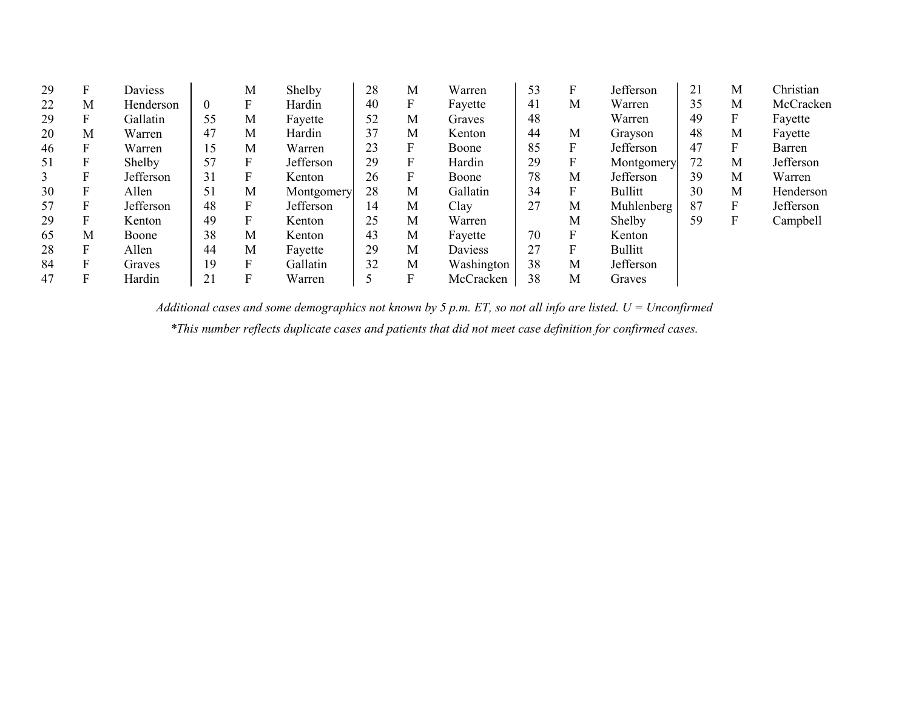| | | |
|---|---|---|
| 29 | F | Daviess |
| 22 | M | Henderson |
| 29 | F | Gallatin |
| 20 | M | Warren |
| 46 | F | Warren |
| 51 | F | Shelby |
| 3 | F | Jefferson |
| 30 | F | Allen |
| 57 | F | Jefferson |
| 29 | F | Kenton |
| 65 | M | Boone |
| 28 | F | Allen |
| 84 | F | Graves |
| 47 | F | Hardin |
| | M | Shelby |
| 0 | F | Hardin |
| 55 | M | Fayette |
| 47 | M | Hardin |
| 15 | M | Warren |
| 57 | F | Jefferson |
| 31 | F | Kenton |
| 51 | M | Montgomery |
| 48 | F | Jefferson |
| 49 | F | Kenton |
| 38 | M | Kenton |
| 44 | M | Fayette |
| 19 | F | Gallatin |
| 21 | F | Warren |
| 28 | M | Warren |
| 40 | F | Fayette |
| 52 | M | Graves |
| 37 | M | Kenton |
| 23 | F | Boone |
| 29 | F | Hardin |
| 26 | F | Boone |
| 28 | M | Gallatin |
| 14 | M | Clay |
| 25 | M | Warren |
| 43 | M | Fayette |
| 29 | M | Daviess |
| 32 | M | Washington |
| 5 | F | McCracken |
| 53 | F | Jefferson |
| 41 | M | Warren |
| 48 | | Warren |
| 44 | M | Grayson |
| 85 | F | Jefferson |
| 29 | F | Montgomery |
| 78 | M | Jefferson |
| 34 | F | Bullitt |
| 27 | M | Muhlenberg |
| | M | Shelby |
| 70 | F | Kenton |
| 27 | F | Bullitt |
| 38 | M | Jefferson |
| 38 | M | Graves |
| 21 | M | Christian |
| 35 | M | McCracken |
| 49 | F | Fayette |
| 48 | M | Fayette |
| 47 | F | Barren |
| 72 | M | Jefferson |
| 39 | M | Warren |
| 30 | M | Henderson |
| 87 | F | Jefferson |
| 59 | F | Campbell |

*Additional cases and some demographics not known by 5 p.m. ET, so not all info are listed. U = Unconfirmed*

*\*This number reflects duplicate cases and patients that did not meet case definition for confirmed cases.*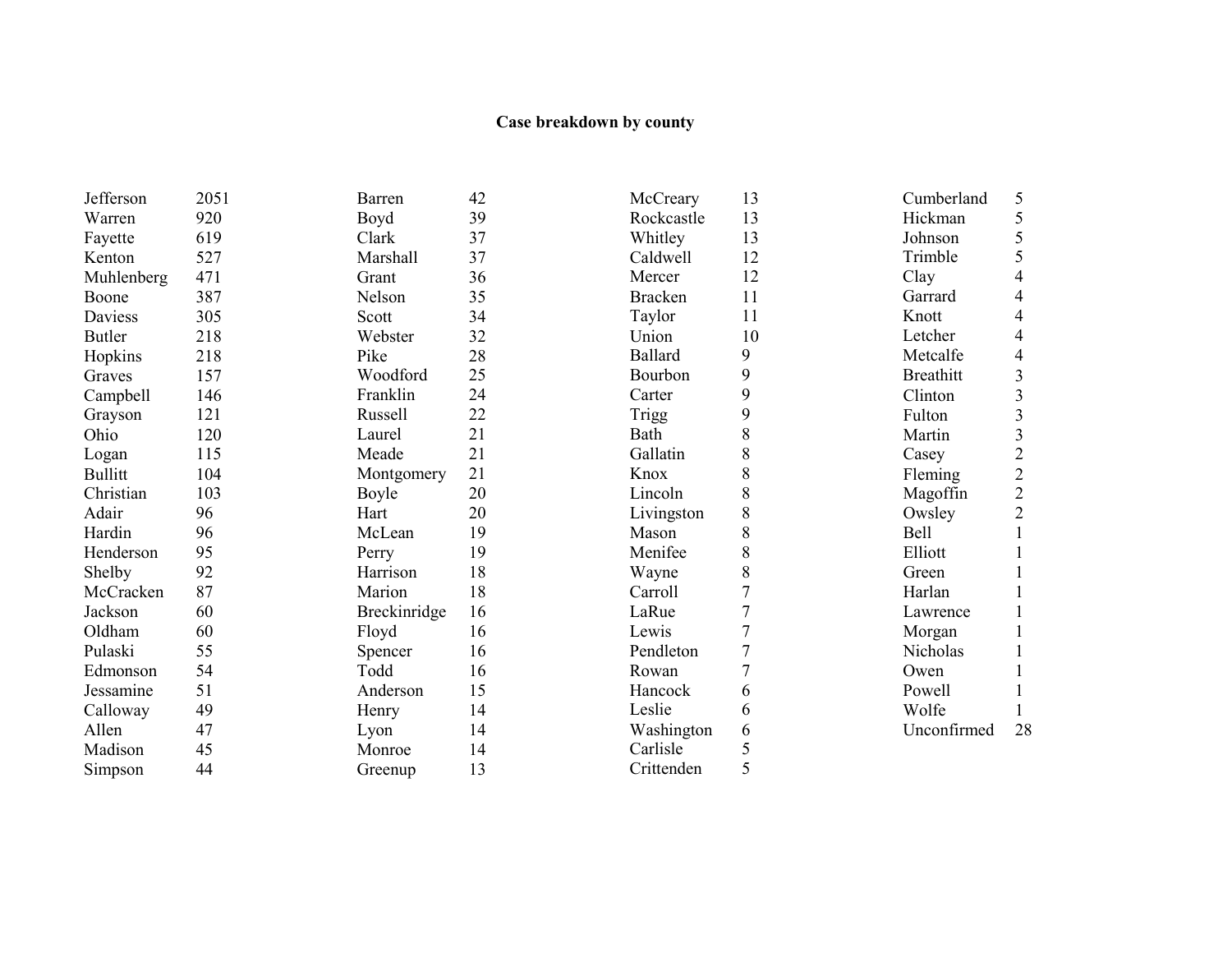**Case breakdown by county**

| County | Cases | County | Cases | County | Cases | County | Cases |
|---|---|---|---|---|---|---|---|
| Jefferson | 2051 | Barren | 42 | McCreary | 13 | Cumberland | 5 |
| Warren | 920 | Boyd | 39 | Rockcastle | 13 | Hickman | 5 |
| Fayette | 619 | Clark | 37 | Whitley | 13 | Johnson | 5 |
| Kenton | 527 | Marshall | 37 | Caldwell | 12 | Trimble | 5 |
| Muhlenberg | 471 | Grant | 36 | Mercer | 12 | Clay | 4 |
| Boone | 387 | Nelson | 35 | Bracken | 11 | Garrard | 4 |
| Daviess | 305 | Scott | 34 | Taylor | 11 | Knott | 4 |
| Butler | 218 | Webster | 32 | Union | 10 | Letcher | 4 |
| Hopkins | 218 | Pike | 28 | Ballard | 9 | Metcalfe | 4 |
| Graves | 157 | Woodford | 25 | Bourbon | 9 | Breathitt | 3 |
| Campbell | 146 | Franklin | 24 | Carter | 9 | Clinton | 3 |
| Grayson | 121 | Russell | 22 | Trigg | 9 | Fulton | 3 |
| Ohio | 120 | Laurel | 21 | Bath | 8 | Martin | 3 |
| Logan | 115 | Meade | 21 | Gallatin | 8 | Casey | 2 |
| Bullitt | 104 | Montgomery | 21 | Knox | 8 | Fleming | 2 |
| Christian | 103 | Boyle | 20 | Lincoln | 8 | Magoffin | 2 |
| Adair | 96 | Hart | 20 | Livingston | 8 | Owsley | 2 |
| Hardin | 96 | McLean | 19 | Mason | 8 | Bell | 1 |
| Henderson | 95 | Perry | 19 | Menifee | 8 | Elliott | 1 |
| Shelby | 92 | Harrison | 18 | Wayne | 8 | Green | 1 |
| McCracken | 87 | Marion | 18 | Carroll | 7 | Harlan | 1 |
| Jackson | 60 | Breckinridge | 16 | LaRue | 7 | Lawrence | 1 |
| Oldham | 60 | Floyd | 16 | Lewis | 7 | Morgan | 1 |
| Pulaski | 55 | Spencer | 16 | Pendleton | 7 | Nicholas | 1 |
| Edmonson | 54 | Todd | 16 | Rowan | 7 | Owen | 1 |
| Jessamine | 51 | Anderson | 15 | Hancock | 6 | Powell | 1 |
| Calloway | 49 | Henry | 14 | Leslie | 6 | Wolfe | 1 |
| Allen | 47 | Lyon | 14 | Washington | 6 | Unconfirmed | 28 |
| Madison | 45 | Monroe | 14 | Carlisle | 5 | | |
| Simpson | 44 | Greenup | 13 | Crittenden | 5 | | |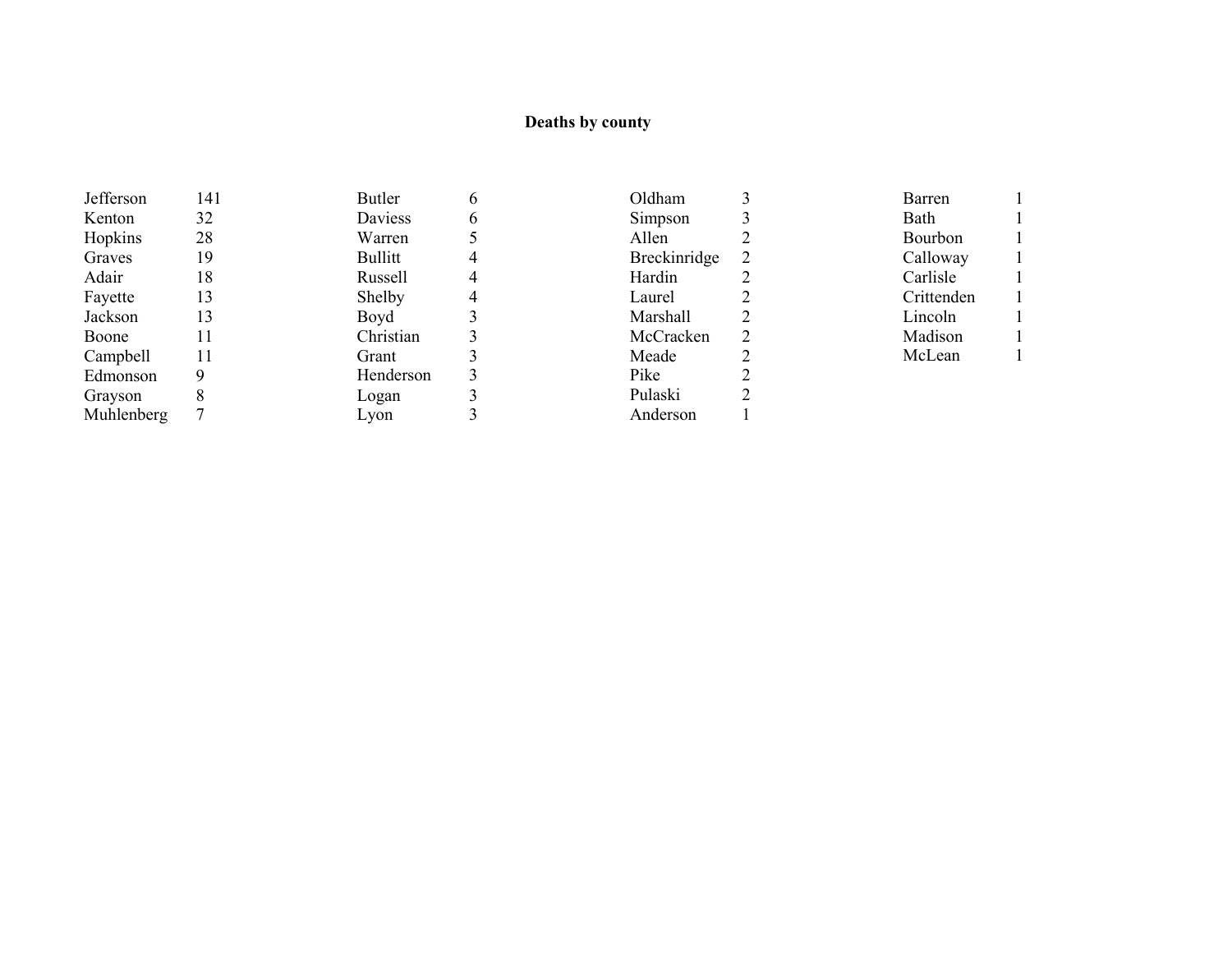**Deaths by county**

| County | Deaths |
|---|---|
| Jefferson | 141 |
| Kenton | 32 |
| Hopkins | 28 |
| Graves | 19 |
| Adair | 18 |
| Fayette | 13 |
| Jackson | 13 |
| Boone | 11 |
| Campbell | 11 |
| Edmonson | 9 |
| Grayson | 8 |
| Muhlenberg | 7 |
| Butler | 6 |
| Daviess | 6 |
| Warren | 5 |
| Bullitt | 4 |
| Russell | 4 |
| Shelby | 4 |
| Boyd | 3 |
| Christian | 3 |
| Grant | 3 |
| Henderson | 3 |
| Logan | 3 |
| Lyon | 3 |
| Oldham | 3 |
| Simpson | 3 |
| Allen | 2 |
| Breckinridge | 2 |
| Hardin | 2 |
| Laurel | 2 |
| Marshall | 2 |
| McCracken | 2 |
| Meade | 2 |
| Pike | 2 |
| Pulaski | 2 |
| Anderson | 1 |
| Barren | 1 |
| Bath | 1 |
| Bourbon | 1 |
| Calloway | 1 |
| Carlisle | 1 |
| Crittenden | 1 |
| Lincoln | 1 |
| Madison | 1 |
| McLean | 1 |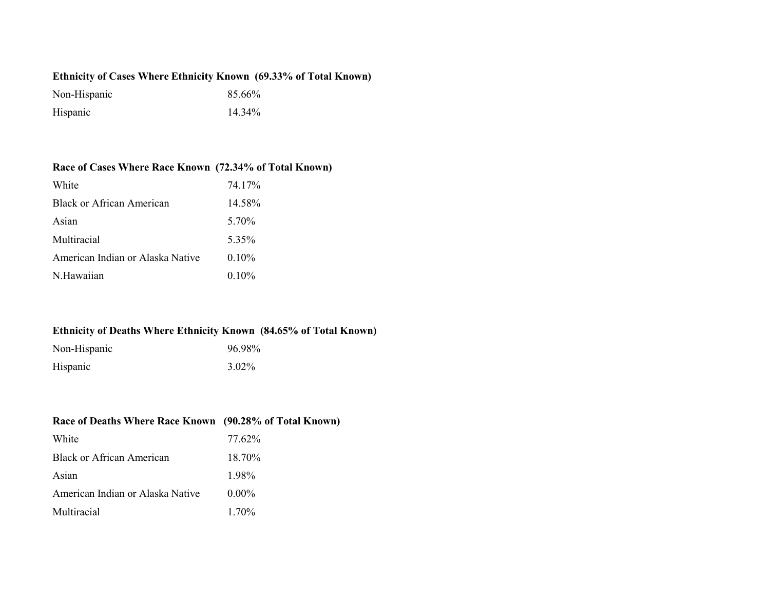**Ethnicity of Cases Where Ethnicity Known (69.33% of Total Known)**

| | |
|---|---|
| Non-Hispanic | 85.66% |
| Hispanic | 14.34% |

**Race of Cases Where Race Known (72.34% of Total Known)**

| | |
|---|---|
| White | 74.17% |
| Black or African American | 14.58% |
| Asian | 5.70% |
| Multiracial | 5.35% |
| American Indian or Alaska Native | 0.10% |
| N.Hawaiian | 0.10% |

**Ethnicity of Deaths Where Ethnicity Known (84.65% of Total Known)**

| | |
|---|---|
| Non-Hispanic | 96.98% |
| Hispanic | 3.02% |

**Race of Deaths Where Race Known (90.28% of Total Known)**

| | |
|---|---|
| White | 77.62% |
| Black or African American | 18.70% |
| Asian | 1.98% |
| American Indian or Alaska Native | 0.00% |
| Multiracial | 1.70% |